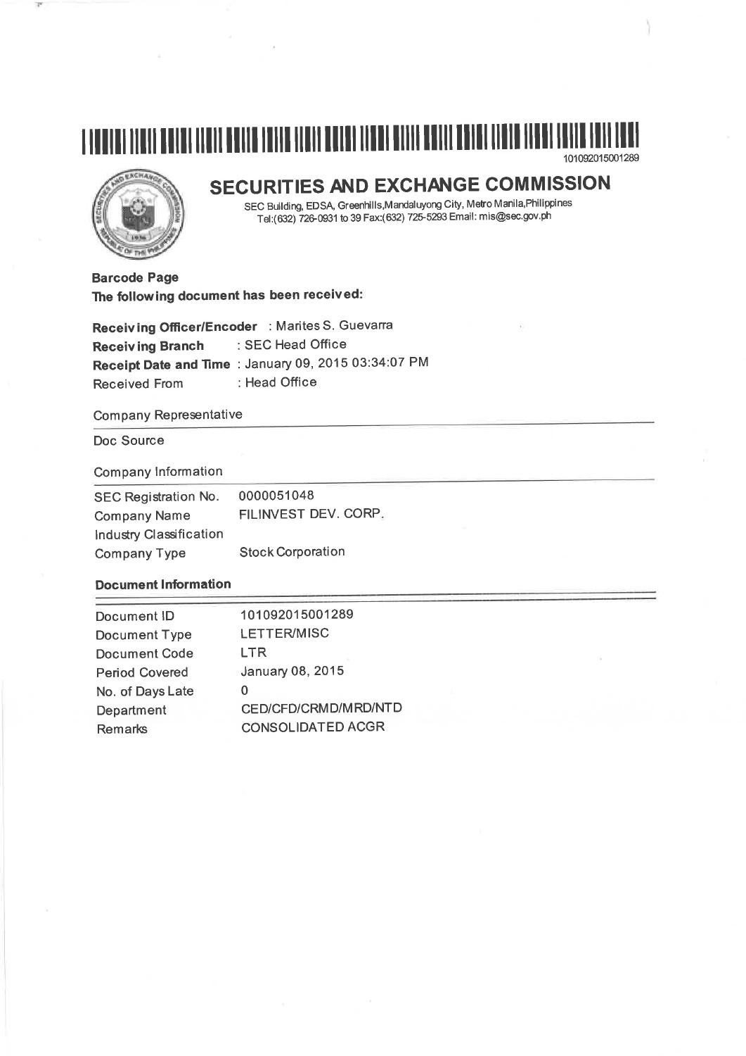101092015001289

# SECURITIES AND EXCHANGE COMMISSION

SEC Building, EDSA, Greenhills, Mandaluyong City, Metro Manila, Philippines
Tel:(632) 726-0931 to 39 Fax:(632) 725-5293 Email: mis@sec.gov.ph

**Barcode Page**
**The following document has been received:**

**Receiving Officer/Encoder** : Marites S. Guevarra
**Receiving Branch** : SEC Head Office
**Receipt Date and Time** : January 09, 2015 03:34:07 PM
Received From : Head Office

Company Representative

Doc Source

Company Information

| | |
|---|---|
| SEC Registration No. | 0000051048 |
| Company Name | FILINVEST DEV. CORP. |
| Industry Classification | |
| Company Type | Stock Corporation |

**Document Information**

| | |
|---|---|
| Document ID | 101092015001289 |
| Document Type | LETTER/MISC |
| Document Code | LTR |
| Period Covered | January 08, 2015 |
| No. of Days Late | 0 |
| Department | CED/CFD/CRMD/MRD/NTD |
| Remarks | CONSOLIDATED ACGR |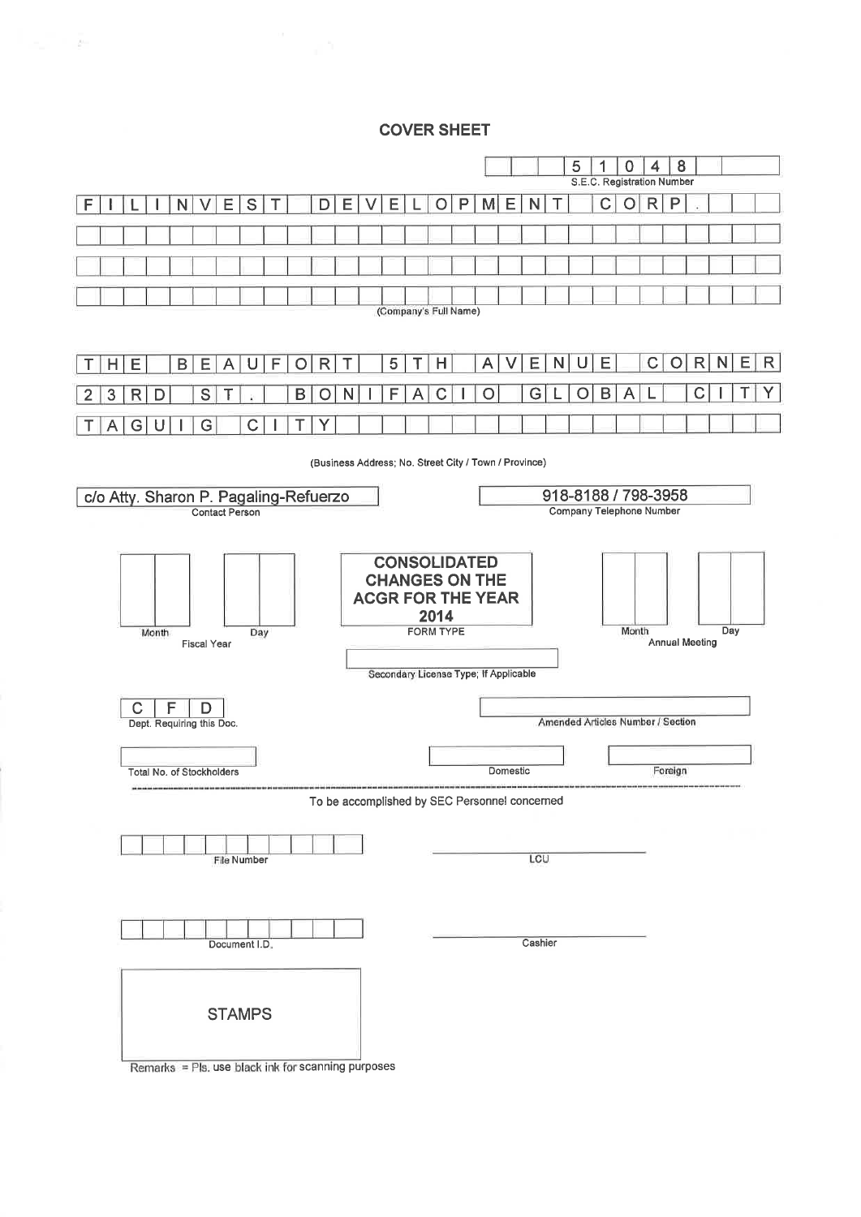## COVER SHEET

**5 1 0 4 8**
S.E.C. Registration Number

**FILINVEST DEVELOPMENT CORP.**

(Company's Full Name)

**THE BEAUFORT 5TH AVENUE CORNER 23RD ST. BONIFACIO GLOBAL CITY TAGUIG CITY**

(Business Address; No. Street City / Town / Province)

| c/o Atty. Sharon P. Pagaling-Refuerzo | 918-8188 / 798-3958 |
|---|---|
| Contact Person | Company Telephone Number |

| | | | |
|---|---|---|---|
| Month / Day (Fiscal Year) | **CONSOLIDATED CHANGES ON THE ACGR FOR THE YEAR 2014** (FORM TYPE) | Month / Day (Annual Meeting) | |

Secondary License Type; If Applicable

**C F D**
Dept. Requiring this Doc.

Amended Articles Number / Section

Total No. of Stockholders

Domestic

Foreign

To be accomplished by SEC Personnel concerned

File Number

LCU

Document I.D.

Cashier

STAMPS

Remarks = Pls. use black ink for scanning purposes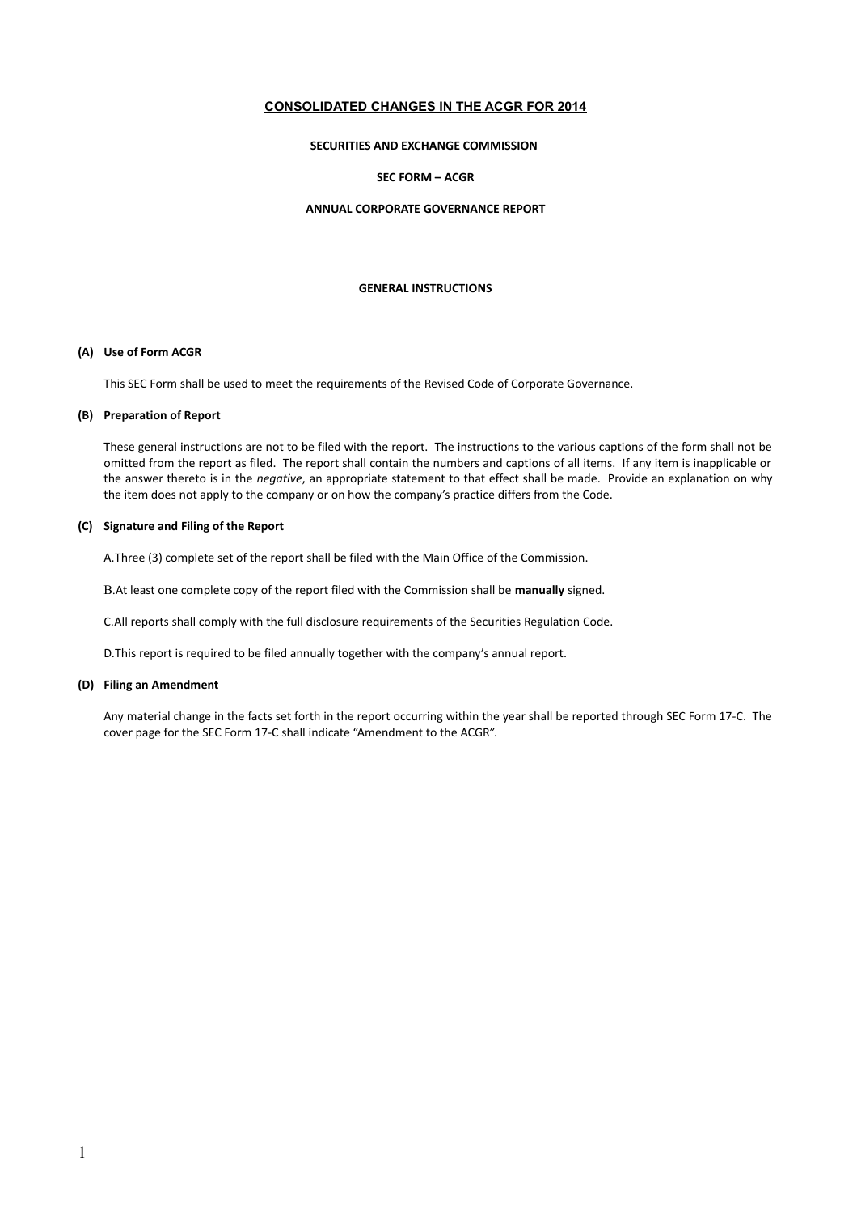**CONSOLIDATED CHANGES IN THE ACGR FOR 2014**

**SECURITIES AND EXCHANGE COMMISSION**

**SEC FORM – ACGR**

**ANNUAL CORPORATE GOVERNANCE REPORT**

**GENERAL INSTRUCTIONS**

**(A) Use of Form ACGR**

This SEC Form shall be used to meet the requirements of the Revised Code of Corporate Governance.

**(B) Preparation of Report**

These general instructions are not to be filed with the report. The instructions to the various captions of the form shall not be omitted from the report as filed. The report shall contain the numbers and captions of all items. If any item is inapplicable or the answer thereto is in the *negative*, an appropriate statement to that effect shall be made. Provide an explanation on why the item does not apply to the company or on how the company's practice differs from the Code.

**(C) Signature and Filing of the Report**

A.Three (3) complete set of the report shall be filed with the Main Office of the Commission.

B.At least one complete copy of the report filed with the Commission shall be **manually** signed.

C.All reports shall comply with the full disclosure requirements of the Securities Regulation Code.

D.This report is required to be filed annually together with the company's annual report.

**(D) Filing an Amendment**

Any material change in the facts set forth in the report occurring within the year shall be reported through SEC Form 17-C. The cover page for the SEC Form 17-C shall indicate "Amendment to the ACGR".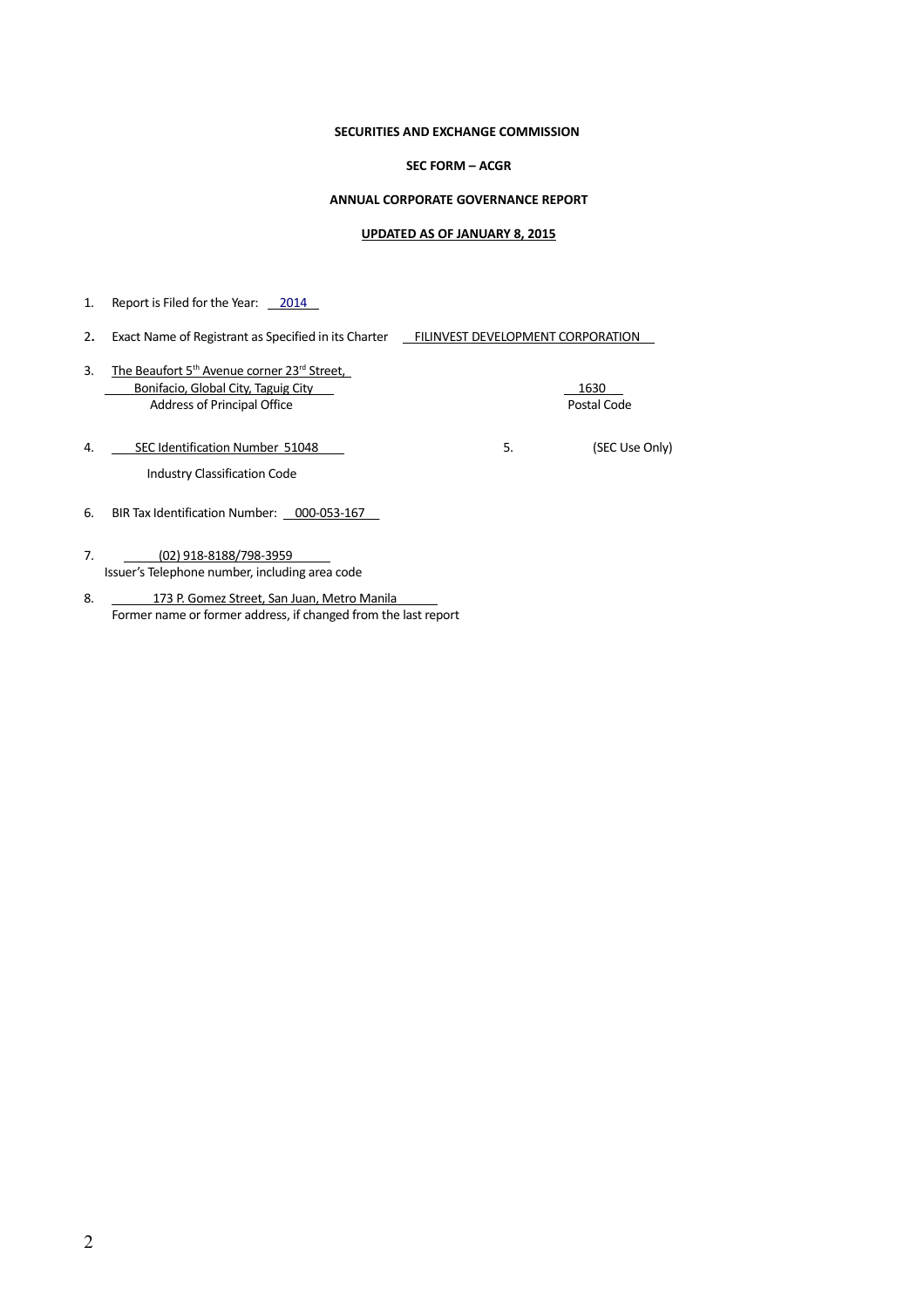**SECURITIES AND EXCHANGE COMMISSION**

**SEC FORM – ACGR**

**ANNUAL CORPORATE GOVERNANCE REPORT**

**UPDATED AS OF JANUARY 8, 2015**

1. Report is Filed for the Year: 2014

2. Exact Name of Registrant as Specified in its Charter FILINVEST DEVELOPMENT CORPORATION

3. The Beaufort 5th Avenue corner 23rd Street, Bonifacio, Global City, Taguig City — 1630
   Address of Principal Office — Postal Code

4. SEC Identification Number 51048 — 5. (SEC Use Only)
   Industry Classification Code

6. BIR Tax Identification Number: 000-053-167

7. (02) 918-8188/798-3959
   Issuer's Telephone number, including area code

8. 173 P. Gomez Street, San Juan, Metro Manila
   Former name or former address, if changed from the last report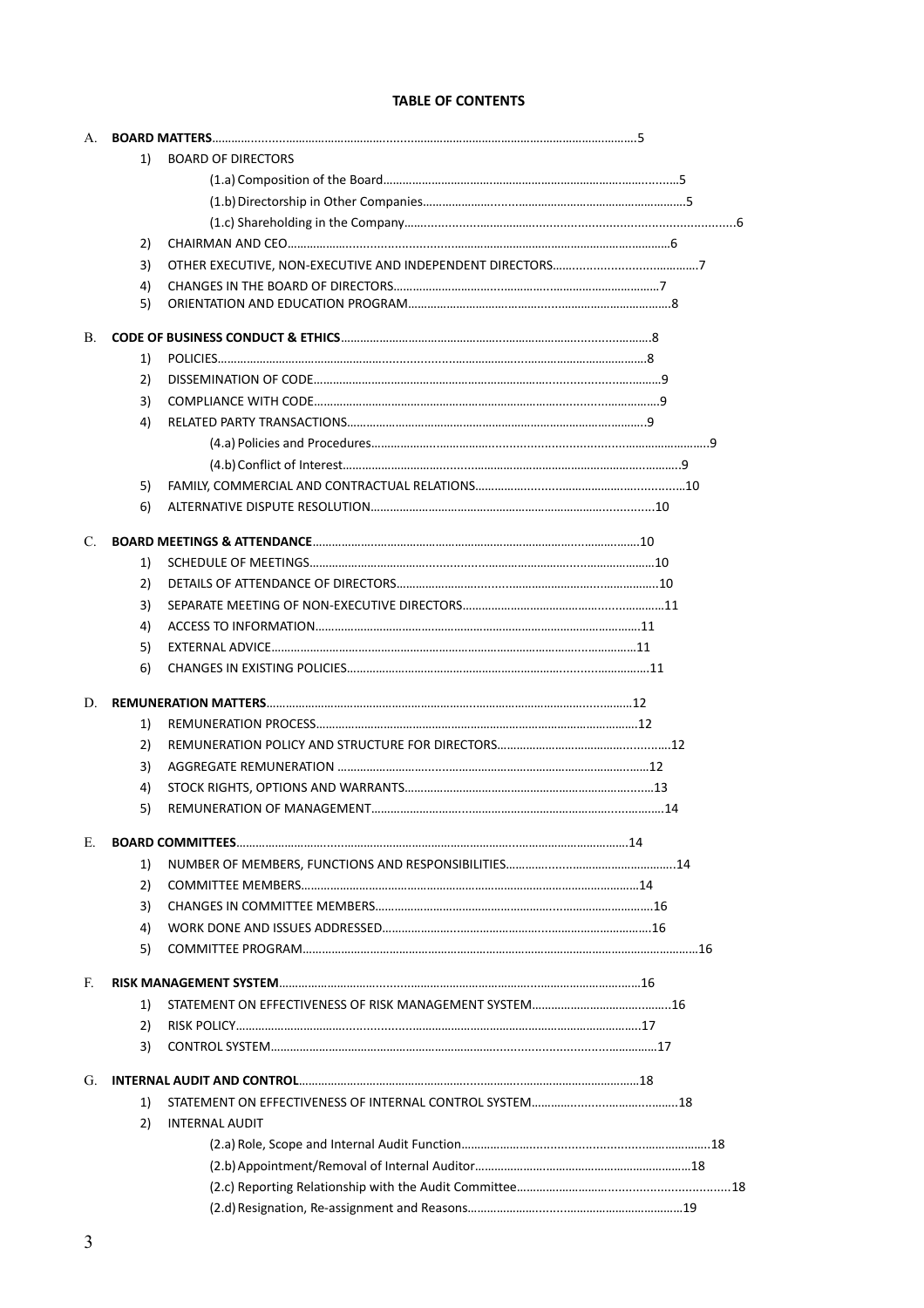# TABLE OF CONTENTS

A. **BOARD MATTERS**……………………………………………………………………………………5

1) BOARD OF DIRECTORS
   - (1.a) Composition of the Board……………………………………………………………5
   - (1.b) Directorship in Other Companies…………………………………………………5
   - (1.c) Shareholding in the Company……………………………………………………………6
2) CHAIRMAN AND CEO……………………………………………………………………………6
3) OTHER EXECUTIVE, NON-EXECUTIVE AND INDEPENDENT DIRECTORS……………………………7
4) CHANGES IN THE BOARD OF DIRECTORS……………………………………………………7
5) ORIENTATION AND EDUCATION PROGRAM……………………………………………………8

B. **CODE OF BUSINESS CONDUCT & ETHICS**……………………………………………………8

1) POLICIES…………………………………………………………………………………………8
2) DISSEMINATION OF CODE…………………………………………………………………9
3) COMPLIANCE WITH CODE……………………………………………………………………9
4) RELATED PARTY TRANSACTIONS…………………………………………………………9
   - (4.a) Policies and Procedures……………………………………………………………9
   - (4.b) Conflict of Interest……………………………………………………………………9
5) FAMILY, COMMERCIAL AND CONTRACTUAL RELATIONS……………………………………10
6) ALTERNATIVE DISPUTE RESOLUTION…………………………………………………………10

C. **BOARD MEETINGS & ATTENDANCE**…………………………………………………………10

1) SCHEDULE OF MEETINGS……………………………………………………………………10
2) DETAILS OF ATTENDANCE OF DIRECTORS…………………………………………………10
3) SEPARATE MEETING OF NON-EXECUTIVE DIRECTORS………………………………………11
4) ACCESS TO INFORMATION……………………………………………………………………11
5) EXTERNAL ADVICE……………………………………………………………………………11
6) CHANGES IN EXISTING POLICIES……………………………………………………………11

D. **REMUNERATION MATTERS**…………………………………………………………………12

1) REMUNERATION PROCESS……………………………………………………………………12
2) REMUNERATION POLICY AND STRUCTURE FOR DIRECTORS……………………………………12
3) AGGREGATE REMUNERATION …………………………………………………………………12
4) STOCK RIGHTS, OPTIONS AND WARRANTS……………………………………………………13
5) REMUNERATION OF MANAGEMENT……………………………………………………………14

E. **BOARD COMMITTEES**………………………………………………………………………14

1) NUMBER OF MEMBERS, FUNCTIONS AND RESPONSIBILITIES…………………………………14
2) COMMITTEE MEMBERS………………………………………………………………………14
3) CHANGES IN COMMITTEE MEMBERS…………………………………………………………16
4) WORK DONE AND ISSUES ADDRESSED………………………………………………………16
5) COMMITTEE PROGRAM………………………………………………………………………16

F. **RISK MANAGEMENT SYSTEM**…………………………………………………………………16

1) STATEMENT ON EFFECTIVENESS OF RISK MANAGEMENT SYSTEM……………………………16
2) RISK POLICY……………………………………………………………………………………17
3) CONTROL SYSTEM……………………………………………………………………………17

G. **INTERNAL AUDIT AND CONTROL**……………………………………………………………18

1) STATEMENT ON EFFECTIVENESS OF INTERNAL CONTROL SYSTEM…………………………18
2) INTERNAL AUDIT
   - (2.a) Role, Scope and Internal Audit Function……………………………………………18
   - (2.b) Appointment/Removal of Internal Auditor…………………………………………18
   - (2.c) Reporting Relationship with the Audit Committee……………………………………18
   - (2.d) Resignation, Re-assignment and Reasons……………………………………………19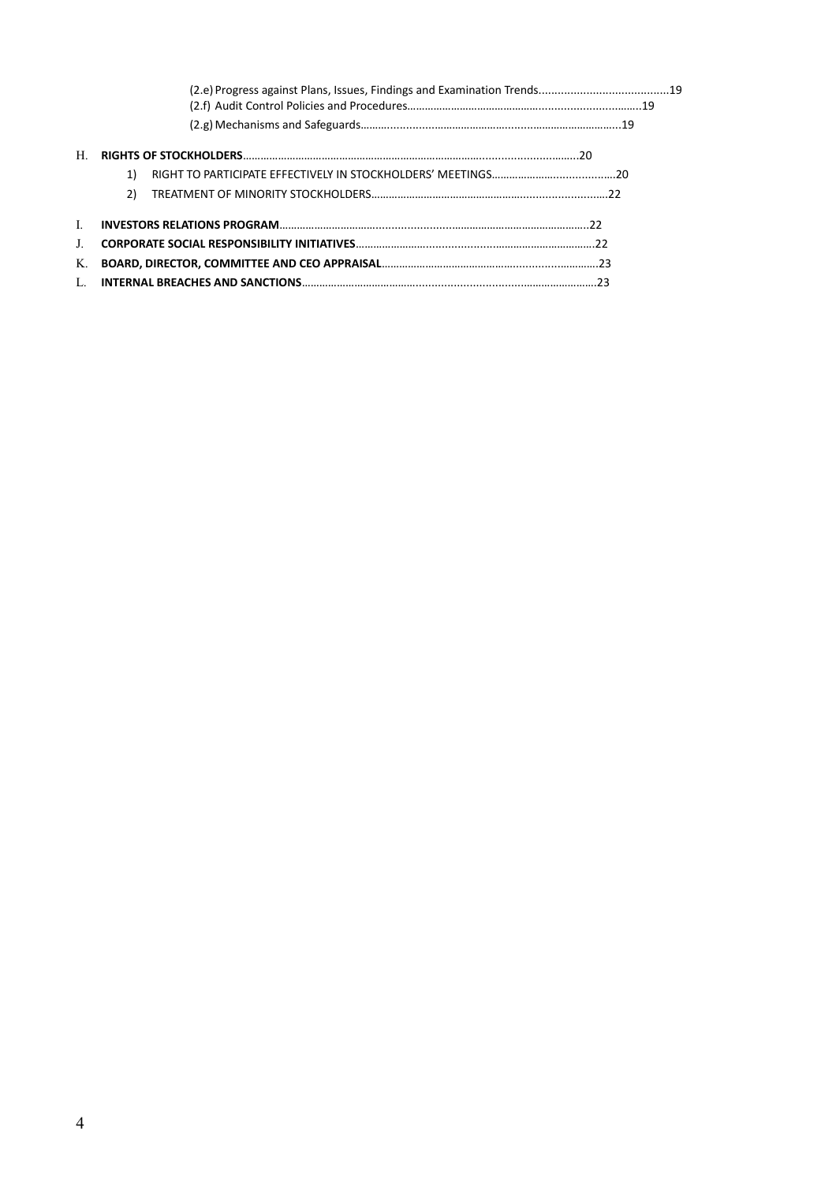(2.e) Progress against Plans, Issues, Findings and Examination Trends.........................................19
(2.f) Audit Control Policies and Procedures..............................................................................19
(2.g) Mechanisms and Safeguards.............................................................................................19

H. **RIGHTS OF STOCKHOLDERS**...........................................................................................20

1) RIGHT TO PARTICIPATE EFFECTIVELY IN STOCKHOLDERS' MEETINGS........................................20
2) TREATMENT OF MINORITY STOCKHOLDERS..............................................................................22

I. **INVESTORS RELATIONS PROGRAM**.......................................................................................22

J. **CORPORATE SOCIAL RESPONSIBILITY INITIATIVES**.................................................................22

K. **BOARD, DIRECTOR, COMMITTEE AND CEO APPRAISAL**............................................................23

L. **INTERNAL BREACHES AND SANCTIONS**..................................................................................23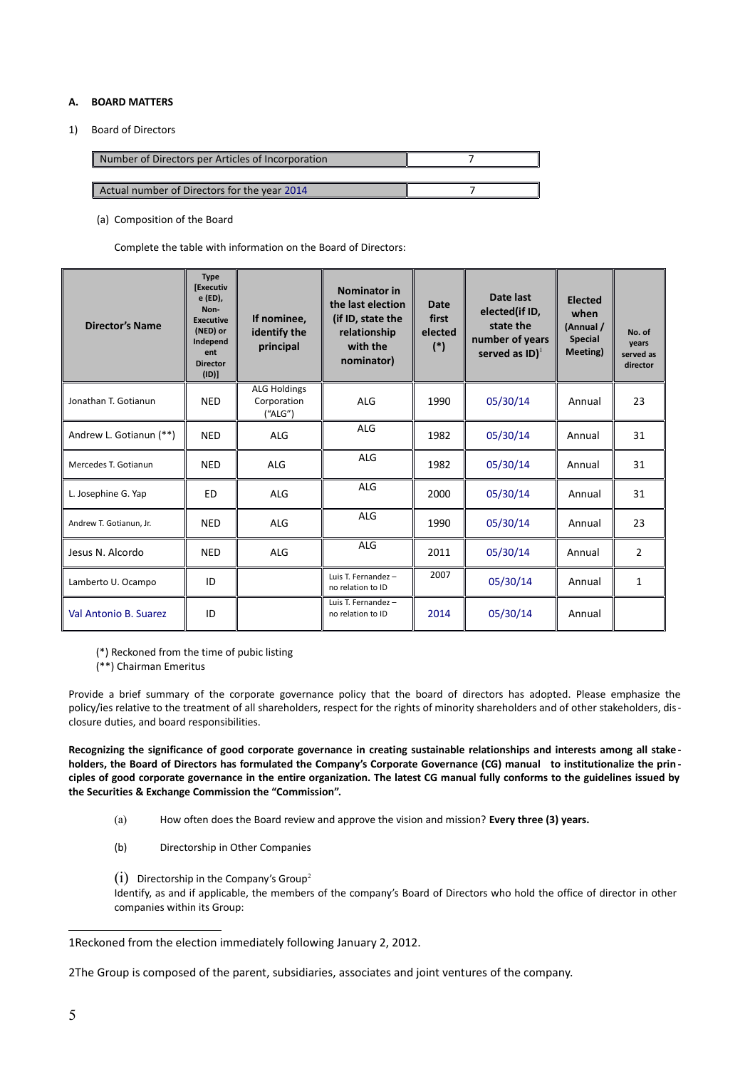## A. BOARD MATTERS

1) Board of Directors

| Number of Directors per Articles of Incorporation | 7 |
|---|---|
| Actual number of Directors for the year 2014 | 7 |

(a) Composition of the Board

Complete the table with information on the Board of Directors:

| Director's Name | Type [Executive (ED), Non-Executive (NED) or Independent Director (ID)] | If nominee, identify the principal | Nominator in the last election (if ID, state the relationship with the nominator) | Date first elected (*) | Date last elected(if ID, state the number of years served as ID)[1] | Elected when (Annual / Special Meeting) | No. of years served as director |
|---|---|---|---|---|---|---|---|
| Jonathan T. Gotianun | NED | ALG Holdings Corporation ("ALG") | ALG | 1990 | 05/30/14 | Annual | 23 |
| Andrew L. Gotianun (**) | NED | ALG | ALG | 1982 | 05/30/14 | Annual | 31 |
| Mercedes T. Gotianun | NED | ALG | ALG | 1982 | 05/30/14 | Annual | 31 |
| L. Josephine G. Yap | ED | ALG | ALG | 2000 | 05/30/14 | Annual | 31 |
| Andrew T. Gotianun, Jr. | NED | ALG | ALG | 1990 | 05/30/14 | Annual | 23 |
| Jesus N. Alcordo | NED | ALG | ALG | 2011 | 05/30/14 | Annual | 2 |
| Lamberto U. Ocampo | ID | | Luis T. Fernandez – no relation to ID | 2007 | 05/30/14 | Annual | 1 |
| Val Antonio B. Suarez | ID | | Luis T. Fernandez – no relation to ID | 2014 | 05/30/14 | Annual | |

(*) Reckoned from the time of pubic listing
(**) Chairman Emeritus

Provide a brief summary of the corporate governance policy that the board of directors has adopted. Please emphasize the policy/ies relative to the treatment of all shareholders, respect for the rights of minority shareholders and of other stakeholders, disclosure duties, and board responsibilities.

**Recognizing the significance of good corporate governance in creating sustainable relationships and interests among all stakeholders, the Board of Directors has formulated the Company's Corporate Governance (CG) manual to institutionalize the principles of good corporate governance in the entire organization. The latest CG manual fully conforms to the guidelines issued by the Securities & Exchange Commission the "Commission".**

(a) How often does the Board review and approve the vision and mission? **Every three (3) years.**

(b) Directorship in Other Companies

(i) Directorship in the Company's Group[2]

Identify, as and if applicable, the members of the company's Board of Directors who hold the office of director in other companies within its Group:

---

1Reckoned from the election immediately following January 2, 2012.

2The Group is composed of the parent, subsidiaries, associates and joint ventures of the company.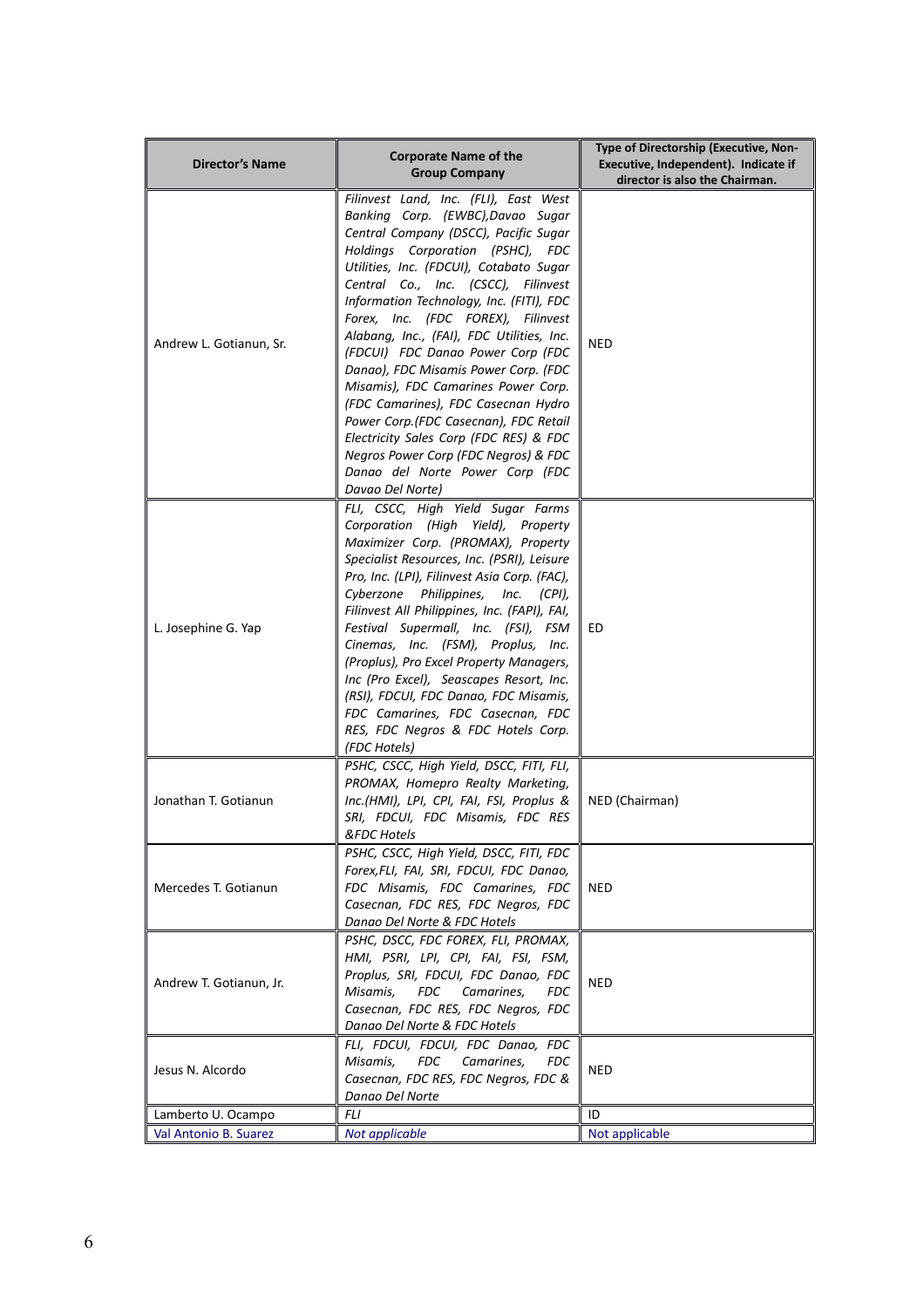| Director's Name | Corporate Name of the Group Company | Type of Directorship (Executive, Non-Executive, Independent). Indicate if director is also the Chairman. |
|---|---|---|
| Andrew L. Gotianun, Sr. | *Filinvest Land, Inc. (FLI), East West Banking Corp. (EWBC),Davao Sugar Central Company (DSCC), Pacific Sugar Holdings Corporation (PSHC), FDC Utilities, Inc. (FDCUI), Cotabato Sugar Central Co., Inc. (CSCC), Filinvest Information Technology, Inc. (FITI), FDC Forex, Inc. (FDC FOREX), Filinvest Alabang, Inc., (FAI), FDC Utilities, Inc. (FDCUI) FDC Danao Power Corp (FDC Danao), FDC Misamis Power Corp. (FDC Misamis), FDC Camarines Power Corp. (FDC Camarines), FDC Casecnan Hydro Power Corp.(FDC Casecnan), FDC Retail Electricity Sales Corp (FDC RES) & FDC Negros Power Corp (FDC Negros) & FDC Danao del Norte Power Corp (FDC Davao Del Norte)* | NED |
| L. Josephine G. Yap | *FLI, CSCC, High Yield Sugar Farms Corporation (High Yield), Property Maximizer Corp. (PROMAX), Property Specialist Resources, Inc. (PSRI), Leisure Pro, Inc. (LPI), Filinvest Asia Corp. (FAC), Cyberzone Philippines, Inc. (CPI), Filinvest All Philippines, Inc. (FAPI), FAI, Festival Supermall, Inc. (FSI), FSM Cinemas, Inc. (FSM), Proplus, Inc. (Proplus), Pro Excel Property Managers, Inc (Pro Excel), Seascapes Resort, Inc. (RSI), FDCUI, FDC Danao, FDC Misamis, FDC Camarines, FDC Casecnan, FDC RES, FDC Negros & FDC Hotels Corp. (FDC Hotels)* | ED |
| Jonathan T. Gotianun | *PSHC, CSCC, High Yield, DSCC, FITI, FLI, PROMAX, Homepro Realty Marketing, Inc.(HMI), LPI, CPI, FAI, FSI, Proplus & SRI, FDCUI, FDC Misamis, FDC RES &FDC Hotels* | NED (Chairman) |
| Mercedes T. Gotianun | *PSHC, CSCC, High Yield, DSCC, FITI, FDC Forex,FLI, FAI, SRI, FDCUI, FDC Danao, FDC Misamis, FDC Camarines, FDC Casecnan, FDC RES, FDC Negros, FDC Danao Del Norte & FDC Hotels* | NED |
| Andrew T. Gotianun, Jr. | *PSHC, DSCC, FDC FOREX, FLI, PROMAX, HMI, PSRI, LPI, CPI, FAI, FSI, FSM, Proplus, SRI, FDCUI, FDC Danao, FDC Misamis, FDC Camarines, FDC Casecnan, FDC RES, FDC Negros, FDC Danao Del Norte & FDC Hotels* | NED |
| Jesus N. Alcordo | *FLI, FDCUI, FDCUI, FDC Danao, FDC Misamis, FDC Camarines, FDC Casecnan, FDC RES, FDC Negros, FDC & Danao Del Norte* | NED |
| Lamberto U. Ocampo | *FLI* | ID |
| Val Antonio B. Suarez | *Not applicable* | Not applicable |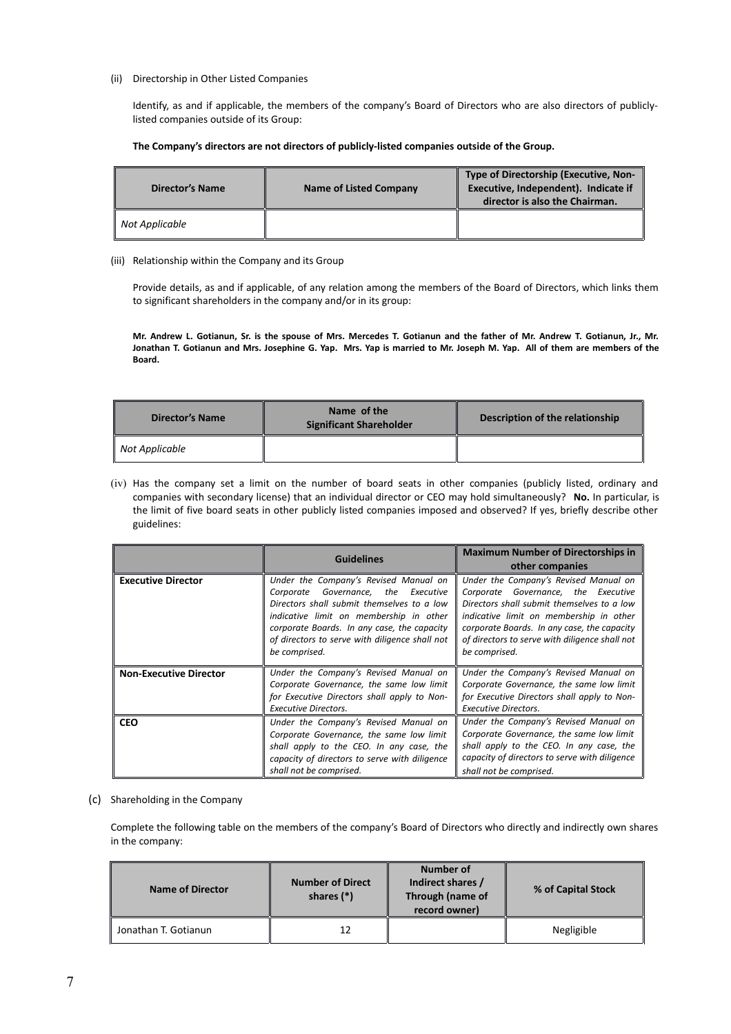(ii) Directorship in Other Listed Companies

Identify, as and if applicable, the members of the company's Board of Directors who are also directors of publicly-listed companies outside of its Group:

**The Company's directors are not directors of publicly-listed companies outside of the Group.**

| Director's Name | Name of Listed Company | Type of Directorship (Executive, Non-Executive, Independent). Indicate if director is also the Chairman. |
|---|---|---|
| *Not Applicable* | | |

(iii) Relationship within the Company and its Group

Provide details, as and if applicable, of any relation among the members of the Board of Directors, which links them to significant shareholders in the company and/or in its group:

**Mr. Andrew L. Gotianun, Sr. is the spouse of Mrs. Mercedes T. Gotianun and the father of Mr. Andrew T. Gotianun, Jr., Mr. Jonathan T. Gotianun and Mrs. Josephine G. Yap. Mrs. Yap is married to Mr. Joseph M. Yap. All of them are members of the Board.**

| Director's Name | Name of the Significant Shareholder | Description of the relationship |
|---|---|---|
| *Not Applicable* | | |

(iv) Has the company set a limit on the number of board seats in other companies (publicly listed, ordinary and companies with secondary license) that an individual director or CEO may hold simultaneously? **No.** In particular, is the limit of five board seats in other publicly listed companies imposed and observed? If yes, briefly describe other guidelines:

| | Guidelines | Maximum Number of Directorships in other companies |
|---|---|---|
| **Executive Director** | *Under the Company's Revised Manual on Corporate Governance, the Executive Directors shall submit themselves to a low indicative limit on membership in other corporate Boards. In any case, the capacity of directors to serve with diligence shall not be comprised.* | *Under the Company's Revised Manual on Corporate Governance, the Executive Directors shall submit themselves to a low indicative limit on membership in other corporate Boards. In any case, the capacity of directors to serve with diligence shall not be comprised.* |
| **Non-Executive Director** | *Under the Company's Revised Manual on Corporate Governance, the same low limit for Executive Directors shall apply to Non-Executive Directors.* | *Under the Company's Revised Manual on Corporate Governance, the same low limit for Executive Directors shall apply to Non-Executive Directors.* |
| **CEO** | *Under the Company's Revised Manual on Corporate Governance, the same low limit shall apply to the CEO. In any case, the capacity of directors to serve with diligence shall not be comprised.* | *Under the Company's Revised Manual on Corporate Governance, the same low limit shall apply to the CEO. In any case, the capacity of directors to serve with diligence shall not be comprised.* |

(c) Shareholding in the Company

Complete the following table on the members of the company's Board of Directors who directly and indirectly own shares in the company:

| Name of Director | Number of Direct shares (*) | Number of Indirect shares / Through (name of record owner) | % of Capital Stock |
|---|---|---|---|
| Jonathan T. Gotianun | 12 | | Negligible |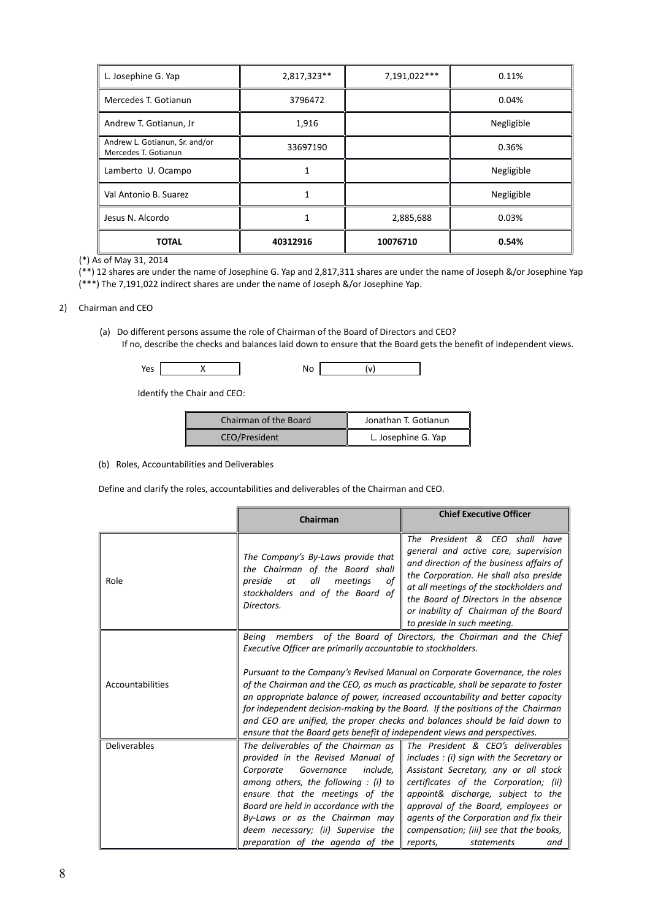| L. Josephine G. Yap | 2,817,323** | 7,191,022*** | 0.11% |
|---|---|---|---|
| Mercedes T. Gotianun | 3796472 | | 0.04% |
| Andrew T. Gotianun, Jr | 1,916 | | Negligible |
| Andrew L. Gotianun, Sr. and/or Mercedes T. Gotianun | 33697190 | | 0.36% |
| Lamberto U. Ocampo | 1 | | Negligible |
| Val Antonio B. Suarez | 1 | | Negligible |
| Jesus N. Alcordo | 1 | 2,885,688 | 0.03% |
| **TOTAL** | **40312916** | **10076710** | **0.54%** |

(*) As of May 31, 2014

(**) 12 shares are under the name of Josephine G. Yap and 2,817,311 shares are under the name of Joseph &/or Josephine Yap

(***) The 7,191,022 indirect shares are under the name of Joseph &/or Josephine Yap.

2) Chairman and CEO

(a) Do different persons assume the role of Chairman of the Board of Directors and CEO? If no, describe the checks and balances laid down to ensure that the Board gets the benefit of independent views.

Yes [ X ] No [ (v) ]

Identify the Chair and CEO:

| Chairman of the Board | Jonathan T. Gotianun |
|---|---|
| CEO/President | L. Josephine G. Yap |

(b) Roles, Accountabilities and Deliverables

Define and clarify the roles, accountabilities and deliverables of the Chairman and CEO.

| | Chairman | Chief Executive Officer |
|---|---|---|
| Role | *The Company's By-Laws provide that the Chairman of the Board shall preside at all meetings of stockholders and of the Board of Directors.* | *The President & CEO shall have general and active care, supervision and direction of the business affairs of the Corporation. He shall also preside at all meetings of the stockholders and the Board of Directors in the absence or inability of Chairman of the Board to preside in such meeting.* |
| Accountabilities | *Being members of the Board of Directors, the Chairman and the Chief Executive Officer are primarily accountable to stockholders.*<br><br>*Pursuant to the Company's Revised Manual on Corporate Governance, the roles of the Chairman and the CEO, as much as practicable, shall be separate to foster an appropriate balance of power, increased accountability and better capacity for independent decision-making by the Board. If the positions of the Chairman and CEO are unified, the proper checks and balances should be laid down to ensure that the Board gets benefit of independent views and perspectives.* | |
| Deliverables | *The deliverables of the Chairman as provided in the Revised Manual of Corporate Governance include, among others, the following : (i) to ensure that the meetings of the Board are held in accordance with the By-Laws or as the Chairman may deem necessary; (ii) Supervise the preparation of the agenda of the* | *The President & CEO's deliverables includes : (i) sign with the Secretary or Assistant Secretary, any or all stock certificates of the Corporation; (ii) appoint& discharge, subject to the approval of the Board, employees or agents of the Corporation and fix their compensation; (iii) see that the books, reports, statements and* |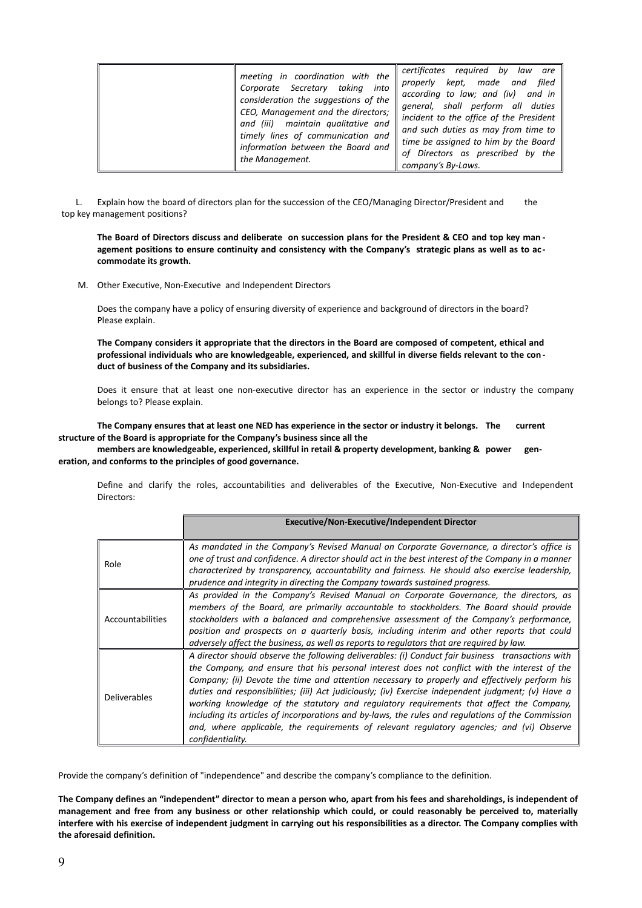| | meeting in coordination with the Corporate Secretary taking into consideration the suggestions of the CEO, Management and the directors; and (iii) maintain qualitative and timely lines of communication and information between the Board and the Management. | certificates required by law are properly kept, made and filed according to law; and (iv) and in general, shall perform all duties incident to the office of the President and such duties as may from time to time be assigned to him by the Board of Directors as prescribed by the company's By-Laws. |
|---|---|---|

L. Explain how the board of directors plan for the succession of the CEO/Managing Director/President and the top key management positions?

**The Board of Directors discuss and deliberate on succession plans for the President & CEO and top key management positions to ensure continuity and consistency with the Company's strategic plans as well as to accommodate its growth.**

M. Other Executive, Non-Executive and Independent Directors

Does the company have a policy of ensuring diversity of experience and background of directors in the board? Please explain.

**The Company considers it appropriate that the directors in the Board are composed of competent, ethical and professional individuals who are knowledgeable, experienced, and skillful in diverse fields relevant to the conduct of business of the Company and its subsidiaries.**

Does it ensure that at least one non-executive director has an experience in the sector or industry the company belongs to? Please explain.

**The Company ensures that at least one NED has experience in the sector or industry it belongs. The current structure of the Board is appropriate for the Company's business since all the members are knowledgeable, experienced, skillful in retail & property development, banking & power generation, and conforms to the principles of good governance.**

Define and clarify the roles, accountabilities and deliverables of the Executive, Non-Executive and Independent Directors:

| | **Executive/Non-Executive/Independent Director** |
|---|---|
| Role | *As mandated in the Company's Revised Manual on Corporate Governance, a director's office is one of trust and confidence. A director should act in the best interest of the Company in a manner characterized by transparency, accountability and fairness. He should also exercise leadership, prudence and integrity in directing the Company towards sustained progress.* |
| Accountabilities | *As provided in the Company's Revised Manual on Corporate Governance, the directors, as members of the Board, are primarily accountable to stockholders. The Board should provide stockholders with a balanced and comprehensive assessment of the Company's performance, position and prospects on a quarterly basis, including interim and other reports that could adversely affect the business, as well as reports to regulators that are required by law.* |
| Deliverables | *A director should observe the following deliverables: (i) Conduct fair business transactions with the Company, and ensure that his personal interest does not conflict with the interest of the Company; (ii) Devote the time and attention necessary to properly and effectively perform his duties and responsibilities; (iii) Act judiciously; (iv) Exercise independent judgment; (v) Have a working knowledge of the statutory and regulatory requirements that affect the Company, including its articles of incorporations and by-laws, the rules and regulations of the Commission and, where applicable, the requirements of relevant regulatory agencies; and (vi) Observe confidentiality.* |

Provide the company's definition of "independence" and describe the company's compliance to the definition.

**The Company defines an "independent" director to mean a person who, apart from his fees and shareholdings, is independent of management and free from any business or other relationship which could, or could reasonably be perceived to, materially interfere with his exercise of independent judgment in carrying out his responsibilities as a director. The Company complies with the aforesaid definition.**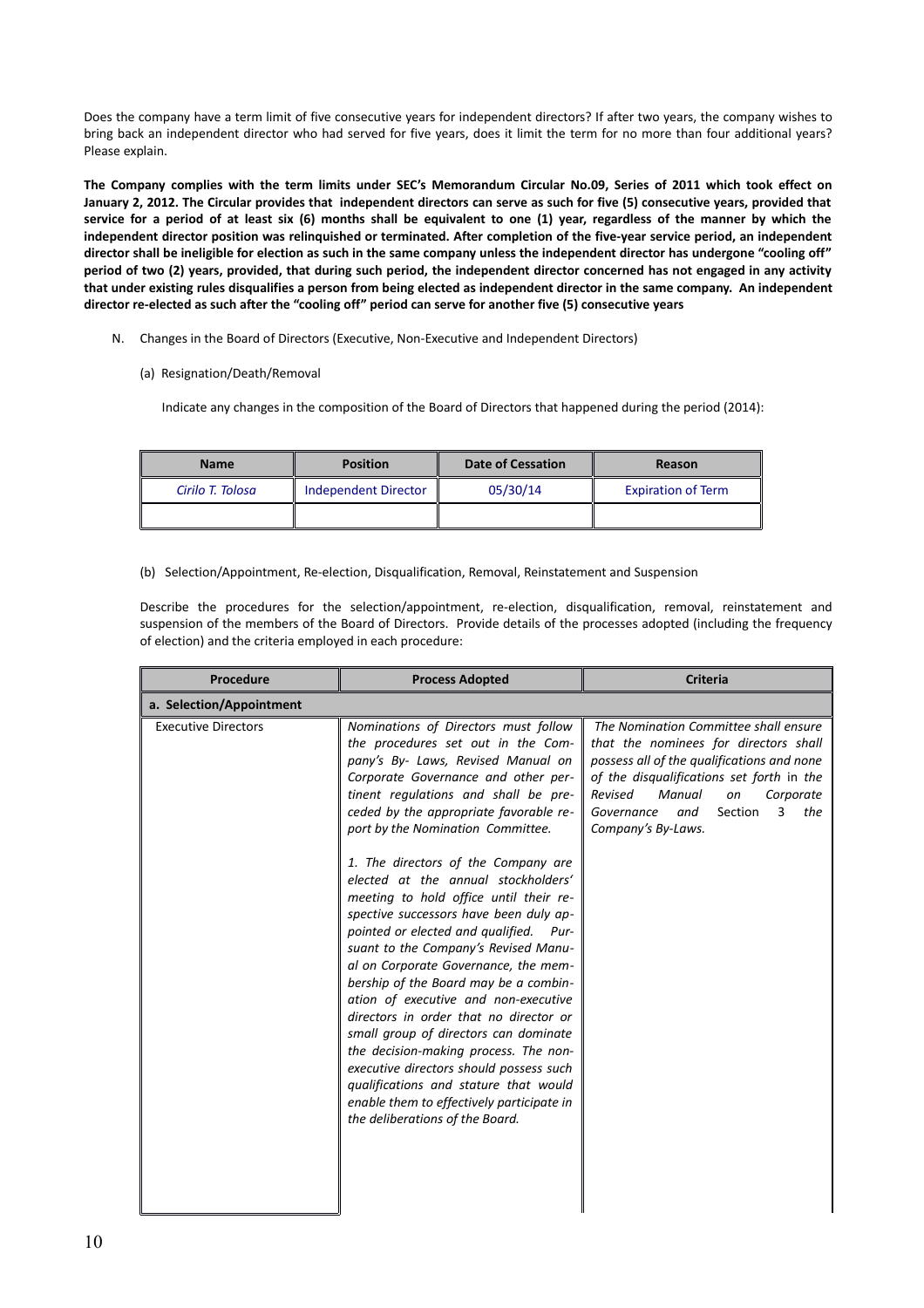Does the company have a term limit of five consecutive years for independent directors? If after two years, the company wishes to bring back an independent director who had served for five years, does it limit the term for no more than four additional years? Please explain.

**The Company complies with the term limits under SEC's Memorandum Circular No.09, Series of 2011 which took effect on January 2, 2012. The Circular provides that independent directors can serve as such for five (5) consecutive years, provided that service for a period of at least six (6) months shall be equivalent to one (1) year, regardless of the manner by which the independent director position was relinquished or terminated. After completion of the five-year service period, an independent director shall be ineligible for election as such in the same company unless the independent director has undergone "cooling off" period of two (2) years, provided, that during such period, the independent director concerned has not engaged in any activity that under existing rules disqualifies a person from being elected as independent director in the same company. An independent director re-elected as such after the "cooling off" period can serve for another five (5) consecutive years**

N. Changes in the Board of Directors (Executive, Non-Executive and Independent Directors)

(a) Resignation/Death/Removal

Indicate any changes in the composition of the Board of Directors that happened during the period (2014):

| Name | Position | Date of Cessation | Reason |
|---|---|---|---|
| *Cirilo T. Tolosa* | Independent Director | 05/30/14 | Expiration of Term |
| | | | |

(b) Selection/Appointment, Re-election, Disqualification, Removal, Reinstatement and Suspension

Describe the procedures for the selection/appointment, re-election, disqualification, removal, reinstatement and suspension of the members of the Board of Directors. Provide details of the processes adopted (including the frequency of election) and the criteria employed in each procedure:

| Procedure | Process Adopted | Criteria |
|---|---|---|
| **a. Selection/Appointment** | | |
| Executive Directors | *Nominations of Directors must follow the procedures set out in the Company's By- Laws, Revised Manual on Corporate Governance and other pertinent regulations and shall be preceded by the appropriate favorable report by the Nomination Committee.*<br><br>*1. The directors of the Company are elected at the annual stockholders' meeting to hold office until their respective successors have been duly appointed or elected and qualified. Pursuant to the Company's Revised Manual on Corporate Governance, the membership of the Board may be a combination of executive and non-executive directors in order that no director or small group of directors can dominate the decision-making process. The non-executive directors should possess such qualifications and stature that would enable them to effectively participate in the deliberations of the Board.* | *The Nomination Committee shall ensure that the nominees for directors shall possess all of the qualifications and none of the disqualifications set forth in the Revised Manual on Corporate Governance and Section 3 the Company's By-Laws.* |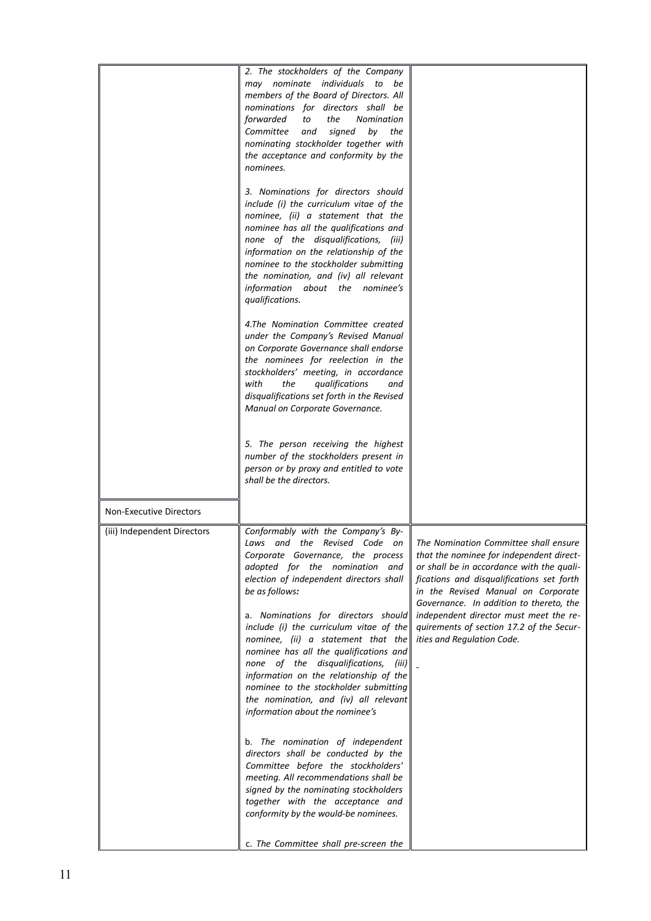| | | |
|---|---|---|
| | *2. The stockholders of the Company may nominate individuals to be members of the Board of Directors. All nominations for directors shall be forwarded to the Nomination Committee and signed by the nominating stockholder together with the acceptance and conformity by the nominees.*<br><br>*3. Nominations for directors should include (i) the curriculum vitae of the nominee, (ii) a statement that the nominee has all the qualifications and none of the disqualifications, (iii) information on the relationship of the nominee to the stockholder submitting the nomination, and (iv) all relevant information about the nominee's qualifications.*<br><br>*4.The Nomination Committee created under the Company's Revised Manual on Corporate Governance shall endorse the nominees for reelection in the stockholders' meeting, in accordance with the qualifications and disqualifications set forth in the Revised Manual on Corporate Governance.*<br><br>*5. The person receiving the highest number of the stockholders present in person or by proxy and entitled to vote shall be the directors.* | |
| Non-Executive Directors | | |
| (iii) Independent Directors | *Conformably with the Company's By-Laws and the Revised Code on Corporate Governance, the process adopted for the nomination and election of independent directors shall be as follows:*<br><br>a. *Nominations for directors should include (i) the curriculum vitae of the nominee, (ii) a statement that the nominee has all the qualifications and none of the disqualifications, (iii) information on the relationship of the nominee to the stockholder submitting the nomination, and (iv) all relevant information about the nominee's*<br><br>b. *The nomination of independent directors shall be conducted by the Committee before the stockholders' meeting. All recommendations shall be signed by the nominating stockholders together with the acceptance and conformity by the would-be nominees.*<br><br>c. *The Committee shall pre-screen the* | *The Nomination Committee shall ensure that the nominee for independent director shall be in accordance with the qualifications and disqualifications set forth in the Revised Manual on Corporate Governance. In addition to thereto, the independent director must meet the requirements of section 17.2 of the Securities and Regulation Code.* |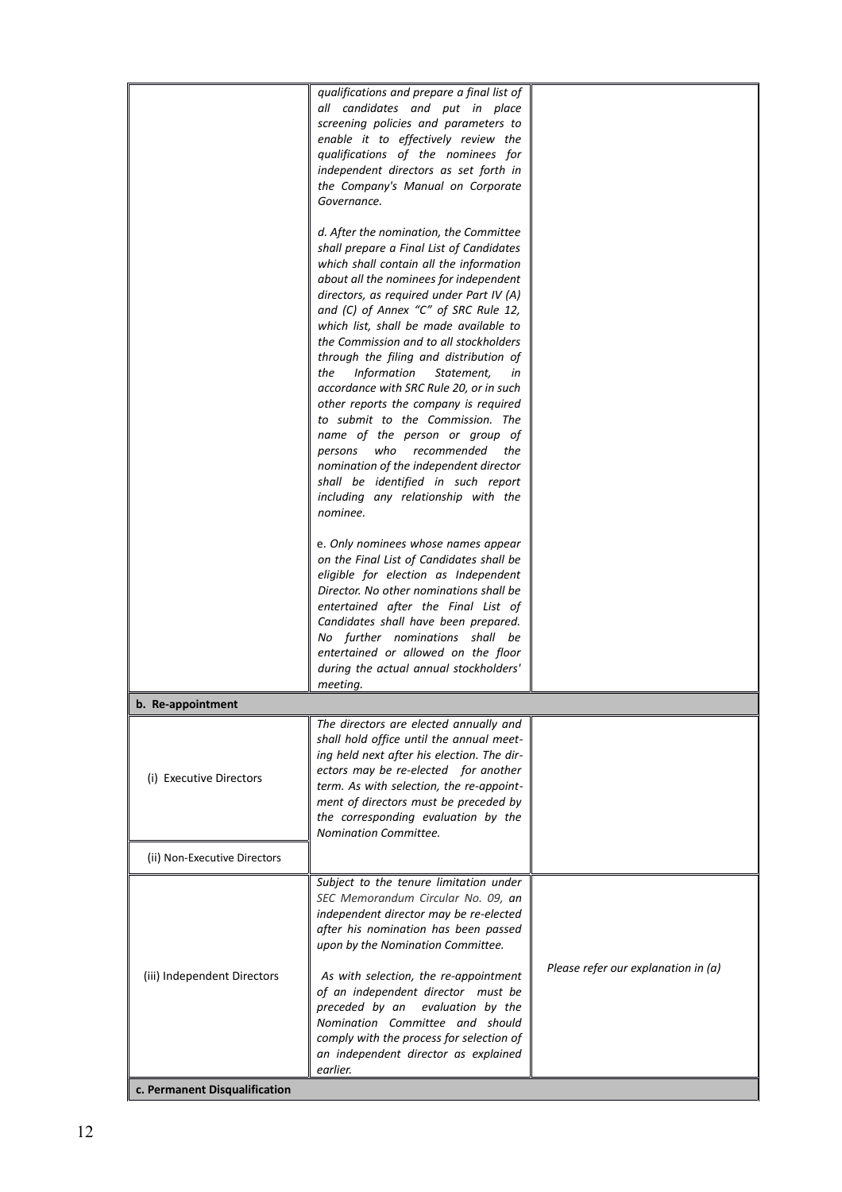|  |  |  |
|---|---|---|
|  | *qualifications and prepare a final list of all candidates and put in place screening policies and parameters to enable it to effectively review the qualifications of the nominees for independent directors as set forth in the Company's Manual on Corporate Governance.*<br><br>*d. After the nomination, the Committee shall prepare a Final List of Candidates which shall contain all the information about all the nominees for independent directors, as required under Part IV (A) and (C) of Annex "C" of SRC Rule 12, which list, shall be made available to the Commission and to all stockholders through the filing and distribution of the Information Statement, in accordance with SRC Rule 20, or in such other reports the company is required to submit to the Commission. The name of the person or group of persons who recommended the nomination of the independent director shall be identified in such report including any relationship with the nominee.*<br><br>e. *Only nominees whose names appear on the Final List of Candidates shall be eligible for election as Independent Director. No other nominations shall be entertained after the Final List of Candidates shall have been prepared. No further nominations shall be entertained or allowed on the floor during the actual annual stockholders' meeting.* |  |
| **b. Re-appointment** |  |  |
| (i) Executive Directors | *The directors are elected annually and shall hold office until the annual meeting held next after his election. The directors may be re-elected for another term. As with selection, the re-appointment of directors must be preceded by the corresponding evaluation by the Nomination Committee.* |  |
| (ii) Non-Executive Directors |  |  |
| (iii) Independent Directors | *Subject to the tenure limitation under SEC Memorandum Circular No. 09, an independent director may be re-elected after his nomination has been passed upon by the Nomination Committee.*<br><br>*As with selection, the re-appointment of an independent director must be preceded by an evaluation by the Nomination Committee and should comply with the process for selection of an independent director as explained earlier.* | *Please refer our explanation in (a)* |
| **c. Permanent Disqualification** |  |  |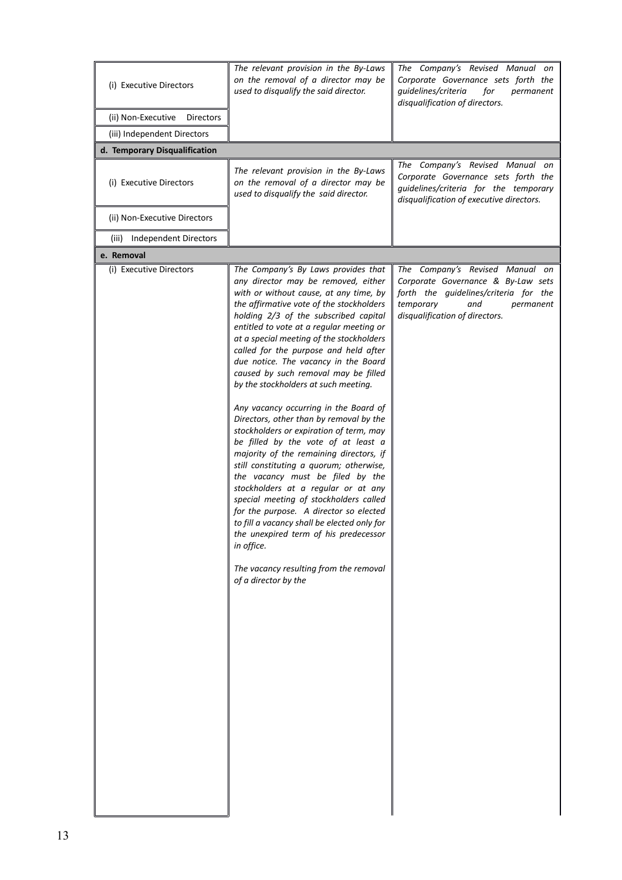| | | |
|---|---|---|
| (i) Executive Directors | *The relevant provision in the By-Laws on the removal of a director may be used to disqualify the said director.* | *The Company's Revised Manual on Corporate Governance sets forth the guidelines/criteria for permanent disqualification of directors.* |
| (ii) Non-Executive Directors | | |
| (iii) Independent Directors | | |
| **d. Temporary Disqualification** | | |
| (i) Executive Directors | *The relevant provision in the By-Laws on the removal of a director may be used to disqualify the said director.* | *The Company's Revised Manual on Corporate Governance sets forth the guidelines/criteria for the temporary disqualification of executive directors.* |
| (ii) Non-Executive Directors | | |
| (iii) Independent Directors | | |
| **e. Removal** | | |
| (i) Executive Directors | *The Company's By Laws provides that any director may be removed, either with or without cause, at any time, by the affirmative vote of the stockholders holding 2/3 of the subscribed capital entitled to vote at a regular meeting or at a special meeting of the stockholders called for the purpose and held after due notice. The vacancy in the Board caused by such removal may be filled by the stockholders at such meeting.*<br><br>*Any vacancy occurring in the Board of Directors, other than by removal by the stockholders or expiration of term, may be filled by the vote of at least a majority of the remaining directors, if still constituting a quorum; otherwise, the vacancy must be filed by the stockholders at a regular or at any special meeting of stockholders called for the purpose. A director so elected to fill a vacancy shall be elected only for the unexpired term of his predecessor in office.*<br><br>*The vacancy resulting from the removal of a director by the* | *The Company's Revised Manual on Corporate Governance & By-Law sets forth the guidelines/criteria for the temporary and permanent disqualification of directors.* |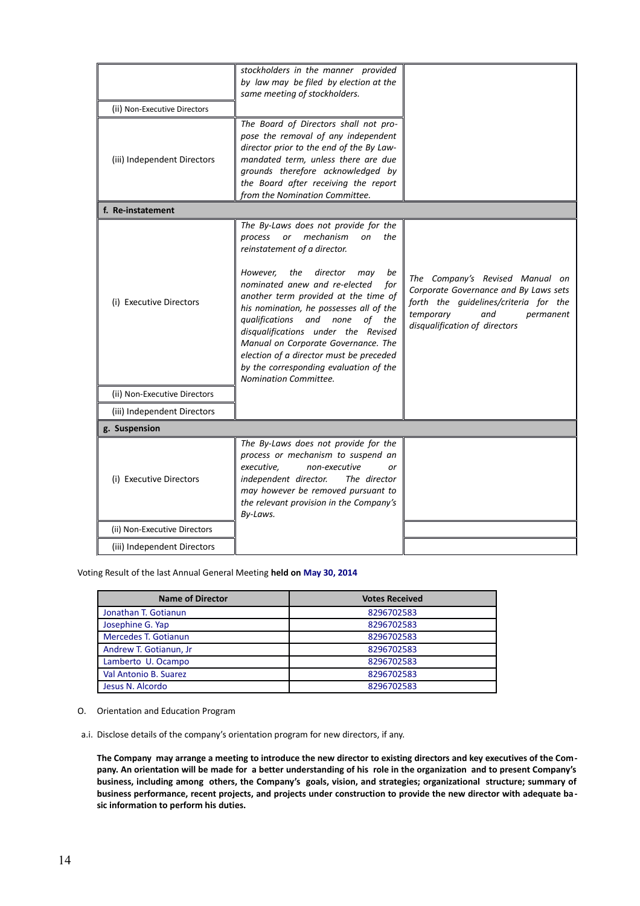| | | |
|---|---|---|
| | *stockholders in the manner provided by law may be filed by election at the same meeting of stockholders.* | |
| (ii) Non-Executive Directors | | |
| (iii) Independent Directors | *The Board of Directors shall not propose the removal of any independent director prior to the end of the By Law-mandated term, unless there are due grounds therefore acknowledged by the Board after receiving the report from the Nomination Committee.* | |
| **f. Re-instatement** | | |
| (i) Executive Directors | *The By-Laws does not provide for the process or mechanism on the reinstatement of a director.*<br><br>*However, the director may be nominated anew and re-elected for another term provided at the time of his nomination, he possesses all of the qualifications and none of the disqualifications under the Revised Manual on Corporate Governance. The election of a director must be preceded by the corresponding evaluation of the Nomination Committee.* | *The Company's Revised Manual on Corporate Governance and By Laws sets forth the guidelines/criteria for the temporary and permanent disqualification of directors* |
| (ii) Non-Executive Directors | | |
| (iii) Independent Directors | | |
| **g. Suspension** | | |
| (i) Executive Directors | *The By-Laws does not provide for the process or mechanism to suspend an executive, non-executive or independent director. The director may however be removed pursuant to the relevant provision in the Company's By-Laws.* | |
| (ii) Non-Executive Directors | | |
| (iii) Independent Directors | | |

Voting Result of the last Annual General Meeting **held on May 30, 2014**

| Name of Director | Votes Received |
|---|---|
| Jonathan T. Gotianun | 8296702583 |
| Josephine G. Yap | 8296702583 |
| Mercedes T. Gotianun | 8296702583 |
| Andrew T. Gotianun, Jr | 8296702583 |
| Lamberto U. Ocampo | 8296702583 |
| Val Antonio B. Suarez | 8296702583 |
| Jesus N. Alcordo | 8296702583 |

O. Orientation and Education Program

a.i. Disclose details of the company's orientation program for new directors, if any.

**The Company may arrange a meeting to introduce the new director to existing directors and key executives of the Company. An orientation will be made for a better understanding of his role in the organization and to present Company's business, including among others, the Company's goals, vision, and strategies; organizational structure; summary of business performance, recent projects, and projects under construction to provide the new director with adequate basic information to perform his duties.**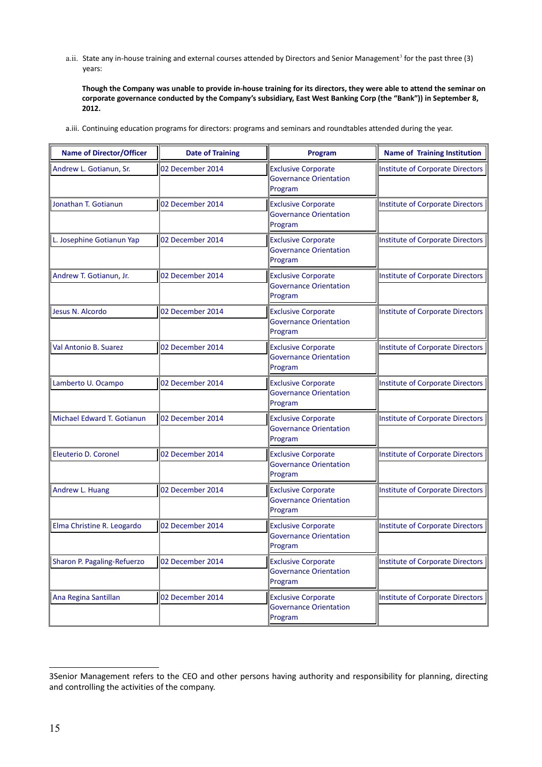a.ii. State any in-house training and external courses attended by Directors and Senior Management[3] for the past three (3) years:

**Though the Company was unable to provide in-house training for its directors, they were able to attend the seminar on corporate governance conducted by the Company's subsidiary, East West Banking Corp (the "Bank")) in September 8, 2012.**

a.iii. Continuing education programs for directors: programs and seminars and roundtables attended during the year.

| Name of Director/Officer | Date of Training | Program | Name of Training Institution |
|---|---|---|---|
| Andrew L. Gotianun, Sr. | 02 December 2014 | Exclusive Corporate Governance Orientation Program | Institute of Corporate Directors |
| Jonathan T. Gotianun | 02 December 2014 | Exclusive Corporate Governance Orientation Program | Institute of Corporate Directors |
| L. Josephine Gotianun Yap | 02 December 2014 | Exclusive Corporate Governance Orientation Program | Institute of Corporate Directors |
| Andrew T. Gotianun, Jr. | 02 December 2014 | Exclusive Corporate Governance Orientation Program | Institute of Corporate Directors |
| Jesus N. Alcordo | 02 December 2014 | Exclusive Corporate Governance Orientation Program | Institute of Corporate Directors |
| Val Antonio B. Suarez | 02 December 2014 | Exclusive Corporate Governance Orientation Program | Institute of Corporate Directors |
| Lamberto U. Ocampo | 02 December 2014 | Exclusive Corporate Governance Orientation Program | Institute of Corporate Directors |
| Michael Edward T. Gotianun | 02 December 2014 | Exclusive Corporate Governance Orientation Program | Institute of Corporate Directors |
| Eleuterio D. Coronel | 02 December 2014 | Exclusive Corporate Governance Orientation Program | Institute of Corporate Directors |
| Andrew L. Huang | 02 December 2014 | Exclusive Corporate Governance Orientation Program | Institute of Corporate Directors |
| Elma Christine R. Leogardo | 02 December 2014 | Exclusive Corporate Governance Orientation Program | Institute of Corporate Directors |
| Sharon P. Pagaling-Refuerzo | 02 December 2014 | Exclusive Corporate Governance Orientation Program | Institute of Corporate Directors |
| Ana Regina Santillan | 02 December 2014 | Exclusive Corporate Governance Orientation Program | Institute of Corporate Directors |

3Senior Management refers to the CEO and other persons having authority and responsibility for planning, directing and controlling the activities of the company.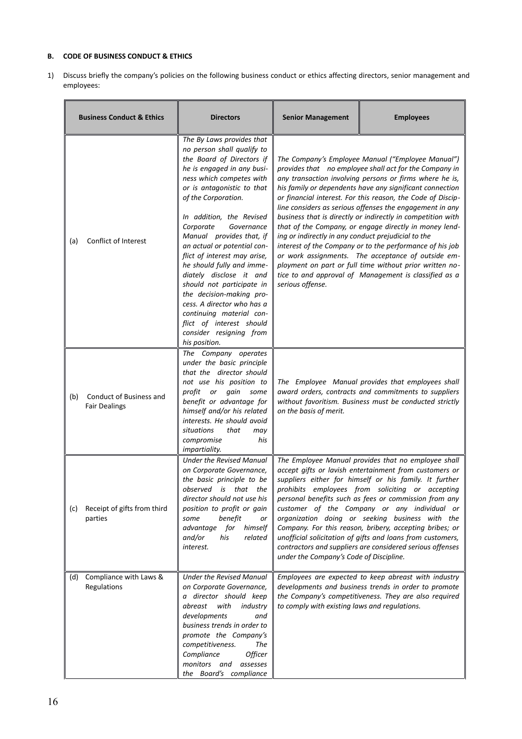**B. CODE OF BUSINESS CONDUCT & ETHICS**

1) Discuss briefly the company's policies on the following business conduct or ethics affecting directors, senior management and employees:

| Business Conduct & Ethics | Directors | Senior Management | Employees |
|---|---|---|---|
| (a) Conflict of Interest | *The By Laws provides that no person shall qualify to the Board of Directors if he is engaged in any business which competes with or is antagonistic to that of the Corporation.*<br><br>*In addition, the Revised Corporate Governance Manual provides that, if an actual or potential conflict of interest may arise, he should fully and immediately disclose it and should not participate in the decision-making process. A director who has a continuing material conflict of interest should consider resigning from his position.* | *The Company's Employee Manual ("Employee Manual") provides that no employee shall act for the Company in any transaction involving persons or firms where he is, his family or dependents have any significant connection or financial interest. For this reason, the Code of Discipline considers as serious offenses the engagement in any business that is directly or indirectly in competition with that of the Company, or engage directly in money lending or indirectly in any conduct prejudicial to the interest of the Company or to the performance of his job or work assignments. The acceptance of outside employment on part or full time without prior written notice to and approval of Management is classified as a serious offense.* | |
| (b) Conduct of Business and Fair Dealings | *The Company operates under the basic principle that the director should not use his position to profit or gain some benefit or advantage for himself and/or his related interests. He should avoid situations that may compromise his impartiality.* | *The Employee Manual provides that employees shall award orders, contracts and commitments to suppliers without favoritism. Business must be conducted strictly on the basis of merit.* | |
| (c) Receipt of gifts from third parties | *Under the Revised Manual on Corporate Governance, the basic principle to be observed is that the director should not use his position to profit or gain some benefit or advantage for himself and/or his related interest.* | *The Employee Manual provides that no employee shall accept gifts or lavish entertainment from customers or suppliers either for himself or his family. It further prohibits employees from soliciting or accepting personal benefits such as fees or commission from any customer of the Company or any individual or organization doing or seeking business with the Company. For this reason, bribery, accepting bribes; or unofficial solicitation of gifts and loans from customers, contractors and suppliers are considered serious offenses under the Company's Code of Discipline.* | |
| (d) Compliance with Laws & Regulations | *Under the Revised Manual on Corporate Governance, a director should keep abreast with industry developments and business trends in order to promote the Company's competitiveness. The Compliance Officer monitors and assesses the Board's compliance* | *Employees are expected to keep abreast with industry developments and business trends in order to promote the Company's competitiveness. They are also required to comply with existing laws and regulations.* | |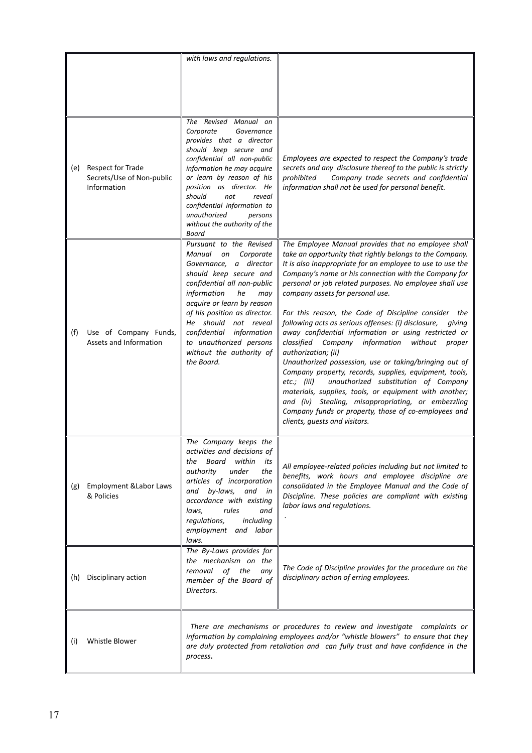| | | |
|---|---|---|
| | *with laws and regulations.* | |
| (e) Respect for Trade Secrets/Use of Non-public Information | *The Revised Manual on Corporate Governance provides that a director should keep secure and confidential all non-public information he may acquire or learn by reason of his position as director. He should not reveal confidential information to unauthorized persons without the authority of the Board* | *Employees are expected to respect the Company's trade secrets and any disclosure thereof to the public is strictly prohibited Company trade secrets and confidential information shall not be used for personal benefit.* |
| (f) Use of Company Funds, Assets and Information | *Pursuant to the Revised Manual on Corporate Governance, a director should keep secure and confidential all non-public information he may acquire or learn by reason of his position as director. He should not reveal confidential information to unauthorized persons without the authority of the Board.* | *The Employee Manual provides that no employee shall take an opportunity that rightly belongs to the Company. It is also inappropriate for an employee to use to use the Company's name or his connection with the Company for personal or job related purposes. No employee shall use company assets for personal use.*<br><br>*For this reason, the Code of Discipline consider the following acts as serious offenses: (i) disclosure, giving away confidential information or using restricted or classified Company information without proper authorization; (ii) Unauthorized possession, use or taking/bringing out of Company property, records, supplies, equipment, tools, etc.; (iii) unauthorized substitution of Company materials, supplies, tools, or equipment with another; and (iv) Stealing, misappropriating, or embezzling Company funds or property, those of co-employees and clients, guests and visitors.* |
| (g) Employment &Labor Laws & Policies | *The Company keeps the activities and decisions of the Board within its authority under the articles of incorporation and by-laws, and in accordance with existing laws, rules and regulations, including employment and labor laws.* | *All employee-related policies including but not limited to benefits, work hours and employee discipline are consolidated in the Employee Manual and the Code of Discipline. These policies are compliant with existing labor laws and regulations.*<br><br>*.* |
| (h) Disciplinary action | *The By-Laws provides for the mechanism on the removal of the any member of the Board of Directors.* | *The Code of Discipline provides for the procedure on the disciplinary action of erring employees.* |
| (i) Whistle Blower | *There are mechanisms or procedures to review and investigate complaints or information by complaining employees and/or "whistle blowers" to ensure that they are duly protected from retaliation and can fully trust and have confidence in the process.* | |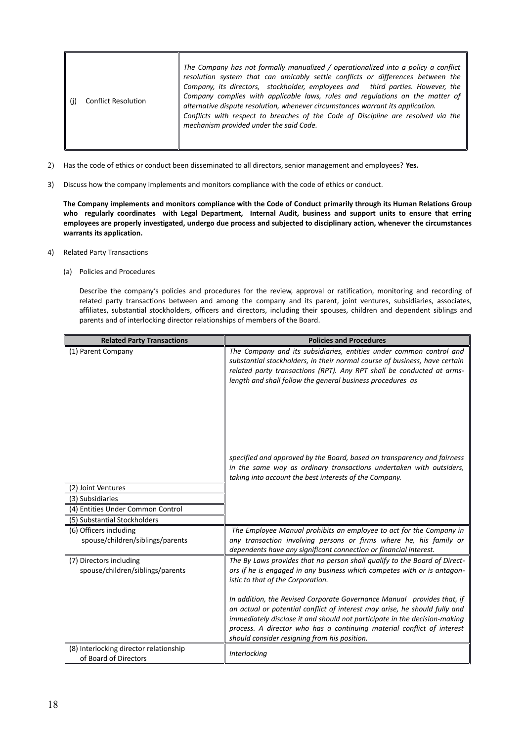| (j) Conflict Resolution | *The Company has not formally manualized / operationalized into a policy a conflict resolution system that can amicably settle conflicts or differences between the Company, its directors, stockholder, employees and third parties. However, the Company complies with applicable laws, rules and regulations on the matter of alternative dispute resolution, whenever circumstances warrant its application. Conflicts with respect to breaches of the Code of Discipline are resolved via the mechanism provided under the said Code.* |
|---|---|

2) Has the code of ethics or conduct been disseminated to all directors, senior management and employees? **Yes.**

3) Discuss how the company implements and monitors compliance with the code of ethics or conduct.

   **The Company implements and monitors compliance with the Code of Conduct primarily through its Human Relations Group who regularly coordinates with Legal Department, Internal Audit, business and support units to ensure that erring employees are properly investigated, undergo due process and subjected to disciplinary action, whenever the circumstances warrants its application.**

4) Related Party Transactions

   (a) Policies and Procedures

   Describe the company's policies and procedures for the review, approval or ratification, monitoring and recording of related party transactions between and among the company and its parent, joint ventures, subsidiaries, associates, affiliates, substantial stockholders, officers and directors, including their spouses, children and dependent siblings and parents and of interlocking director relationships of members of the Board.

| Related Party Transactions | Policies and Procedures |
|---|---|
| (1) Parent Company | *The Company and its subsidiaries, entities under common control and substantial stockholders, in their normal course of business, have certain related party transactions (RPT). Any RPT shall be conducted at arms-length and shall follow the general business procedures as specified and approved by the Board, based on transparency and fairness in the same way as ordinary transactions undertaken with outsiders, taking into account the best interests of the Company.* |
| (2) Joint Ventures | |
| (3) Subsidiaries | |
| (4) Entities Under Common Control | |
| (5) Substantial Stockholders | |
| (6) Officers including spouse/children/siblings/parents | *The Employee Manual prohibits an employee to act for the Company in any transaction involving persons or firms where he, his family or dependents have any significant connection or financial interest.* |
| (7) Directors including spouse/children/siblings/parents | *The By Laws provides that no person shall qualify to the Board of Directors if he is engaged in any business which competes with or is antagonistic to that of the Corporation.*<br><br>*In addition, the Revised Corporate Governance Manual provides that, if an actual or potential conflict of interest may arise, he should fully and immediately disclose it and should not participate in the decision-making process. A director who has a continuing material conflict of interest should consider resigning from his position.* |
| (8) Interlocking director relationship of Board of Directors | *Interlocking* |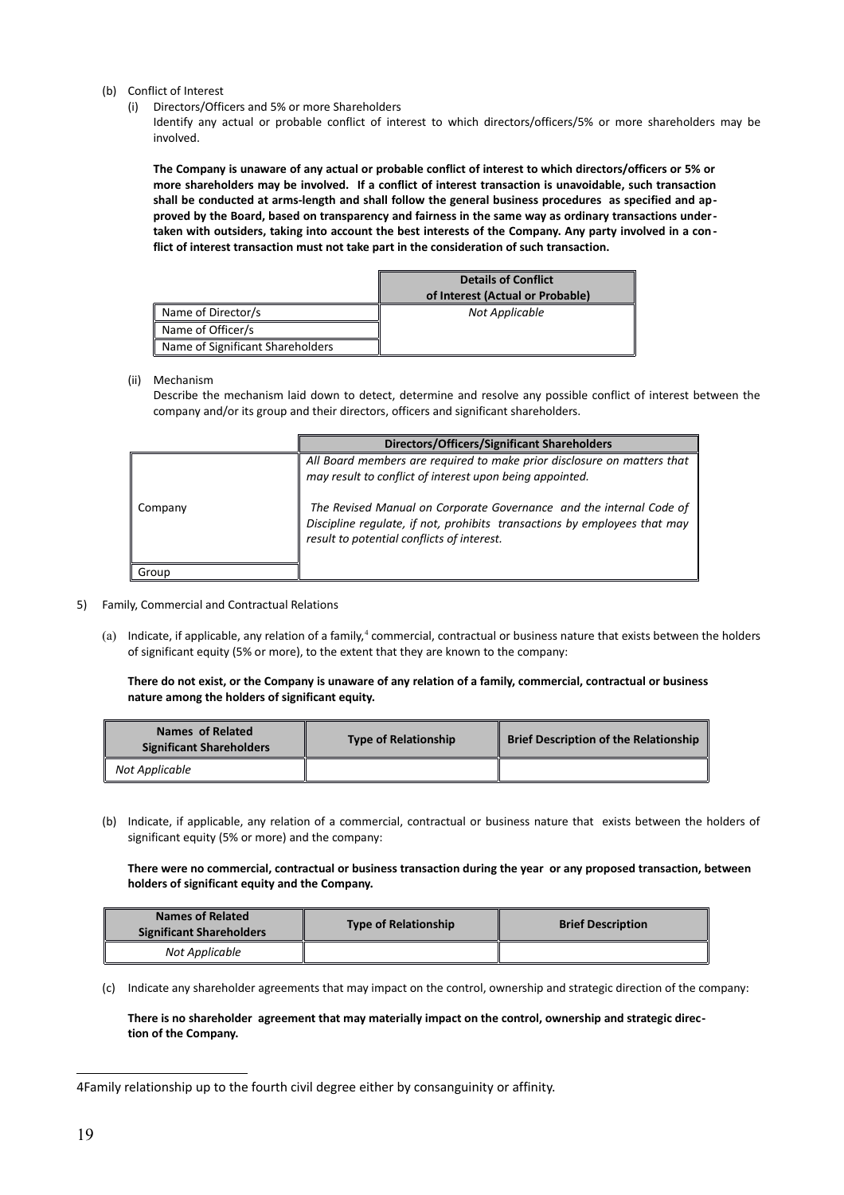(b) Conflict of Interest

(i) Directors/Officers and 5% or more Shareholders

Identify any actual or probable conflict of interest to which directors/officers/5% or more shareholders may be involved.

**The Company is unaware of any actual or probable conflict of interest to which directors/officers or 5% or more shareholders may be involved. If a conflict of interest transaction is unavoidable, such transaction shall be conducted at arms-length and shall follow the general business procedures as specified and approved by the Board, based on transparency and fairness in the same way as ordinary transactions undertaken with outsiders, taking into account the best interests of the Company. Any party involved in a conflict of interest transaction must not take part in the consideration of such transaction.**

| | Details of Conflict of Interest (Actual or Probable) |
|---|---|
| Name of Director/s | *Not Applicable* |
| Name of Officer/s | |
| Name of Significant Shareholders | |

(ii) Mechanism

Describe the mechanism laid down to detect, determine and resolve any possible conflict of interest between the company and/or its group and their directors, officers and significant shareholders.

| | Directors/Officers/Significant Shareholders |
|---|---|
| Company | *All Board members are required to make prior disclosure on matters that may result to conflict of interest upon being appointed.* *The Revised Manual on Corporate Governance and the internal Code of Discipline regulate, if not, prohibits transactions by employees that may result to potential conflicts of interest.* |
| Group | |

5) Family, Commercial and Contractual Relations

(a) Indicate, if applicable, any relation of a family,[4] commercial, contractual or business nature that exists between the holders of significant equity (5% or more), to the extent that they are known to the company:

**There do not exist, or the Company is unaware of any relation of a family, commercial, contractual or business nature among the holders of significant equity.**

| Names of Related Significant Shareholders | Type of Relationship | Brief Description of the Relationship |
|---|---|---|
| *Not Applicable* | | |

(b) Indicate, if applicable, any relation of a commercial, contractual or business nature that exists between the holders of significant equity (5% or more) and the company:

**There were no commercial, contractual or business transaction during the year or any proposed transaction, between holders of significant equity and the Company.**

| Names of Related Significant Shareholders | Type of Relationship | Brief Description |
|---|---|---|
| *Not Applicable* | | |

(c) Indicate any shareholder agreements that may impact on the control, ownership and strategic direction of the company:

**There is no shareholder agreement that may materially impact on the control, ownership and strategic direction of the Company.**

---

[4] Family relationship up to the fourth civil degree either by consanguinity or affinity.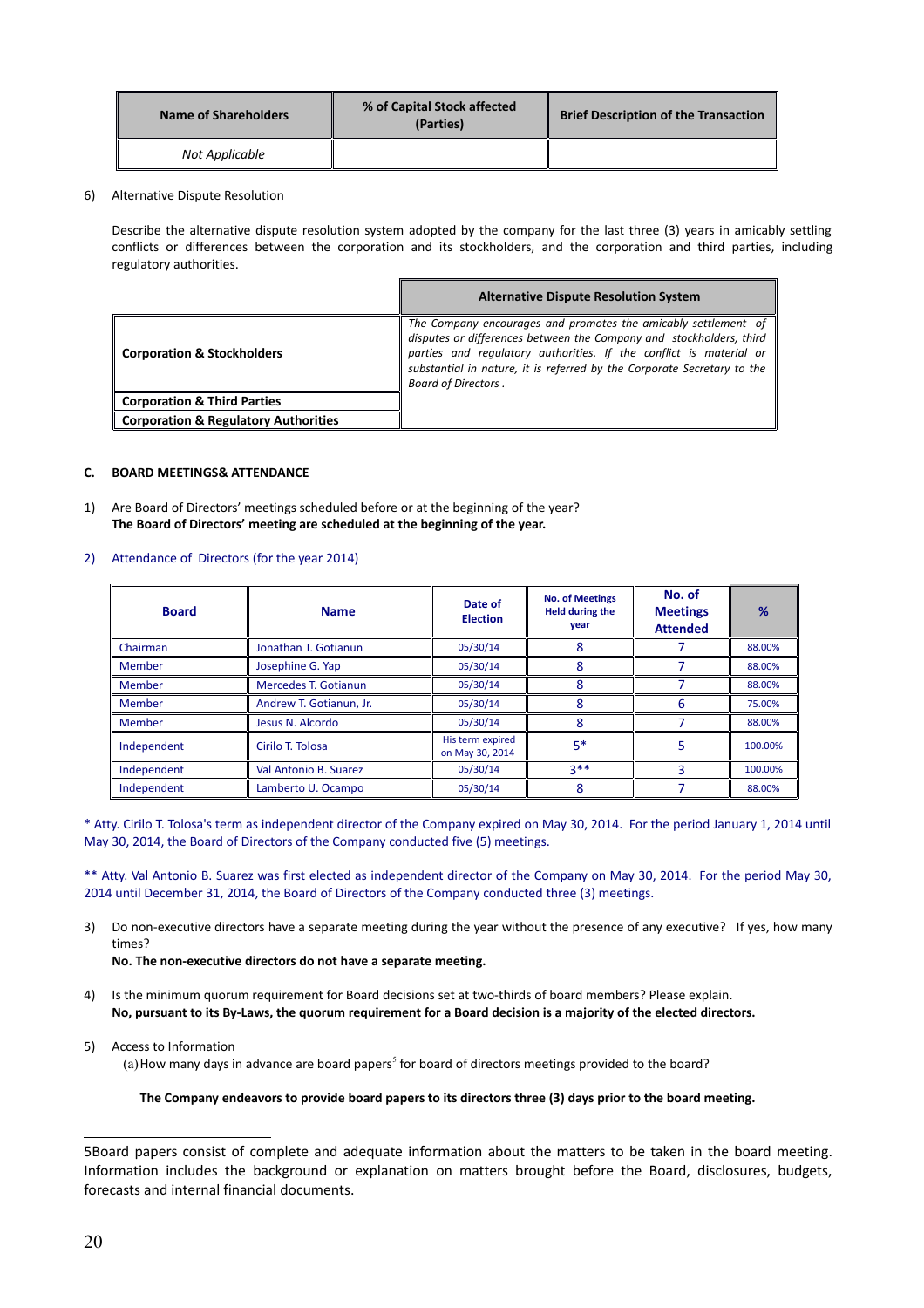| Name of Shareholders | % of Capital Stock affected (Parties) | Brief Description of the Transaction |
| --- | --- | --- |
| *Not Applicable* | | |

6) Alternative Dispute Resolution

Describe the alternative dispute resolution system adopted by the company for the last three (3) years in amicably settling conflicts or differences between the corporation and its stockholders, and the corporation and third parties, including regulatory authorities.

| | Alternative Dispute Resolution System |
| --- | --- |
| **Corporation & Stockholders** | *The Company encourages and promotes the amicably settlement of disputes or differences between the Company and stockholders, third parties and regulatory authorities. If the conflict is material or substantial in nature, it is referred by the Corporate Secretary to the Board of Directors .* |
| **Corporation & Third Parties** | |
| **Corporation & Regulatory Authorities** | |

**C. BOARD MEETINGS& ATTENDANCE**

1) Are Board of Directors' meetings scheduled before or at the beginning of the year?
**The Board of Directors' meeting are scheduled at the beginning of the year.**

2) Attendance of Directors (for the year 2014)

| Board | Name | Date of Election | No. of Meetings Held during the year | No. of Meetings Attended | % |
| --- | --- | --- | --- | --- | --- |
| Chairman | Jonathan T. Gotianun | 05/30/14 | 8 | 7 | 88.00% |
| Member | Josephine G. Yap | 05/30/14 | 8 | 7 | 88.00% |
| Member | Mercedes T. Gotianun | 05/30/14 | 8 | 7 | 88.00% |
| Member | Andrew T. Gotianun, Jr. | 05/30/14 | 8 | 6 | 75.00% |
| Member | Jesus N. Alcordo | 05/30/14 | 8 | 7 | 88.00% |
| Independent | Cirilo T. Tolosa | His term expired on May 30, 2014 | 5* | 5 | 100.00% |
| Independent | Val Antonio B. Suarez | 05/30/14 | 3** | 3 | 100.00% |
| Independent | Lamberto U. Ocampo | 05/30/14 | 8 | 7 | 88.00% |

* Atty. Cirilo T. Tolosa's term as independent director of the Company expired on May 30, 2014. For the period January 1, 2014 until May 30, 2014, the Board of Directors of the Company conducted five (5) meetings.

** Atty. Val Antonio B. Suarez was first elected as independent director of the Company on May 30, 2014. For the period May 30, 2014 until December 31, 2014, the Board of Directors of the Company conducted three (3) meetings.

3) Do non-executive directors have a separate meeting during the year without the presence of any executive? If yes, how many times?
**No. The non-executive directors do not have a separate meeting.**

4) Is the minimum quorum requirement for Board decisions set at two-thirds of board members? Please explain.
**No, pursuant to its By-Laws, the quorum requirement for a Board decision is a majority of the elected directors.**

5) Access to Information
(a) How many days in advance are board papers[5] for board of directors meetings provided to the board?

**The Company endeavors to provide board papers to its directors three (3) days prior to the board meeting.**

[5] Board papers consist of complete and adequate information about the matters to be taken in the board meeting. Information includes the background or explanation on matters brought before the Board, disclosures, budgets, forecasts and internal financial documents.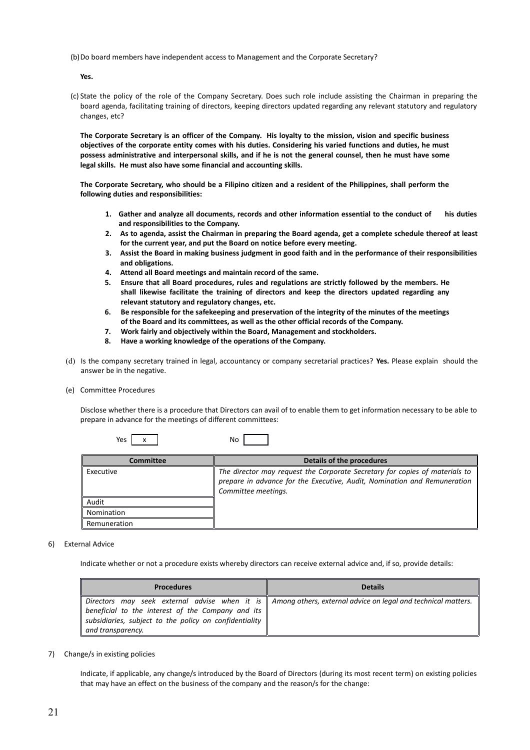(b) Do board members have independent access to Management and the Corporate Secretary?

**Yes.**

(c) State the policy of the role of the Company Secretary. Does such role include assisting the Chairman in preparing the board agenda, facilitating training of directors, keeping directors updated regarding any relevant statutory and regulatory changes, etc?

**The Corporate Secretary is an officer of the Company. His loyalty to the mission, vision and specific business objectives of the corporate entity comes with his duties. Considering his varied functions and duties, he must possess administrative and interpersonal skills, and if he is not the general counsel, then he must have some legal skills. He must also have some financial and accounting skills.**

**The Corporate Secretary, who should be a Filipino citizen and a resident of the Philippines, shall perform the following duties and responsibilities:**

1. **Gather and analyze all documents, records and other information essential to the conduct of his duties and responsibilities to the Company.**
2. **As to agenda, assist the Chairman in preparing the Board agenda, get a complete schedule thereof at least for the current year, and put the Board on notice before every meeting.**
3. **Assist the Board in making business judgment in good faith and in the performance of their responsibilities and obligations.**
4. **Attend all Board meetings and maintain record of the same.**
5. **Ensure that all Board procedures, rules and regulations are strictly followed by the members. He shall likewise facilitate the training of directors and keep the directors updated regarding any relevant statutory and regulatory changes, etc.**
6. **Be responsible for the safekeeping and preservation of the integrity of the minutes of the meetings of the Board and its committees, as well as the other official records of the Company.**
7. **Work fairly and objectively within the Board, Management and stockholders.**
8. **Have a working knowledge of the operations of the Company.**

(d) Is the company secretary trained in legal, accountancy or company secretarial practices? **Yes.** Please explain should the answer be in the negative.

(e) Committee Procedures

Disclose whether there is a procedure that Directors can avail of to enable them to get information necessary to be able to prepare in advance for the meetings of different committees:

Yes [ x ]  No [ ]

| Committee | Details of the procedures |
|---|---|
| Executive | *The director may request the Corporate Secretary for copies of materials to prepare in advance for the Executive, Audit, Nomination and Remuneration Committee meetings.* |
| Audit | |
| Nomination | |
| Remuneration | |

6) External Advice

Indicate whether or not a procedure exists whereby directors can receive external advice and, if so, provide details:

| Procedures | Details |
|---|---|
| *Directors may seek external advise when it is beneficial to the interest of the Company and its subsidiaries, subject to the policy on confidentiality and transparency.* | *Among others, external advice on legal and technical matters.* |

7) Change/s in existing policies

Indicate, if applicable, any change/s introduced by the Board of Directors (during its most recent term) on existing policies that may have an effect on the business of the company and the reason/s for the change: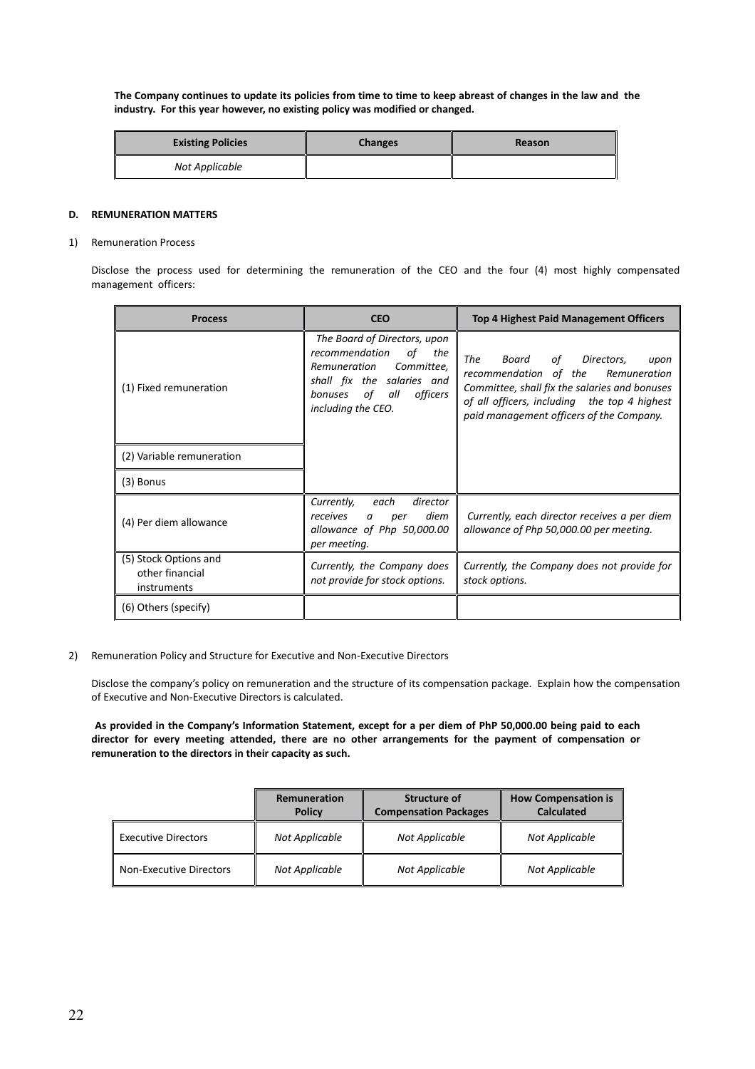**The Company continues to update its policies from time to time to keep abreast of changes in the law and the industry. For this year however, no existing policy was modified or changed.**

| Existing Policies | Changes | Reason |
|---|---|---|
| *Not Applicable* | | |

#### D. REMUNERATION MATTERS

1) Remuneration Process

Disclose the process used for determining the remuneration of the CEO and the four (4) most highly compensated management officers:

| Process | CEO | Top 4 Highest Paid Management Officers |
|---|---|---|
| (1) Fixed remuneration | *The Board of Directors, upon recommendation of the Remuneration Committee, shall fix the salaries and bonuses of all officers including the CEO.* | *The Board of Directors, upon recommendation of the Remuneration Committee, shall fix the salaries and bonuses of all officers, including the top 4 highest paid management officers of the Company.* |
| (2) Variable remuneration | | |
| (3) Bonus | | |
| (4) Per diem allowance | *Currently, each director receives a per diem allowance of Php 50,000.00 per meeting.* | *Currently, each director receives a per diem allowance of Php 50,000.00 per meeting.* |
| (5) Stock Options and other financial instruments | *Currently, the Company does not provide for stock options.* | *Currently, the Company does not provide for stock options.* |
| (6) Others (specify) | | |

2) Remuneration Policy and Structure for Executive and Non-Executive Directors

Disclose the company's policy on remuneration and the structure of its compensation package. Explain how the compensation of Executive and Non-Executive Directors is calculated.

**As provided in the Company's Information Statement, except for a per diem of PhP 50,000.00 being paid to each director for every meeting attended, there are no other arrangements for the payment of compensation or remuneration to the directors in their capacity as such.**

| | Remuneration Policy | Structure of Compensation Packages | How Compensation is Calculated |
|---|---|---|---|
| Executive Directors | *Not Applicable* | *Not Applicable* | *Not Applicable* |
| Non-Executive Directors | *Not Applicable* | *Not Applicable* | *Not Applicable* |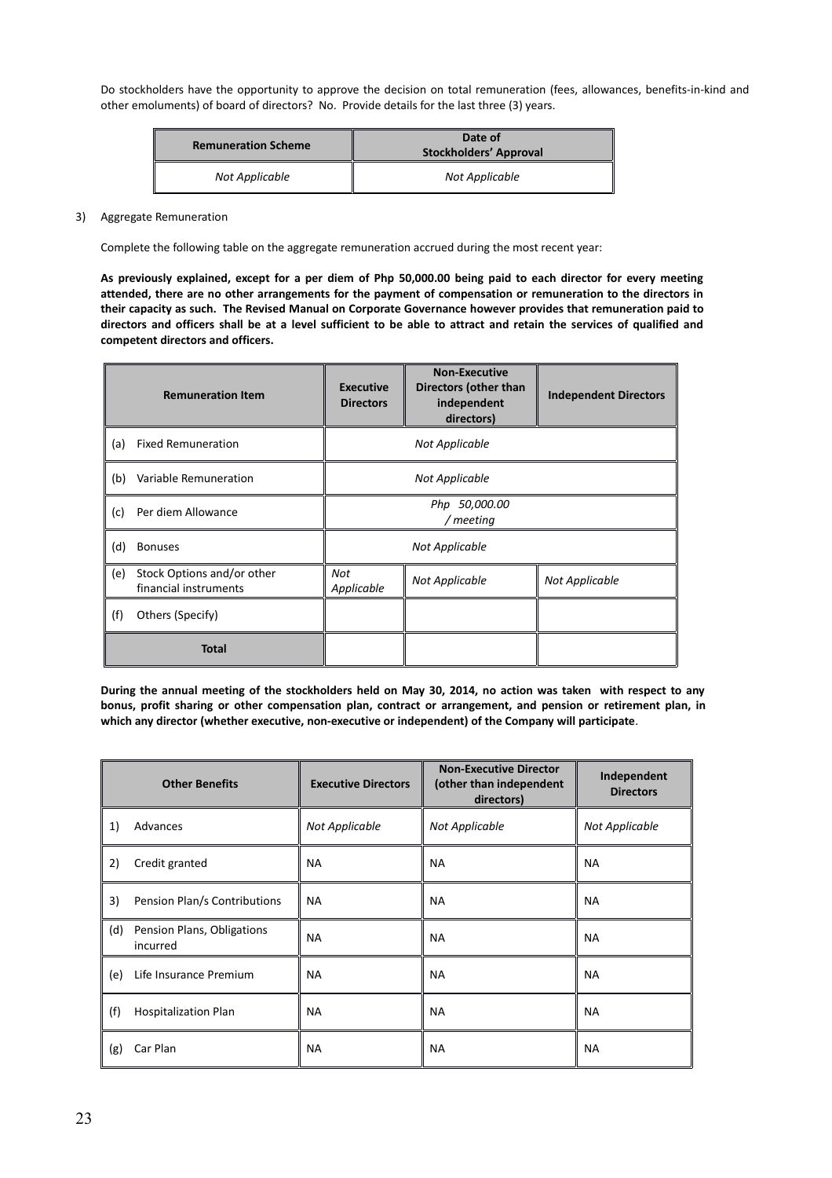Do stockholders have the opportunity to approve the decision on total remuneration (fees, allowances, benefits-in-kind and other emoluments) of board of directors? No. Provide details for the last three (3) years.

| Remuneration Scheme | Date of Stockholders' Approval |
|---|---|
| *Not Applicable* | *Not Applicable* |

3) Aggregate Remuneration

Complete the following table on the aggregate remuneration accrued during the most recent year:

**As previously explained, except for a per diem of Php 50,000.00 being paid to each director for every meeting attended, there are no other arrangements for the payment of compensation or remuneration to the directors in their capacity as such. The Revised Manual on Corporate Governance however provides that remuneration paid to directors and officers shall be at a level sufficient to be able to attract and retain the services of qualified and competent directors and officers.**

| Remuneration Item | Executive Directors | Non-Executive Directors (other than independent directors) | Independent Directors |
|---|---|---|---|
| (a) Fixed Remuneration | *Not Applicable* | | |
| (b) Variable Remuneration | *Not Applicable* | | |
| (c) Per diem Allowance | *Php 50,000.00 / meeting* | | |
| (d) Bonuses | *Not Applicable* | | |
| (e) Stock Options and/or other financial instruments | *Not Applicable* | *Not Applicable* | *Not Applicable* |
| (f) Others (Specify) | | | |
| **Total** | | | |

**During the annual meeting of the stockholders held on May 30, 2014, no action was taken with respect to any bonus, profit sharing or other compensation plan, contract or arrangement, and pension or retirement plan, in which any director (whether executive, non-executive or independent) of the Company will participate**.

| Other Benefits | Executive Directors | Non-Executive Director (other than independent directors) | Independent Directors |
|---|---|---|---|
| 1) Advances | *Not Applicable* | *Not Applicable* | *Not Applicable* |
| 2) Credit granted | NA | NA | NA |
| 3) Pension Plan/s Contributions | NA | NA | NA |
| (d) Pension Plans, Obligations incurred | NA | NA | NA |
| (e) Life Insurance Premium | NA | NA | NA |
| (f) Hospitalization Plan | NA | NA | NA |
| (g) Car Plan | NA | NA | NA |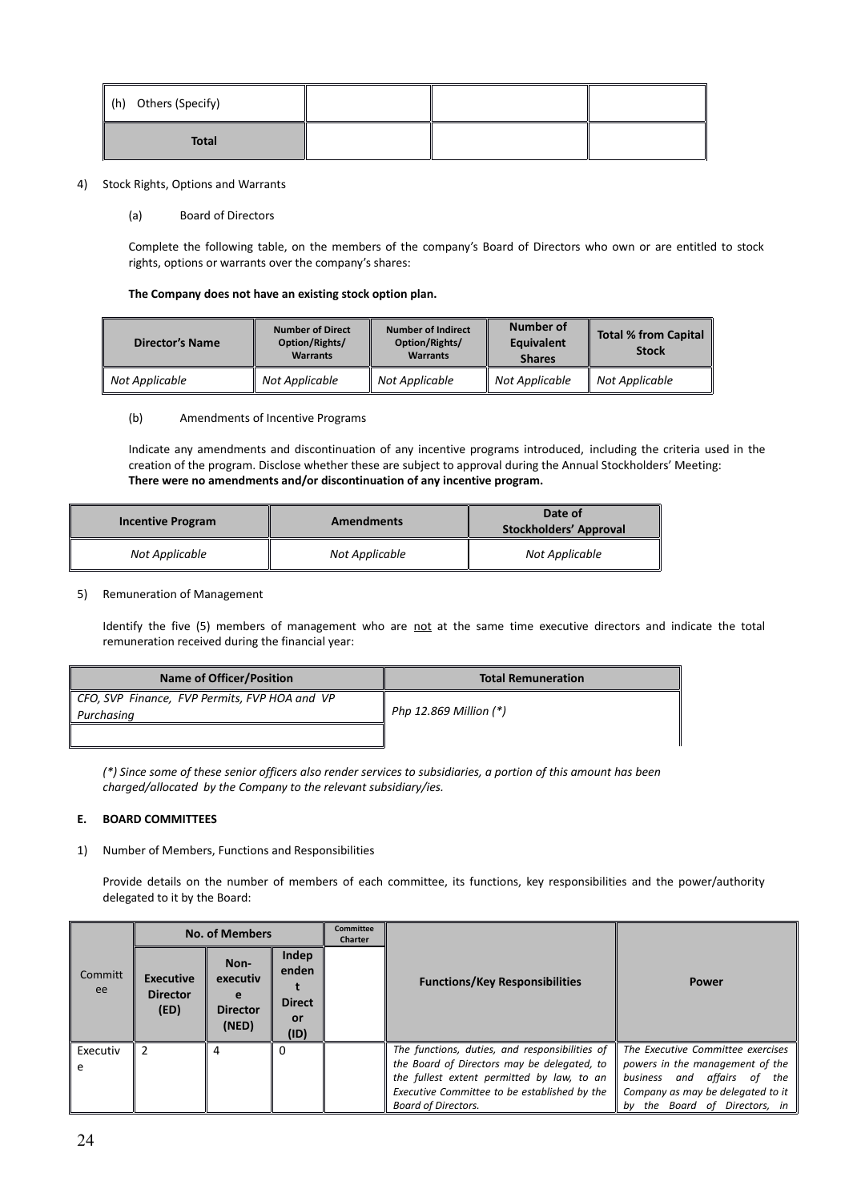| (h) Others (Specify) | | | |
|---|---|---|---|
| **Total** | | | |

4) Stock Rights, Options and Warrants

(a) Board of Directors

Complete the following table, on the members of the company's Board of Directors who own or are entitled to stock rights, options or warrants over the company's shares:

**The Company does not have an existing stock option plan.**

| Director's Name | Number of Direct Option/Rights/ Warrants | Number of Indirect Option/Rights/ Warrants | Number of Equivalent Shares | Total % from Capital Stock |
|---|---|---|---|---|
| *Not Applicable* | *Not Applicable* | *Not Applicable* | *Not Applicable* | *Not Applicable* |

(b) Amendments of Incentive Programs

Indicate any amendments and discontinuation of any incentive programs introduced, including the criteria used in the creation of the program. Disclose whether these are subject to approval during the Annual Stockholders' Meeting:
**There were no amendments and/or discontinuation of any incentive program.**

| Incentive Program | Amendments | Date of Stockholders' Approval |
|---|---|---|
| *Not Applicable* | *Not Applicable* | *Not Applicable* |

5) Remuneration of Management

Identify the five (5) members of management who are not at the same time executive directors and indicate the total remuneration received during the financial year:

| Name of Officer/Position | Total Remuneration |
|---|---|
| *CFO, SVP Finance, FVP Permits, FVP HOA and VP Purchasing* | *Php 12.869 Million (\*)* |
| | |

*(\*) Since some of these senior officers also render services to subsidiaries, a portion of this amount has been charged/allocated by the Company to the relevant subsidiary/ies.*

**E. BOARD COMMITTEES**

1) Number of Members, Functions and Responsibilities

Provide details on the number of members of each committee, its functions, key responsibilities and the power/authority delegated to it by the Board:

| Committee | No. of Members | | | Committee Charter | Functions/Key Responsibilities | Power |
|---|---|---|---|---|---|---|
| | Executive Director (ED) | Non-executive Director (NED) | Independent Director (ID) | | | |
| Executive | 2 | 4 | 0 | | *The functions, duties, and responsibilities of the Board of Directors may be delegated, to the fullest extent permitted by law, to an Executive Committee to be established by the Board of Directors.* | *The Executive Committee exercises powers in the management of the business and affairs of the Company as may be delegated to it by the Board of Directors, in* |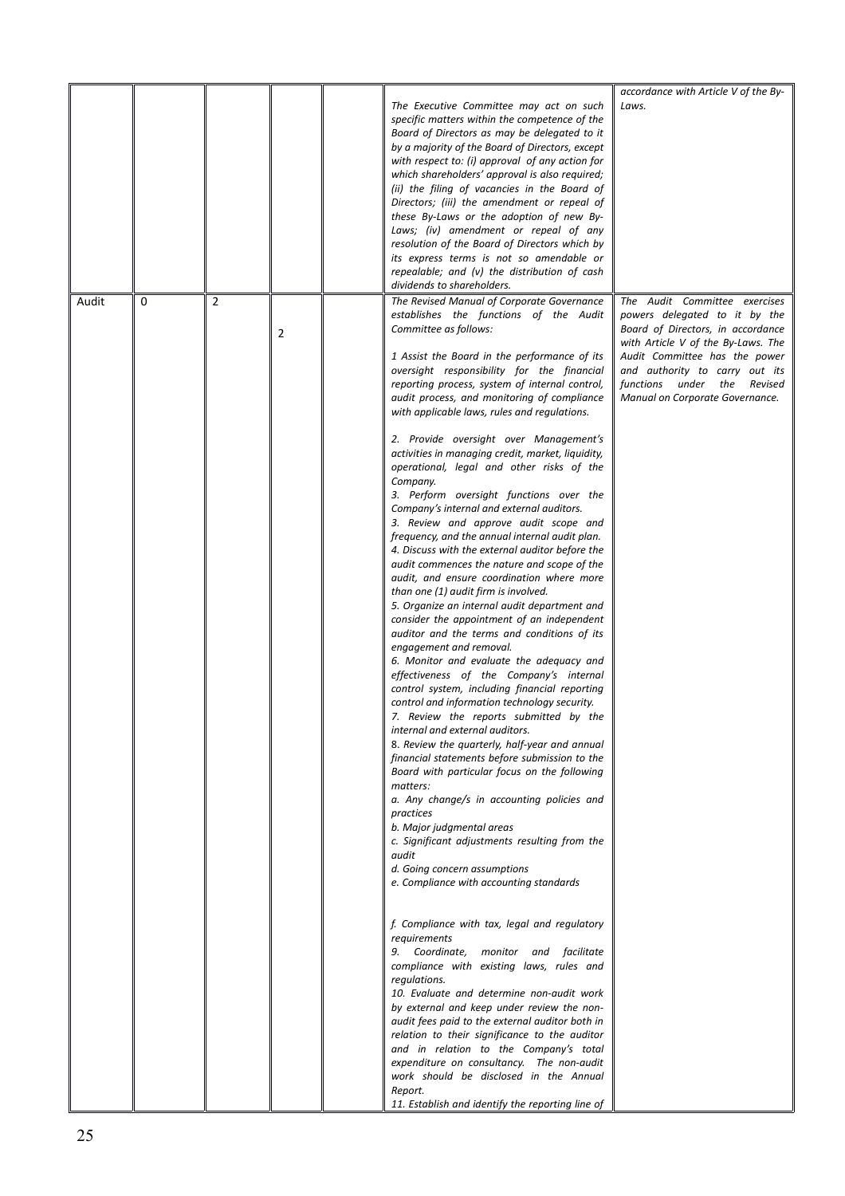| | | | | | | |
|---|---|---|---|---|---|---|
| | | | | | The Executive Committee may act on such specific matters within the competence of the Board of Directors as may be delegated to it by a majority of the Board of Directors, except with respect to: (i) approval of any action for which shareholders' approval is also required; (ii) the filing of vacancies in the Board of Directors; (iii) the amendment or repeal of these By-Laws or the adoption of new By-Laws; (iv) amendment or repeal of any resolution of the Board of Directors which by its express terms is not so amendable or repealable; and (v) the distribution of cash dividends to shareholders. | accordance with Article V of the By-Laws. |
| Audit | 0 | 2 | 2 | | The Revised Manual of Corporate Governance establishes the functions of the Audit Committee as follows:<br><br>1 Assist the Board in the performance of its oversight responsibility for the financial reporting process, system of internal control, audit process, and monitoring of compliance with applicable laws, rules and regulations.<br><br>2. Provide oversight over Management's activities in managing credit, market, liquidity, operational, legal and other risks of the Company.<br>3. Perform oversight functions over the Company's internal and external auditors.<br>3. Review and approve audit scope and frequency, and the annual internal audit plan.<br>4. Discuss with the external auditor before the audit commences the nature and scope of the audit, and ensure coordination where more than one (1) audit firm is involved.<br>5. Organize an internal audit department and consider the appointment of an independent auditor and the terms and conditions of its engagement and removal.<br>6. Monitor and evaluate the adequacy and effectiveness of the Company's internal control system, including financial reporting control and information technology security.<br>7. Review the reports submitted by the internal and external auditors.<br>8. Review the quarterly, half-year and annual financial statements before submission to the Board with particular focus on the following matters:<br>a. Any change/s in accounting policies and practices<br>b. Major judgmental areas<br>c. Significant adjustments resulting from the audit<br>d. Going concern assumptions<br>e. Compliance with accounting standards<br><br>f. Compliance with tax, legal and regulatory requirements<br>9. Coordinate, monitor and facilitate compliance with existing laws, rules and regulations.<br>10. Evaluate and determine non-audit work by external and keep under review the non-audit fees paid to the external auditor both in relation to their significance to the auditor and in relation to the Company's total expenditure on consultancy. The non-audit work should be disclosed in the Annual Report.<br>11. Establish and identify the reporting line of | The Audit Committee exercises powers delegated to it by the Board of Directors, in accordance with Article V of the By-Laws. The Audit Committee has the power and authority to carry out its functions under the Revised Manual on Corporate Governance. |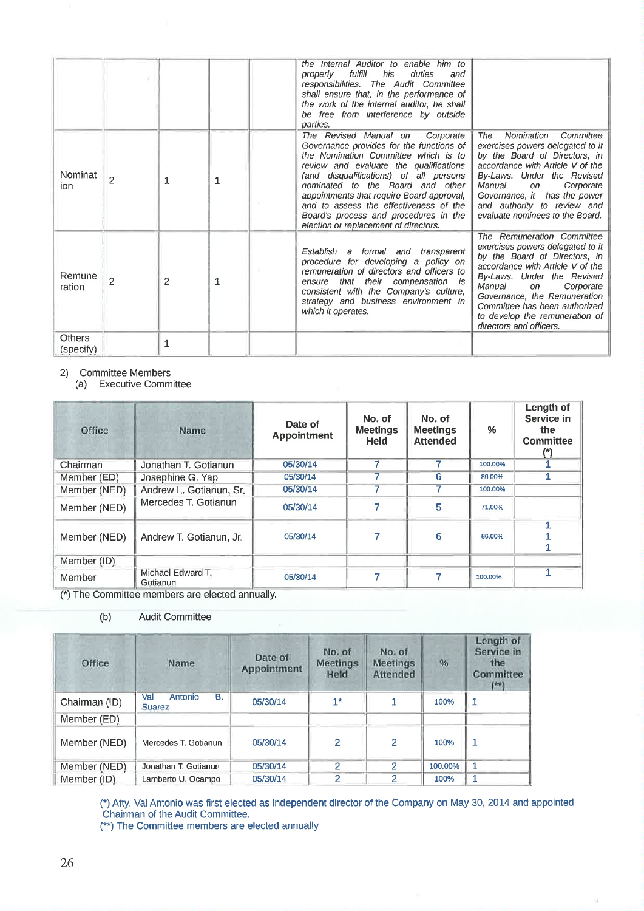| | | | | | | |
|---|---|---|---|---|---|---|
| | | | | | the Internal Auditor to enable him to properly fulfill his duties and responsibilities. The Audit Committee shall ensure that, in the performance of the work of the internal auditor, he shall be free from interference by outside parties. | |
| Nomination | 2 | 1 | 1 | | The Revised Manual on Corporate Governance provides for the functions of the Nomination Committee which is to review and evaluate the qualifications (and disqualifications) of all persons nominated to the Board and other appointments that require Board approval, and to assess the effectiveness of the Board's process and procedures in the election or replacement of directors. | The Nomination Committee exercises powers delegated to it by the Board of Directors, in accordance with Article V of the By-Laws. Under the Revised Manual on Corporate Governance, it has the power and authority to review and evaluate nominees to the Board. |
| Remuneration | 2 | 2 | 1 | | Establish a formal and transparent procedure for developing a policy on remuneration of directors and officers to ensure that their compensation is consistent with the Company's culture, strategy and business environment in which it operates. | The Remuneration Committee exercises powers delegated to it by the Board of Directors, in accordance with Article V of the By-Laws. Under the Revised Manual on Corporate Governance, the Remuneration Committee has been authorized to develop the remuneration of directors and officers. |
| Others (specify) | | 1 | | | | |

2) Committee Members
   (a) Executive Committee

| Office | Name | Date of Appointment | No. of Meetings Held | No. of Meetings Attended | % | Length of Service in the Committee (*) |
|---|---|---|---|---|---|---|
| Chairman | Jonathan T. Gotianun | 05/30/14 | 7 | 7 | 100.00% | 1 |
| Member (ED) | Josephine G. Yap | 05/30/14 | 7 | 6 | 86.00% | 1 |
| Member (NED) | Andrew L. Gotianun, Sr. | 05/30/14 | 7 | 7 | 100.00% | |
| Member (NED) | Mercedes T. Gotianun | 05/30/14 | 7 | 5 | 71.00% | |
| Member (NED) | Andrew T. Gotianun, Jr. | 05/30/14 | 7 | 6 | 86.00% | 1 1 1 |
| Member (ID) | | | | | | |
| Member | Michael Edward T. Gotianun | 05/30/14 | 7 | 7 | 100.00% | 1 |

(*) The Committee members are elected annually.

(b) Audit Committee

| Office | Name | Date of Appointment | No. of Meetings Held | No. of Meetings Attended | % | Length of Service in the Committee (**) |
|---|---|---|---|---|---|---|
| Chairman (ID) | Val Antonio B. Suarez | 05/30/14 | 1* | 1 | 100% | 1 |
| Member (ED) | | | | | | |
| Member (NED) | Mercedes T. Gotianun | 05/30/14 | 2 | 2 | 100% | 1 |
| Member (NED) | Jonathan T. Gotianun | 05/30/14 | 2 | 2 | 100.00% | 1 |
| Member (ID) | Lamberto U. Ocampo | 05/30/14 | 2 | 2 | 100% | 1 |

(*) Atty. Val Antonio was first elected as independent director of the Company on May 30, 2014 and appointed Chairman of the Audit Committee.
(**) The Committee members are elected annually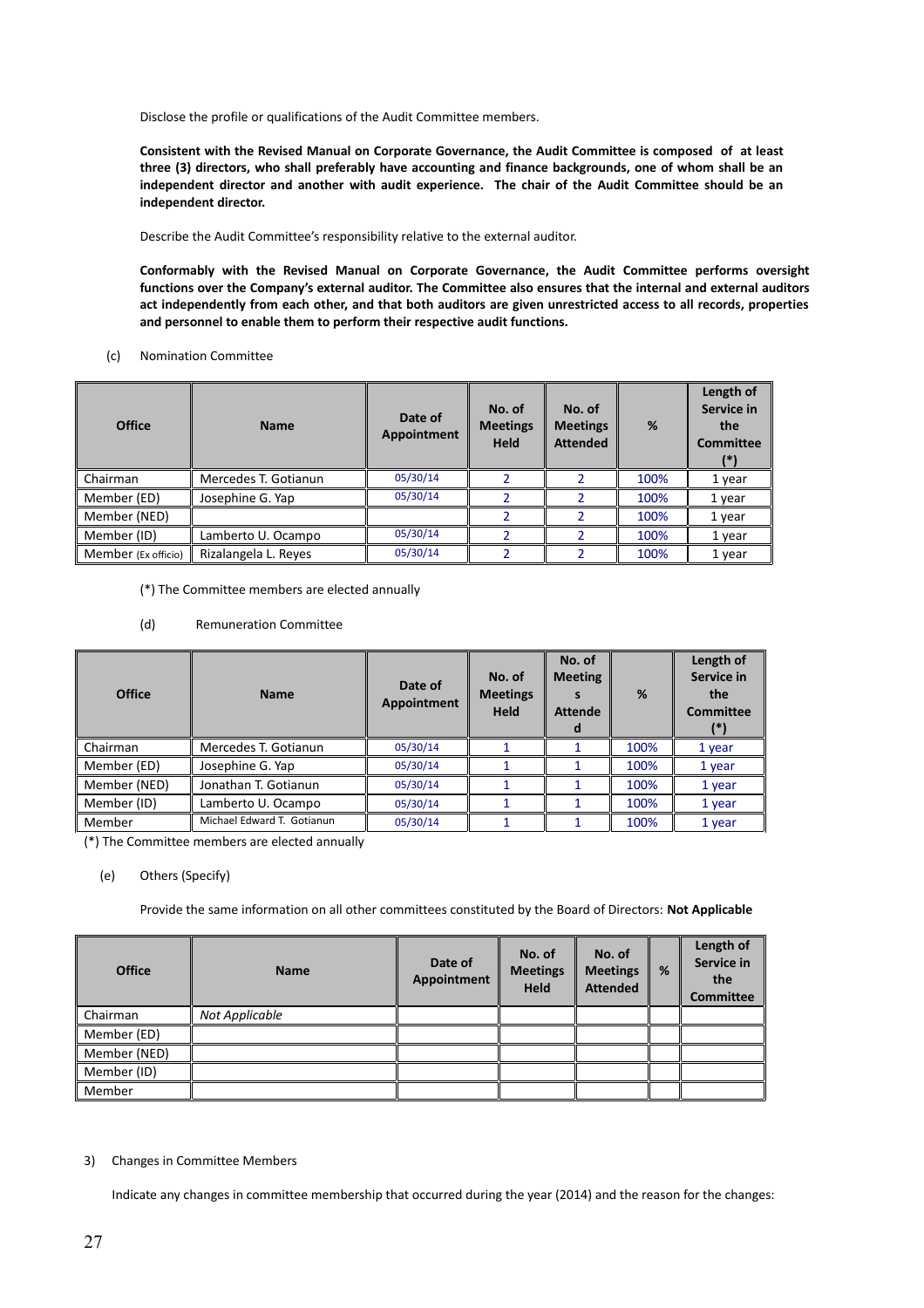Disclose the profile or qualifications of the Audit Committee members.

**Consistent with the Revised Manual on Corporate Governance, the Audit Committee is composed of at least three (3) directors, who shall preferably have accounting and finance backgrounds, one of whom shall be an independent director and another with audit experience. The chair of the Audit Committee should be an independent director.**

Describe the Audit Committee's responsibility relative to the external auditor.

**Conformably with the Revised Manual on Corporate Governance, the Audit Committee performs oversight functions over the Company's external auditor. The Committee also ensures that the internal and external auditors act independently from each other, and that both auditors are given unrestricted access to all records, properties and personnel to enable them to perform their respective audit functions.**

(c) Nomination Committee

| Office | Name | Date of Appointment | No. of Meetings Held | No. of Meetings Attended | % | Length of Service in the Committee (*) |
|---|---|---|---|---|---|---|
| Chairman | Mercedes T. Gotianun | 05/30/14 | 2 | 2 | 100% | 1 year |
| Member (ED) | Josephine G. Yap | 05/30/14 | 2 | 2 | 100% | 1 year |
| Member (NED) | | | 2 | 2 | 100% | 1 year |
| Member (ID) | Lamberto U. Ocampo | 05/30/14 | 2 | 2 | 100% | 1 year |
| Member (Ex officio) | Rizalangela L. Reyes | 05/30/14 | 2 | 2 | 100% | 1 year |

(*) The Committee members are elected annually

(d) Remuneration Committee

| Office | Name | Date of Appointment | No. of Meetings Held | No. of Meetings Attended | % | Length of Service in the Committee (*) |
|---|---|---|---|---|---|---|
| Chairman | Mercedes T. Gotianun | 05/30/14 | 1 | 1 | 100% | 1 year |
| Member (ED) | Josephine G. Yap | 05/30/14 | 1 | 1 | 100% | 1 year |
| Member (NED) | Jonathan T. Gotianun | 05/30/14 | 1 | 1 | 100% | 1 year |
| Member (ID) | Lamberto U. Ocampo | 05/30/14 | 1 | 1 | 100% | 1 year |
| Member | Michael Edward T. Gotianun | 05/30/14 | 1 | 1 | 100% | 1 year |

(*) The Committee members are elected annually

(e) Others (Specify)

Provide the same information on all other committees constituted by the Board of Directors: **Not Applicable**

| Office | Name | Date of Appointment | No. of Meetings Held | No. of Meetings Attended | % | Length of Service in the Committee |
|---|---|---|---|---|---|---|
| Chairman | *Not Applicable* | | | | | |
| Member (ED) | | | | | | |
| Member (NED) | | | | | | |
| Member (ID) | | | | | | |
| Member | | | | | | |

3) Changes in Committee Members

Indicate any changes in committee membership that occurred during the year (2014) and the reason for the changes: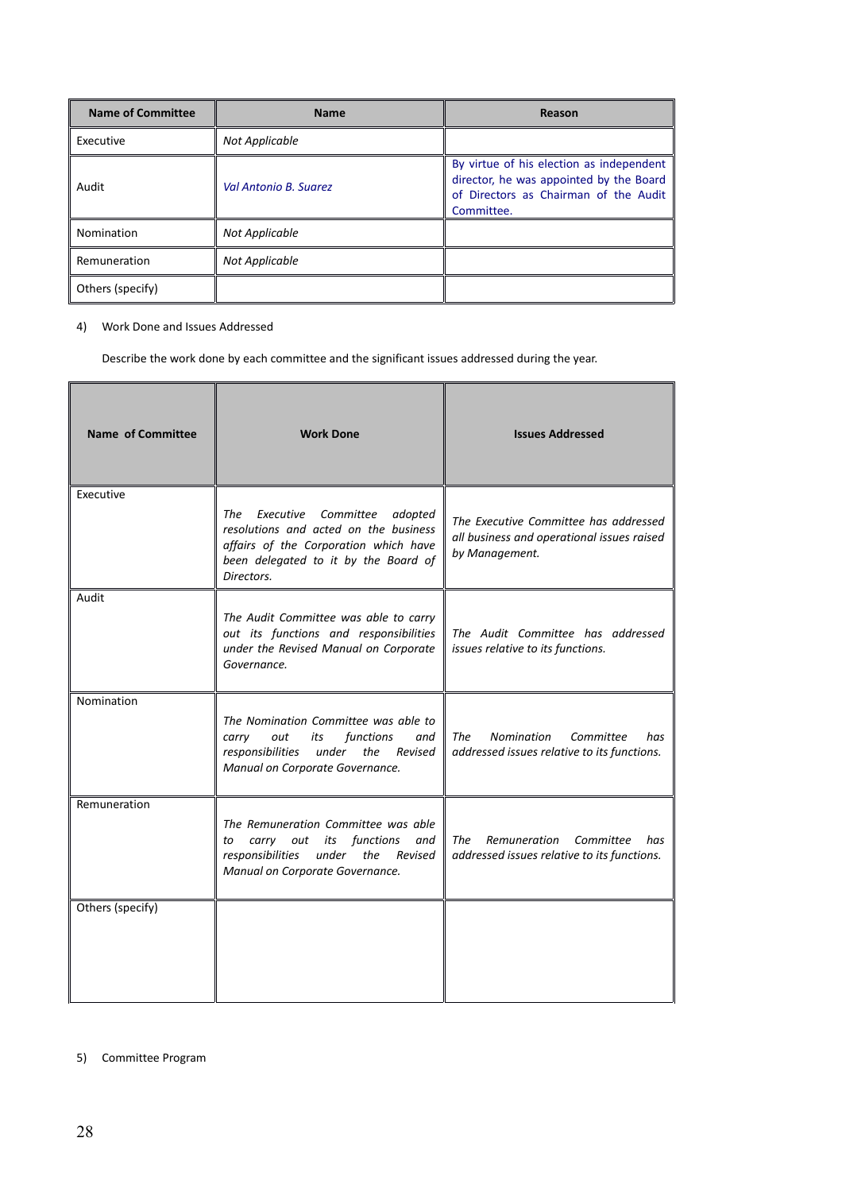| Name of Committee | Name | Reason |
|---|---|---|
| Executive | *Not Applicable* | |
| Audit | *Val Antonio B. Suarez* | By virtue of his election as independent director, he was appointed by the Board of Directors as Chairman of the Audit Committee. |
| Nomination | *Not Applicable* | |
| Remuneration | *Not Applicable* | |
| Others (specify) | | |

4) Work Done and Issues Addressed

Describe the work done by each committee and the significant issues addressed during the year.

| Name of Committee | Work Done | Issues Addressed |
|---|---|---|
| Executive | *The Executive Committee adopted resolutions and acted on the business affairs of the Corporation which have been delegated to it by the Board of Directors.* | *The Executive Committee has addressed all business and operational issues raised by Management.* |
| Audit | *The Audit Committee was able to carry out its functions and responsibilities under the Revised Manual on Corporate Governance.* | *The Audit Committee has addressed issues relative to its functions.* |
| Nomination | *The Nomination Committee was able to carry out its functions and responsibilities under the Revised Manual on Corporate Governance.* | *The Nomination Committee has addressed issues relative to its functions.* |
| Remuneration | *The Remuneration Committee was able to carry out its functions and responsibilities under the Revised Manual on Corporate Governance.* | *The Remuneration Committee has addressed issues relative to its functions.* |
| Others (specify) | | |

5) Committee Program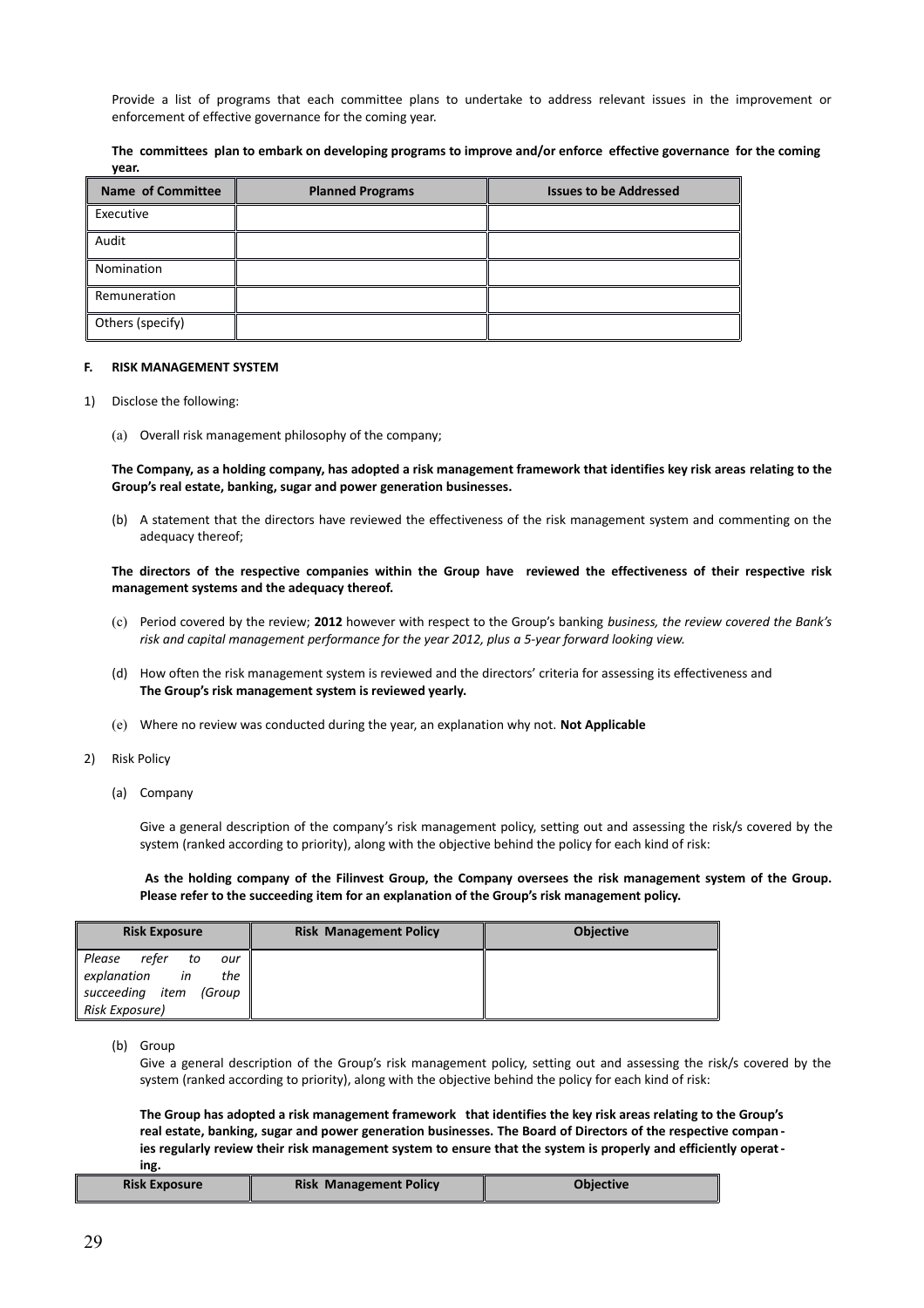Provide a list of programs that each committee plans to undertake to address relevant issues in the improvement or enforcement of effective governance for the coming year.

**The committees plan to embark on developing programs to improve and/or enforce effective governance for the coming year.**

| Name of Committee | Planned Programs | Issues to be Addressed |
|---|---|---|
| Executive | | |
| Audit | | |
| Nomination | | |
| Remuneration | | |
| Others (specify) | | |

#### F. RISK MANAGEMENT SYSTEM

1) Disclose the following:

   (a) Overall risk management philosophy of the company;

   **The Company, as a holding company, has adopted a risk management framework that identifies key risk areas relating to the Group's real estate, banking, sugar and power generation businesses.**

   (b) A statement that the directors have reviewed the effectiveness of the risk management system and commenting on the adequacy thereof;

   **The directors of the respective companies within the Group have reviewed the effectiveness of their respective risk management systems and the adequacy thereof.**

   (c) Period covered by the review; **2012** however with respect to the Group's banking *business, the review covered the Bank's risk and capital management performance for the year 2012, plus a 5-year forward looking view.*

   (d) How often the risk management system is reviewed and the directors' criteria for assessing its effectiveness and **The Group's risk management system is reviewed yearly.**

   (e) Where no review was conducted during the year, an explanation why not. **Not Applicable**

2) Risk Policy

   (a) Company

   Give a general description of the company's risk management policy, setting out and assessing the risk/s covered by the system (ranked according to priority), along with the objective behind the policy for each kind of risk:

   **As the holding company of the Filinvest Group, the Company oversees the risk management system of the Group. Please refer to the succeeding item for an explanation of the Group's risk management policy.**

| Risk Exposure | Risk Management Policy | Objective |
|---|---|---|
| *Please refer to our explanation in the succeeding item (Group Risk Exposure)* | | |

   (b) Group

   Give a general description of the Group's risk management policy, setting out and assessing the risk/s covered by the system (ranked according to priority), along with the objective behind the policy for each kind of risk:

   **The Group has adopted a risk management framework that identifies the key risk areas relating to the Group's real estate, banking, sugar and power generation businesses. The Board of Directors of the respective companies regularly review their risk management system to ensure that the system is properly and efficiently operating.**

| Risk Exposure | Risk Management Policy | Objective |
|---|---|---|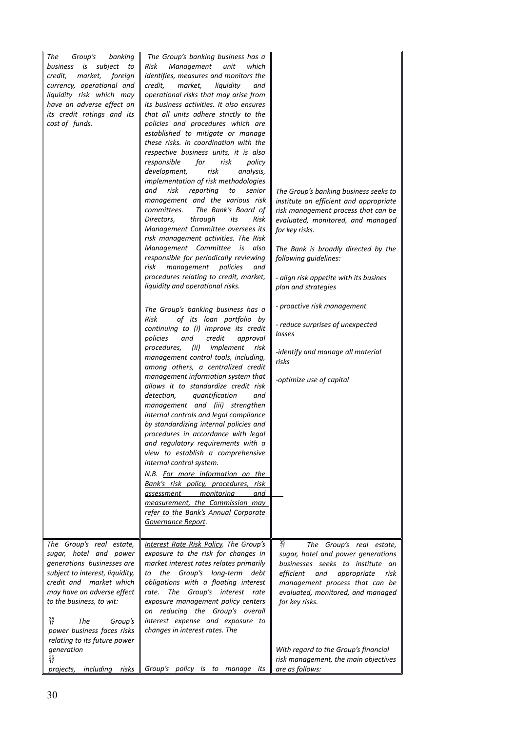| | | |
|---|---|---|
| *The Group's banking business is subject to credit, market, foreign currency, operational and liquidity risk which may have an adverse effect on its credit ratings and its cost of funds.* | *The Group's banking business has a Risk Management unit which identifies, measures and monitors the credit, market, liquidity and operational risks that may arise from its business activities. It also ensures that all units adhere strictly to the policies and procedures which are established to mitigate or manage these risks. In coordination with the respective business units, it is also responsible for risk policy development, risk analysis, implementation of risk methodologies and risk reporting to senior management and the various risk committees. The Bank's Board of Directors, through its Risk Management Committee oversees its risk management activities. The Risk Management Committee is also responsible for periodically reviewing risk management policies and procedures relating to credit, market, liquidity and operational risks.*<br><br>*The Group's banking business has a Risk of its loan portfolio by continuing to (i) improve its credit policies and credit approval procedures, (ii) implement risk management control tools, including, among others, a centralized credit management information system that allows it to standardize credit risk detection, quantification and management and (iii) strengthen internal controls and legal compliance by standardizing internal policies and procedures in accordance with legal and regulatory requirements with a view to establish a comprehensive internal control system.*<br><br>*N.B. <u>For more information on the Bank's risk policy, procedures, risk assessment monitoring and measurement, the Commission may refer to the Bank's Annual Corporate Governance Report</u>.* | *The Group's banking business seeks to institute an efficient and appropriate risk management process that can be evaluated, monitored, and managed for key risks.*<br><br>*The Bank is broadly directed by the following guidelines:*<br><br>*- align risk appetite with its busines plan and strategies*<br><br>*- proactive risk management*<br><br>*- reduce surprises of unexpected losses*<br><br>*-identify and manage all material risks*<br><br>*-optimize use of capital* |
| *The Group's real estate, sugar, hotel and power generations businesses are subject to interest, liquidity, credit and market which may have an adverse effect to the business, to wit:*<br><br>*The Group's power business faces risks relating to its future power generation projects, including risks* | *<u>Interest Rate Risk Policy</u>. The Group's exposure to the risk for changes in market interest rates relates primarily to the Group's long-term debt obligations with a floating interest rate. The Group's interest rate exposure management policy centers on reducing the Group's overall interest expense and exposure to changes in interest rates. The*<br><br>*Group's policy is to manage its* | *The Group's real estate, sugar, hotel and power generations businesses seeks to institute an efficient and appropriate risk management process that can be evaluated, monitored, and managed for key risks.*<br><br>*With regard to the Group's financial risk management, the main objectives are as follows:* |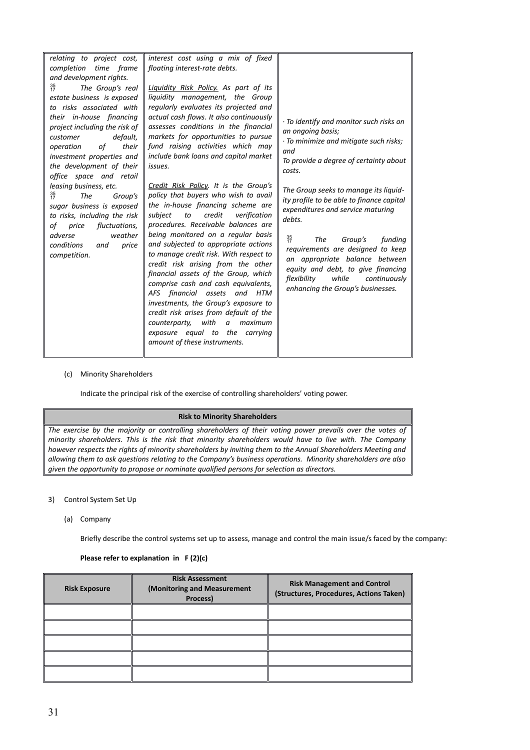| | | |
|---|---|---|
| *relating to project cost, completion time frame and development rights.*<br>*The Group's real estate business is exposed to risks associated with their in-house financing project including the risk of customer default, operation of their investment properties and the development of their office space and retail leasing business, etc.*<br>*The Group's sugar business is exposed to risks, including the risk of price fluctuations, adverse weather conditions and price competition.* | *interest cost using a mix of fixed floating interest-rate debts.*<br>*<u>Liquidity Risk Policy.</u> As part of its liquidity management, the Group regularly evaluates its projected and actual cash flows. It also continuously assesses conditions in the financial markets for opportunities to pursue fund raising activities which may include bank loans and capital market issues.*<br>*<u>Credit Risk Policy</u>. It is the Group's policy that buyers who wish to avail the in-house financing scheme are subject to credit verification procedures. Receivable balances are being monitored on a regular basis and subjected to appropriate actions to manage credit risk. With respect to credit risk arising from the other financial assets of the Group, which comprise cash and cash equivalents, AFS financial assets and HTM investments, the Group's exposure to credit risk arises from default of the counterparty, with a maximum exposure equal to the carrying amount of these instruments.* | *· To identify and monitor such risks on an ongoing basis;*<br>*· To minimize and mitigate such risks; and*<br>*To provide a degree of certainty about costs.*<br>*The Group seeks to manage its liquidity profile to be able to finance capital expenditures and service maturing debts.*<br>*The Group's funding requirements are designed to keep an appropriate balance between equity and debt, to give financing flexibility while continuously enhancing the Group's businesses.* |

(c) Minority Shareholders

Indicate the principal risk of the exercise of controlling shareholders' voting power.

| **Risk to Minority Shareholders** |
|---|
| *The exercise by the majority or controlling shareholders of their voting power prevails over the votes of minority shareholders. This is the risk that minority shareholders would have to live with. The Company however respects the rights of minority shareholders by inviting them to the Annual Shareholders Meeting and allowing them to ask questions relating to the Company's business operations. Minority shareholders are also given the opportunity to propose or nominate qualified persons for selection as directors.* |

3) Control System Set Up

(a) Company

Briefly describe the control systems set up to assess, manage and control the main issue/s faced by the company:

**Please refer to explanation in F (2)(c)**

| **Risk Exposure** | **Risk Assessment (Monitoring and Measurement Process)** | **Risk Management and Control (Structures, Procedures, Actions Taken)** |
|---|---|---|
| | | |
| | | |
| | | |
| | | |
| | | |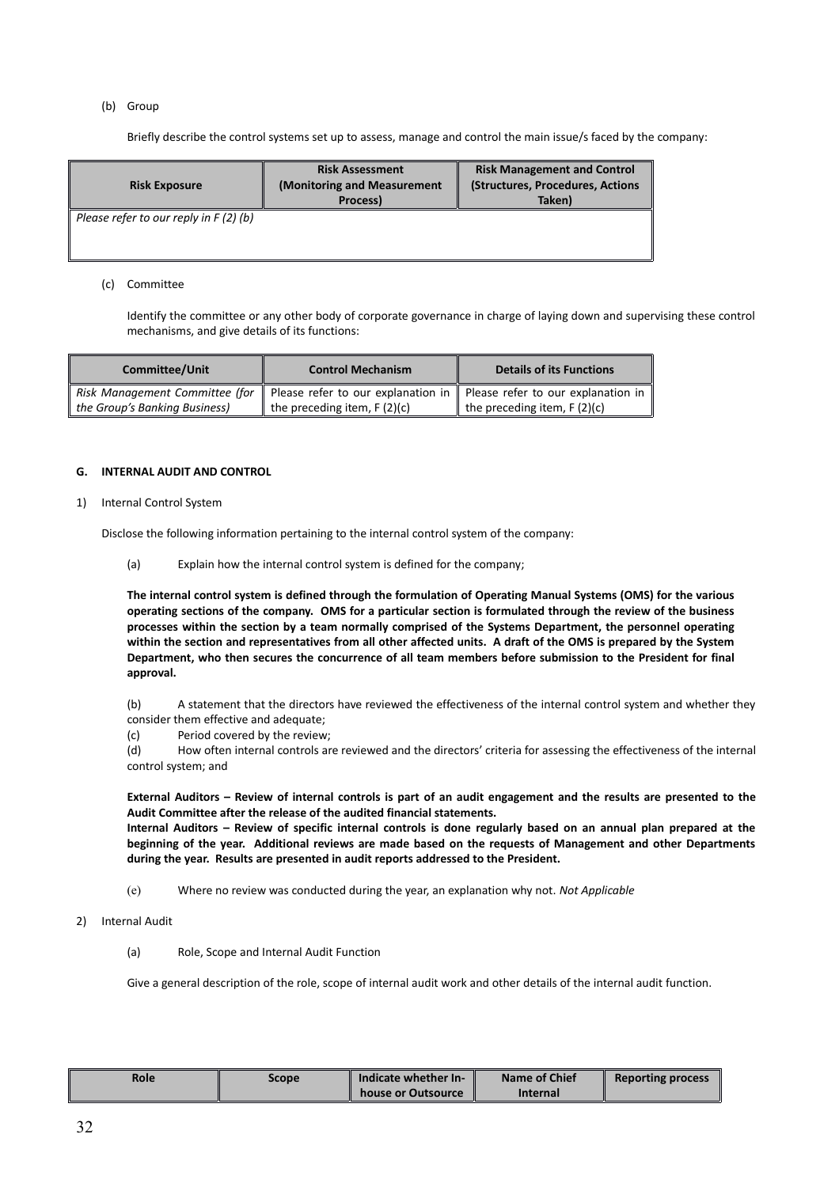(b) Group

Briefly describe the control systems set up to assess, manage and control the main issue/s faced by the company:

| Risk Exposure | Risk Assessment (Monitoring and Measurement Process) | Risk Management and Control (Structures, Procedures, Actions Taken) |
|---|---|---|
| *Please refer to our reply in F (2) (b)* | | |

(c) Committee

Identify the committee or any other body of corporate governance in charge of laying down and supervising these control mechanisms, and give details of its functions:

| Committee/Unit | Control Mechanism | Details of its Functions |
|---|---|---|
| *Risk Management Committee (for the Group's Banking Business)* | Please refer to our explanation in the preceding item, F (2)(c) | Please refer to our explanation in the preceding item, F (2)(c) |

**G. INTERNAL AUDIT AND CONTROL**

1) Internal Control System

Disclose the following information pertaining to the internal control system of the company:

(a) Explain how the internal control system is defined for the company;

**The internal control system is defined through the formulation of Operating Manual Systems (OMS) for the various operating sections of the company. OMS for a particular section is formulated through the review of the business processes within the section by a team normally comprised of the Systems Department, the personnel operating within the section and representatives from all other affected units. A draft of the OMS is prepared by the System Department, who then secures the concurrence of all team members before submission to the President for final approval.**

(b) A statement that the directors have reviewed the effectiveness of the internal control system and whether they consider them effective and adequate;

(c) Period covered by the review;

(d) How often internal controls are reviewed and the directors' criteria for assessing the effectiveness of the internal control system; and

**External Auditors – Review of internal controls is part of an audit engagement and the results are presented to the Audit Committee after the release of the audited financial statements.**

**Internal Auditors – Review of specific internal controls is done regularly based on an annual plan prepared at the beginning of the year. Additional reviews are made based on the requests of Management and other Departments during the year. Results are presented in audit reports addressed to the President.**

(e) Where no review was conducted during the year, an explanation why not. *Not Applicable*

2) Internal Audit

(a) Role, Scope and Internal Audit Function

Give a general description of the role, scope of internal audit work and other details of the internal audit function.

| Role | Scope | Indicate whether In-house or Outsource | Name of Chief Internal | Reporting process |
|---|---|---|---|---|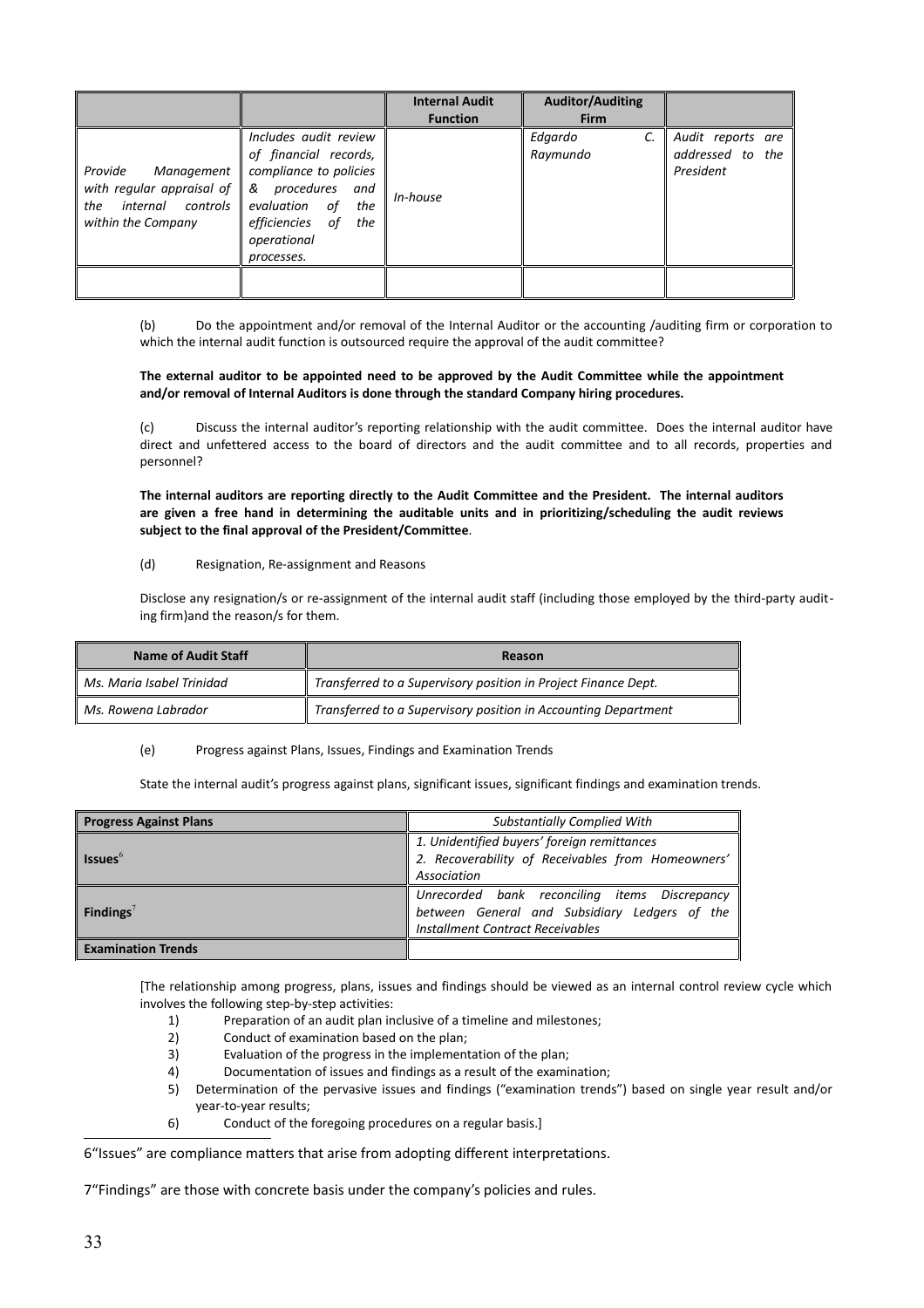| | | Internal Audit Function | Auditor/Auditing Firm | |
|---|---|---|---|---|
| *Provide Management with regular appraisal of the internal controls within the Company* | *Includes audit review of financial records, compliance to policies & procedures and evaluation of the efficiencies of the operational processes.* | *In-house* | *Edgardo C. Raymundo* | *Audit reports are addressed to the President* |
| | | | | |

(b) Do the appointment and/or removal of the Internal Auditor or the accounting /auditing firm or corporation to which the internal audit function is outsourced require the approval of the audit committee?

**The external auditor to be appointed need to be approved by the Audit Committee while the appointment and/or removal of Internal Auditors is done through the standard Company hiring procedures.**

(c) Discuss the internal auditor's reporting relationship with the audit committee. Does the internal auditor have direct and unfettered access to the board of directors and the audit committee and to all records, properties and personnel?

**The internal auditors are reporting directly to the Audit Committee and the President. The internal auditors are given a free hand in determining the auditable units and in prioritizing/scheduling the audit reviews subject to the final approval of the President/Committee**.

(d) Resignation, Re-assignment and Reasons

Disclose any resignation/s or re-assignment of the internal audit staff (including those employed by the third-party auditing firm)and the reason/s for them.

| Name of Audit Staff | Reason |
|---|---|
| *Ms. Maria Isabel Trinidad* | *Transferred to a Supervisory position in Project Finance Dept.* |
| *Ms. Rowena Labrador* | *Transferred to a Supervisory position in Accounting Department* |

(e) Progress against Plans, Issues, Findings and Examination Trends

State the internal audit's progress against plans, significant issues, significant findings and examination trends.

| Progress Against Plans | *Substantially Complied With* |
|---|---|
| **Issues**[6] | *1. Unidentified buyers' foreign remittances*<br>*2. Recoverability of Receivables from Homeowners' Association* |
| **Findings**[7] | *Unrecorded bank reconciling items Discrepancy between General and Subsidiary Ledgers of the Installment Contract Receivables* |
| **Examination Trends** | |

[The relationship among progress, plans, issues and findings should be viewed as an internal control review cycle which involves the following step-by-step activities:

1) Preparation of an audit plan inclusive of a timeline and milestones;
2) Conduct of examination based on the plan;
3) Evaluation of the progress in the implementation of the plan;
4) Documentation of issues and findings as a result of the examination;
5) Determination of the pervasive issues and findings ("examination trends") based on single year result and/or year-to-year results;
6) Conduct of the foregoing procedures on a regular basis.]

6"Issues" are compliance matters that arise from adopting different interpretations.

7"Findings" are those with concrete basis under the company's policies and rules.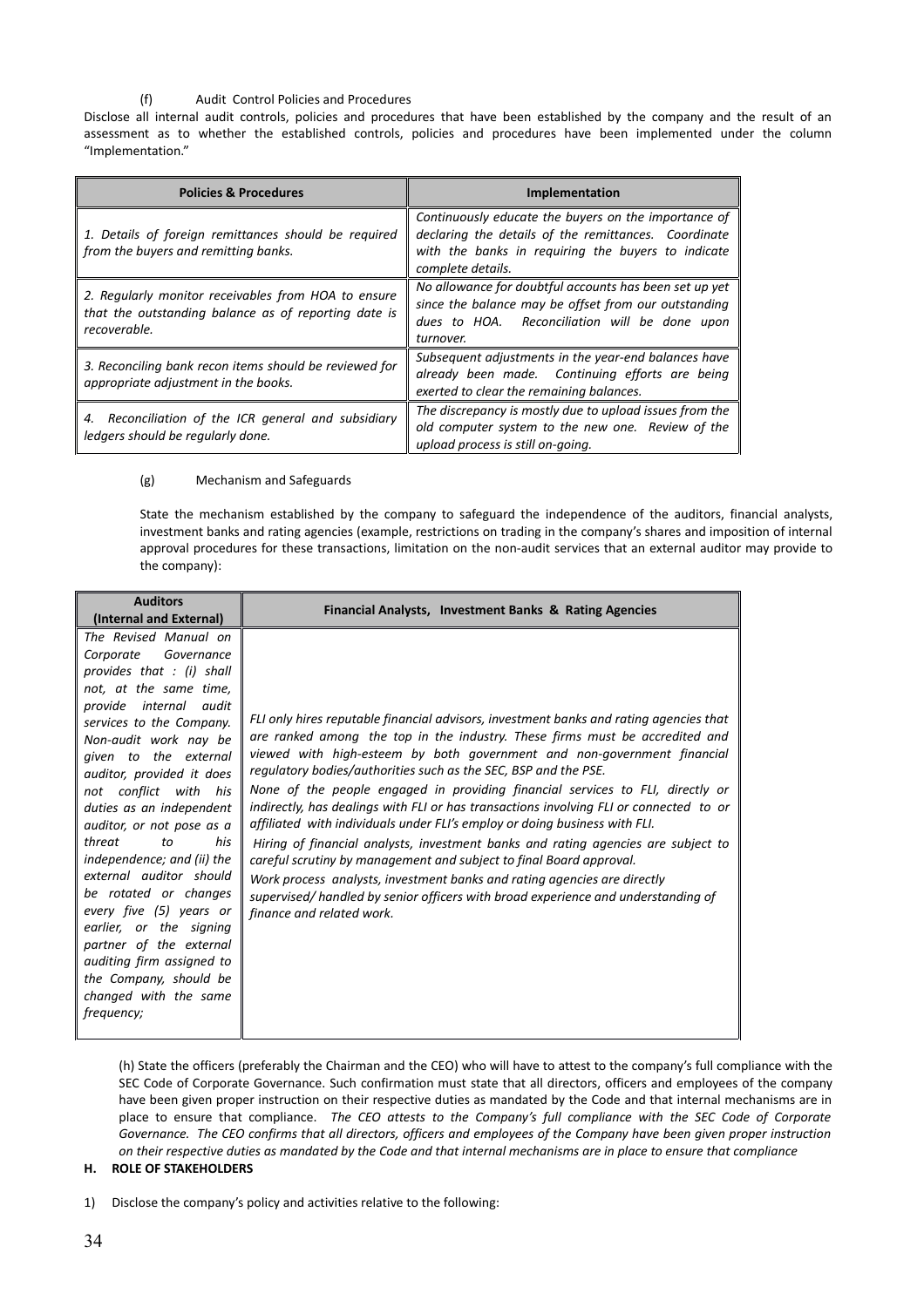(f) Audit Control Policies and Procedures

Disclose all internal audit controls, policies and procedures that have been established by the company and the result of an assessment as to whether the established controls, policies and procedures have been implemented under the column "Implementation."

| Policies & Procedures | Implementation |
|---|---|
| *1. Details of foreign remittances should be required from the buyers and remitting banks.* | *Continuously educate the buyers on the importance of declaring the details of the remittances. Coordinate with the banks in requiring the buyers to indicate complete details.* |
| *2. Regularly monitor receivables from HOA to ensure that the outstanding balance as of reporting date is recoverable.* | *No allowance for doubtful accounts has been set up yet since the balance may be offset from our outstanding dues to HOA. Reconciliation will be done upon turnover.* |
| *3. Reconciling bank recon items should be reviewed for appropriate adjustment in the books.* | *Subsequent adjustments in the year-end balances have already been made. Continuing efforts are being exerted to clear the remaining balances.* |
| *4. Reconciliation of the ICR general and subsidiary ledgers should be regularly done.* | *The discrepancy is mostly due to upload issues from the old computer system to the new one. Review of the upload process is still on-going.* |

(g) Mechanism and Safeguards

State the mechanism established by the company to safeguard the independence of the auditors, financial analysts, investment banks and rating agencies (example, restrictions on trading in the company's shares and imposition of internal approval procedures for these transactions, limitation on the non-audit services that an external auditor may provide to the company):

| Auditors (Internal and External) | Financial Analysts, Investment Banks & Rating Agencies |
|---|---|
| *The Revised Manual on Corporate Governance provides that : (i) shall not, at the same time, provide internal audit services to the Company. Non-audit work nay be given to the external auditor, provided it does not conflict with his duties as an independent auditor, or not pose as a threat to his independence; and (ii) the external auditor should be rotated or changes every five (5) years or earlier, or the signing partner of the external auditing firm assigned to the Company, should be changed with the same frequency;* | *FLI only hires reputable financial advisors, investment banks and rating agencies that are ranked among the top in the industry. These firms must be accredited and viewed with high-esteem by both government and non-government financial regulatory bodies/authorities such as the SEC, BSP and the PSE.* *None of the people engaged in providing financial services to FLI, directly or indirectly, has dealings with FLI or has transactions involving FLI or connected to or affiliated with individuals under FLI's employ or doing business with FLI.* *Hiring of financial analysts, investment banks and rating agencies are subject to careful scrutiny by management and subject to final Board approval.* *Work process analysts, investment banks and rating agencies are directly supervised/ handled by senior officers with broad experience and understanding of finance and related work.* |

(h) State the officers (preferably the Chairman and the CEO) who will have to attest to the company's full compliance with the SEC Code of Corporate Governance. Such confirmation must state that all directors, officers and employees of the company have been given proper instruction on their respective duties as mandated by the Code and that internal mechanisms are in place to ensure that compliance. *The CEO attests to the Company's full compliance with the SEC Code of Corporate Governance. The CEO confirms that all directors, officers and employees of the Company have been given proper instruction on their respective duties as mandated by the Code and that internal mechanisms are in place to ensure that compliance*

## H. ROLE OF STAKEHOLDERS

1) Disclose the company's policy and activities relative to the following: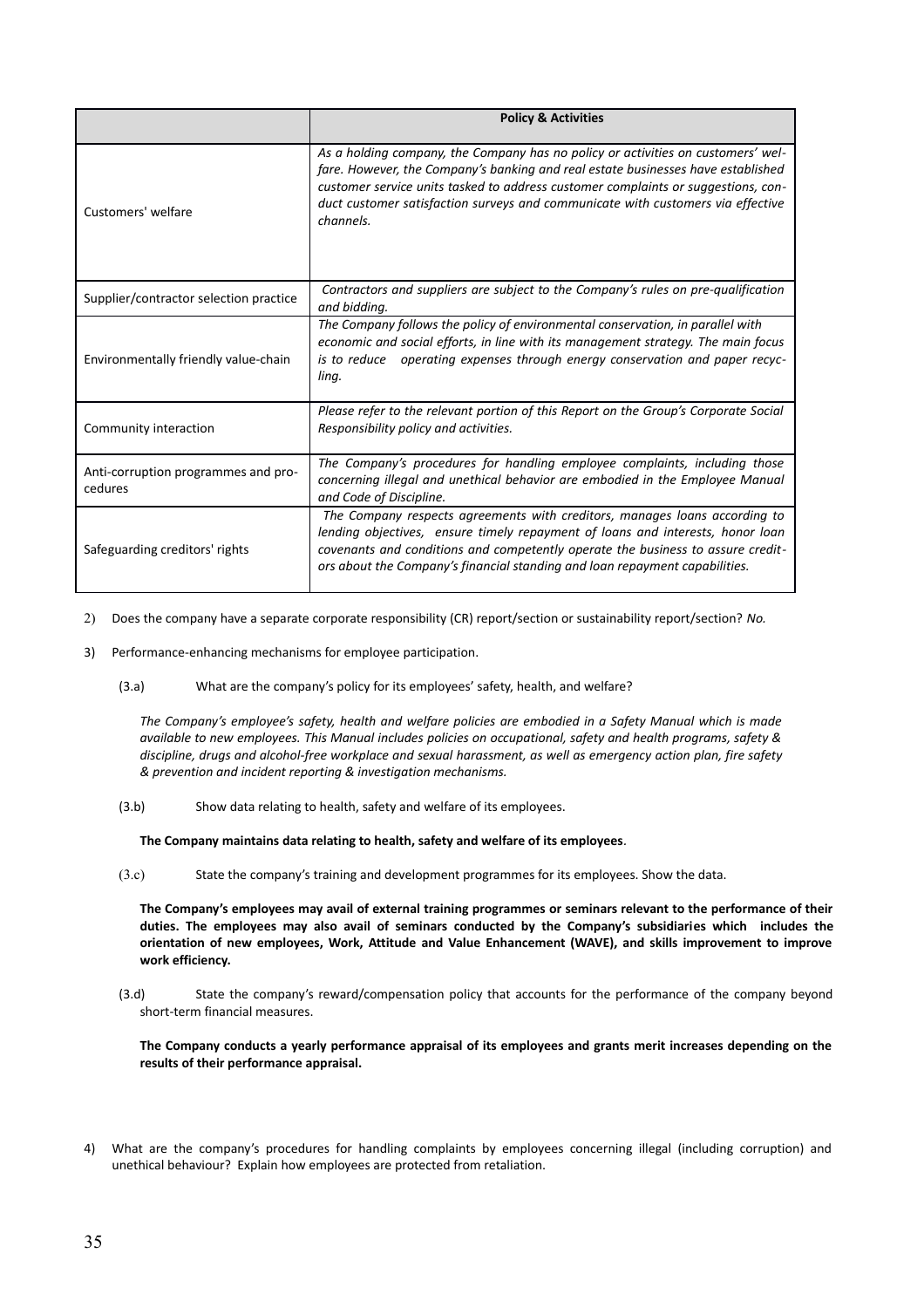| | **Policy & Activities** |
|---|---|
| Customers' welfare | *As a holding company, the Company has no policy or activities on customers' welfare. However, the Company's banking and real estate businesses have established customer service units tasked to address customer complaints or suggestions, conduct customer satisfaction surveys and communicate with customers via effective channels.* |
| Supplier/contractor selection practice | *Contractors and suppliers are subject to the Company's rules on pre-qualification and bidding.* |
| Environmentally friendly value-chain | *The Company follows the policy of environmental conservation, in parallel with economic and social efforts, in line with its management strategy. The main focus is to reduce operating expenses through energy conservation and paper recycling.* |
| Community interaction | *Please refer to the relevant portion of this Report on the Group's Corporate Social Responsibility policy and activities.* |
| Anti-corruption programmes and procedures | *The Company's procedures for handling employee complaints, including those concerning illegal and unethical behavior are embodied in the Employee Manual and Code of Discipline.* |
| Safeguarding creditors' rights | *The Company respects agreements with creditors, manages loans according to lending objectives, ensure timely repayment of loans and interests, honor loan covenants and conditions and competently operate the business to assure creditors about the Company's financial standing and loan repayment capabilities.* |

2) Does the company have a separate corporate responsibility (CR) report/section or sustainability report/section? *No.*

3) Performance-enhancing mechanisms for employee participation.

(3.a) What are the company's policy for its employees' safety, health, and welfare?

*The Company's employee's safety, health and welfare policies are embodied in a Safety Manual which is made available to new employees. This Manual includes policies on occupational, safety and health programs, safety & discipline, drugs and alcohol-free workplace and sexual harassment, as well as emergency action plan, fire safety & prevention and incident reporting & investigation mechanisms.*

(3.b) Show data relating to health, safety and welfare of its employees.

**The Company maintains data relating to health, safety and welfare of its employees**.

(3.c) State the company's training and development programmes for its employees. Show the data.

**The Company's employees may avail of external training programmes or seminars relevant to the performance of their duties. The employees may also avail of seminars conducted by the Company's subsidiaries which includes the orientation of new employees, Work, Attitude and Value Enhancement (WAVE), and skills improvement to improve work efficiency.**

(3.d) State the company's reward/compensation policy that accounts for the performance of the company beyond short-term financial measures.

**The Company conducts a yearly performance appraisal of its employees and grants merit increases depending on the results of their performance appraisal.**

4) What are the company's procedures for handling complaints by employees concerning illegal (including corruption) and unethical behaviour? Explain how employees are protected from retaliation.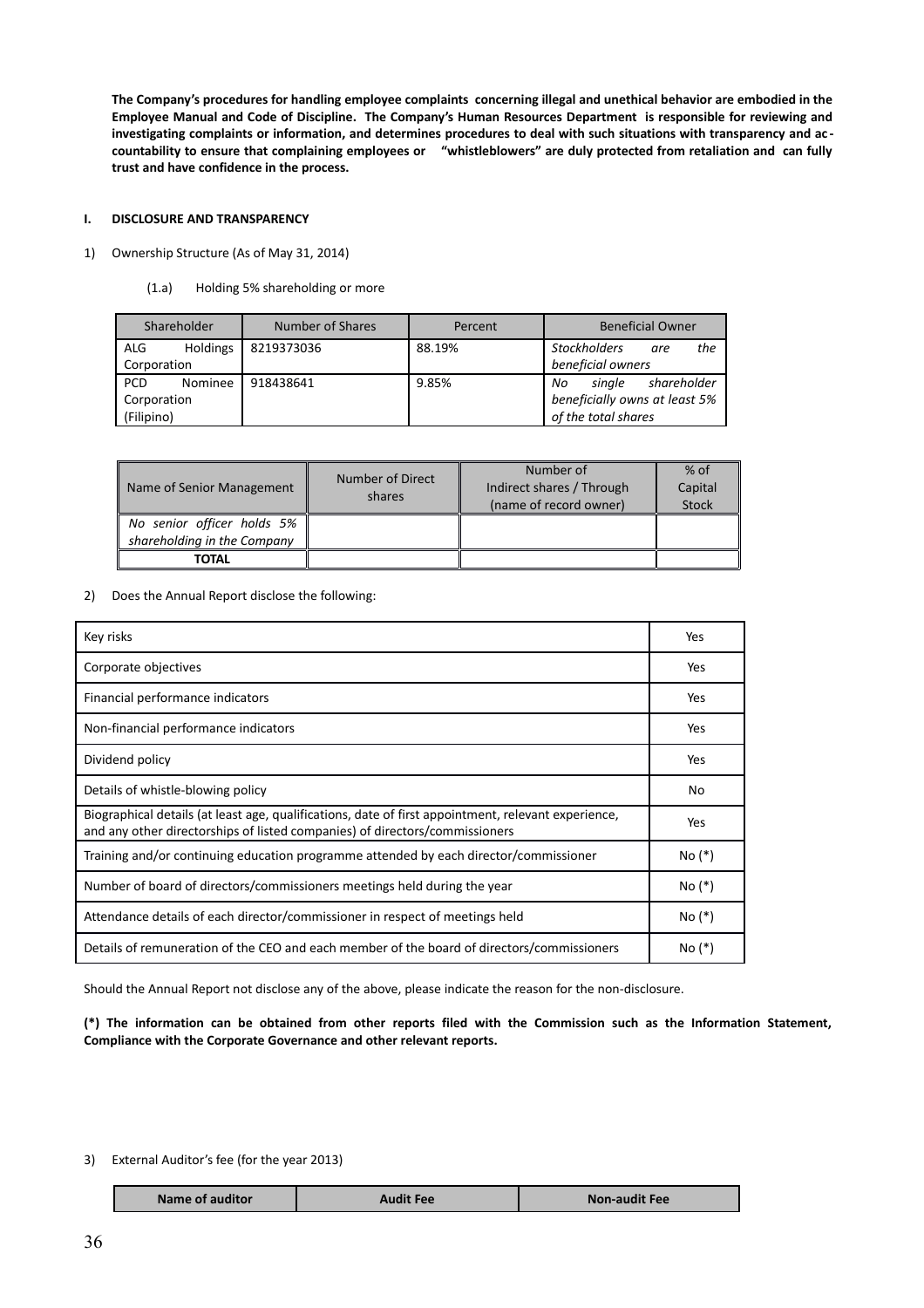**The Company's procedures for handling employee complaints concerning illegal and unethical behavior are embodied in the Employee Manual and Code of Discipline. The Company's Human Resources Department is responsible for reviewing and investigating complaints or information, and determines procedures to deal with such situations with transparency and accountability to ensure that complaining employees or "whistleblowers" are duly protected from retaliation and can fully trust and have confidence in the process.**

## I. DISCLOSURE AND TRANSPARENCY

1) Ownership Structure (As of May 31, 2014)

(1.a) Holding 5% shareholding or more

| Shareholder | Number of Shares | Percent | Beneficial Owner |
|---|---|---|---|
| ALG Holdings Corporation | 8219373036 | 88.19% | *Stockholders are the beneficial owners* |
| PCD Nominee Corporation (Filipino) | 918438641 | 9.85% | *No single shareholder beneficially owns at least 5% of the total shares* |

| Name of Senior Management | Number of Direct shares | Number of Indirect shares / Through (name of record owner) | % of Capital Stock |
|---|---|---|---|
| *No senior officer holds 5% shareholding in the Company* | | | |
| **TOTAL** | | | |

2) Does the Annual Report disclose the following:

| | |
|---|---|
| Key risks | Yes |
| Corporate objectives | Yes |
| Financial performance indicators | Yes |
| Non-financial performance indicators | Yes |
| Dividend policy | Yes |
| Details of whistle-blowing policy | No |
| Biographical details (at least age, qualifications, date of first appointment, relevant experience, and any other directorships of listed companies) of directors/commissioners | Yes |
| Training and/or continuing education programme attended by each director/commissioner | No (*) |
| Number of board of directors/commissioners meetings held during the year | No (*) |
| Attendance details of each director/commissioner in respect of meetings held | No (*) |
| Details of remuneration of the CEO and each member of the board of directors/commissioners | No (*) |

Should the Annual Report not disclose any of the above, please indicate the reason for the non-disclosure.

**(*) The information can be obtained from other reports filed with the Commission such as the Information Statement, Compliance with the Corporate Governance and other relevant reports.**

3) External Auditor's fee (for the year 2013)

| Name of auditor | Audit Fee | Non-audit Fee |
|---|---|---|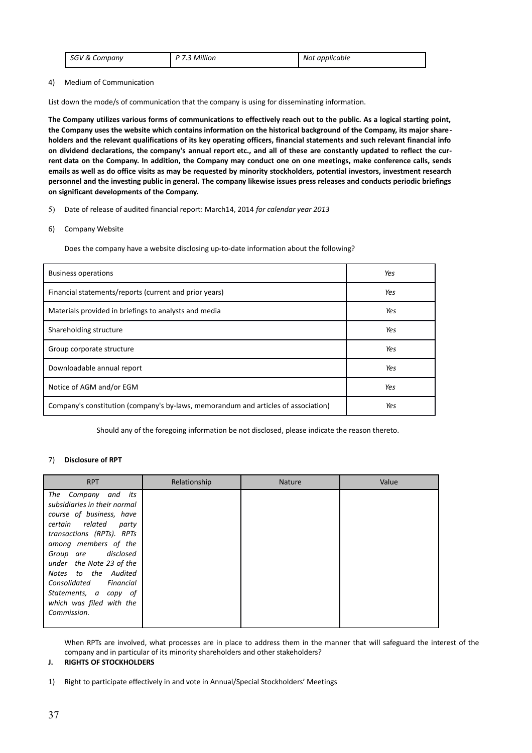| *SGV & Company* | *P 7.3 Million* | *Not applicable* |
|---|---|---|

4) Medium of Communication

List down the mode/s of communication that the company is using for disseminating information.

**The Company utilizes various forms of communications to effectively reach out to the public. As a logical starting point, the Company uses the website which contains information on the historical background of the Company, its major shareholders and the relevant qualifications of its key operating officers, financial statements and such relevant financial info on dividend declarations, the company's annual report etc., and all of these are constantly updated to reflect the current data on the Company. In addition, the Company may conduct one on one meetings, make conference calls, sends emails as well as do office visits as may be requested by minority stockholders, potential investors, investment research personnel and the investing public in general. The company likewise issues press releases and conducts periodic briefings on significant developments of the Company.**

5) Date of release of audited financial report: March14, 2014 *for calendar year 2013*

6) Company Website

Does the company have a website disclosing up-to-date information about the following?

| | |
|---|---|
| Business operations | *Yes* |
| Financial statements/reports (current and prior years) | *Yes* |
| Materials provided in briefings to analysts and media | *Yes* |
| Shareholding structure | *Yes* |
| Group corporate structure | *Yes* |
| Downloadable annual report | *Yes* |
| Notice of AGM and/or EGM | *Yes* |
| Company's constitution (company's by-laws, memorandum and articles of association) | *Yes* |

Should any of the foregoing information be not disclosed, please indicate the reason thereto.

7) **Disclosure of RPT**

| RPT | Relationship | Nature | Value |
|---|---|---|---|
| *The Company and its subsidiaries in their normal course of business, have certain related party transactions (RPTs). RPTs among members of the Group are disclosed under the Note 23 of the Notes to the Audited Consolidated Financial Statements, a copy of which was filed with the Commission.* | | | |

When RPTs are involved, what processes are in place to address them in the manner that will safeguard the interest of the company and in particular of its minority shareholders and other stakeholders?

**J. RIGHTS OF STOCKHOLDERS**

1) Right to participate effectively in and vote in Annual/Special Stockholders' Meetings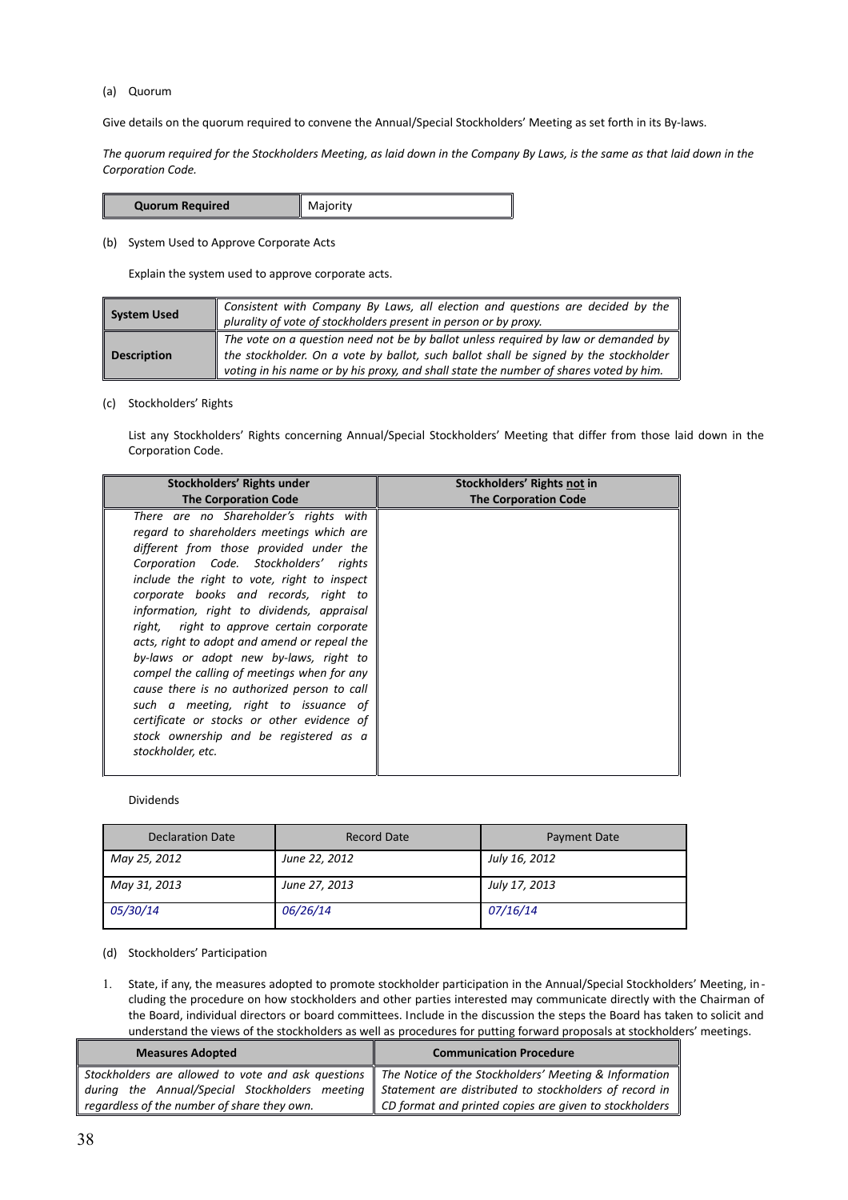(a) Quorum

Give details on the quorum required to convene the Annual/Special Stockholders' Meeting as set forth in its By-laws.

*The quorum required for the Stockholders Meeting, as laid down in the Company By Laws, is the same as that laid down in the Corporation Code.*

| **Quorum Required** | Majority |
|---|---|

(b) System Used to Approve Corporate Acts

Explain the system used to approve corporate acts.

| | |
|---|---|
| **System Used** | *Consistent with Company By Laws, all election and questions are decided by the plurality of vote of stockholders present in person or by proxy.* |
| **Description** | *The vote on a question need not be by ballot unless required by law or demanded by the stockholder. On a vote by ballot, such ballot shall be signed by the stockholder voting in his name or by his proxy, and shall state the number of shares voted by him.* |

(c) Stockholders' Rights

List any Stockholders' Rights concerning Annual/Special Stockholders' Meeting that differ from those laid down in the Corporation Code.

| Stockholders' Rights under The Corporation Code | Stockholders' Rights not in The Corporation Code |
|---|---|
| *There are no Shareholder's rights with regard to shareholders meetings which are different from those provided under the Corporation Code. Stockholders' rights include the right to vote, right to inspect corporate books and records, right to information, right to dividends, appraisal right, right to approve certain corporate acts, right to adopt and amend or repeal the by-laws or adopt new by-laws, right to compel the calling of meetings when for any cause there is no authorized person to call such a meeting, right to issuance of certificate or stocks or other evidence of stock ownership and be registered as a stockholder, etc.* | |

Dividends

| Declaration Date | Record Date | Payment Date |
|---|---|---|
| *May 25, 2012* | *June 22, 2012* | *July 16, 2012* |
| *May 31, 2013* | *June 27, 2013* | *July 17, 2013* |
| *05/30/14* | *06/26/14* | *07/16/14* |

(d) Stockholders' Participation

1. State, if any, the measures adopted to promote stockholder participation in the Annual/Special Stockholders' Meeting, including the procedure on how stockholders and other parties interested may communicate directly with the Chairman of the Board, individual directors or board committees. Include in the discussion the steps the Board has taken to solicit and understand the views of the stockholders as well as procedures for putting forward proposals at stockholders' meetings.

| Measures Adopted | Communication Procedure |
|---|---|
| *Stockholders are allowed to vote and ask questions during the Annual/Special Stockholders meeting regardless of the number of share they own.* | *The Notice of the Stockholders' Meeting & Information Statement are distributed to stockholders of record in CD format and printed copies are given to stockholders* |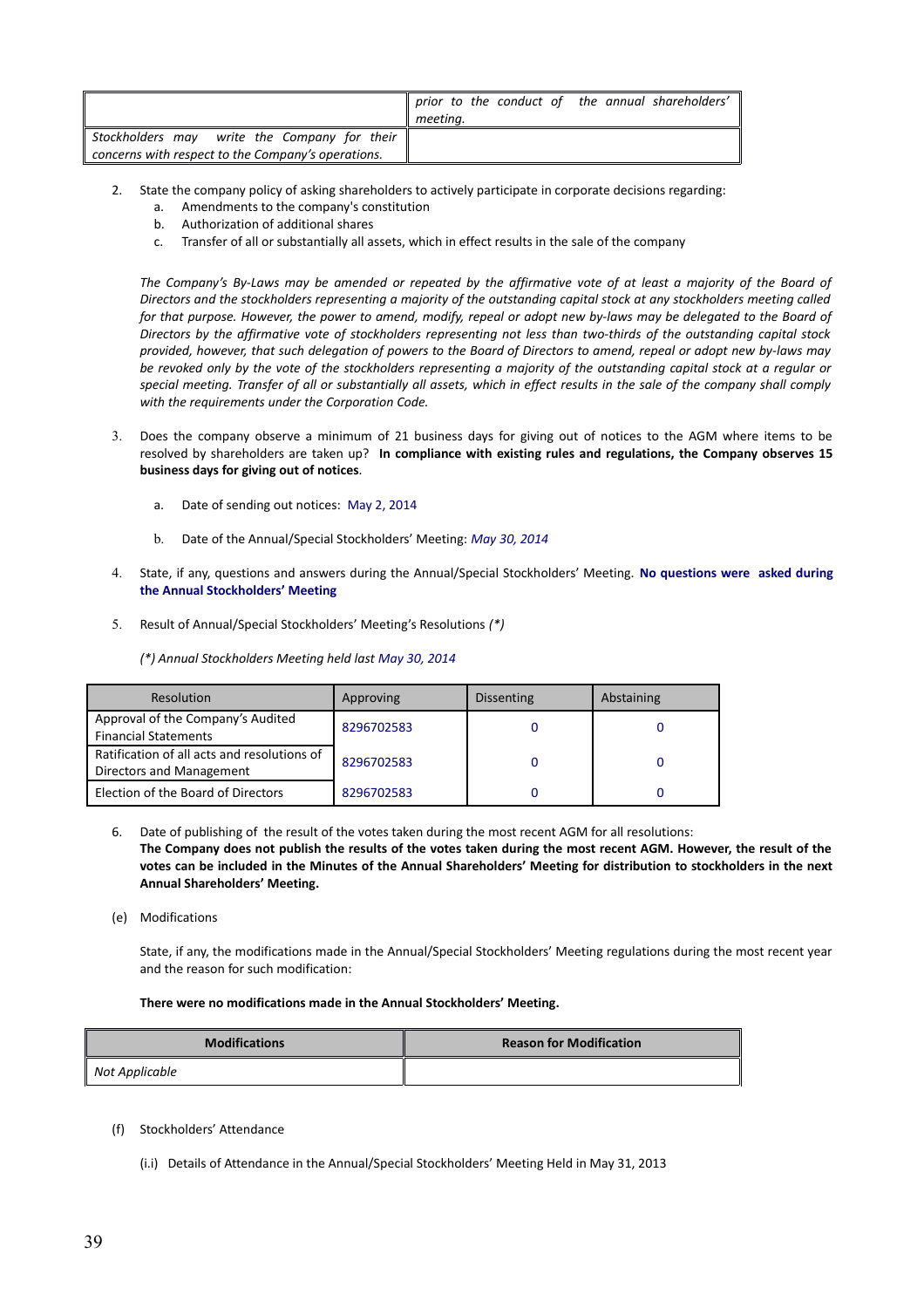| | *prior to the conduct of the annual shareholders' meeting.* |
|---|---|
| *Stockholders may write the Company for their concerns with respect to the Company's operations.* | |

2. State the company policy of asking shareholders to actively participate in corporate decisions regarding:
   a. Amendments to the company's constitution
   b. Authorization of additional shares
   c. Transfer of all or substantially all assets, which in effect results in the sale of the company

   *The Company's By-Laws may be amended or repeated by the affirmative vote of at least a majority of the Board of Directors and the stockholders representing a majority of the outstanding capital stock at any stockholders meeting called for that purpose. However, the power to amend, modify, repeal or adopt new by-laws may be delegated to the Board of Directors by the affirmative vote of stockholders representing not less than two-thirds of the outstanding capital stock provided, however, that such delegation of powers to the Board of Directors to amend, repeal or adopt new by-laws may be revoked only by the vote of the stockholders representing a majority of the outstanding capital stock at a regular or special meeting. Transfer of all or substantially all assets, which in effect results in the sale of the company shall comply with the requirements under the Corporation Code.*

3. Does the company observe a minimum of 21 business days for giving out of notices to the AGM where items to be resolved by shareholders are taken up? **In compliance with existing rules and regulations, the Company observes 15 business days for giving out of notices**.

   a. Date of sending out notices: May 2, 2014

   b. Date of the Annual/Special Stockholders' Meeting: *May 30, 2014*

4. State, if any, questions and answers during the Annual/Special Stockholders' Meeting. **No questions were asked during the Annual Stockholders' Meeting**

5. Result of Annual/Special Stockholders' Meeting's Resolutions *(*)*

   *(*) Annual Stockholders Meeting held last May 30, 2014*

| Resolution | Approving | Dissenting | Abstaining |
|---|---|---|---|
| Approval of the Company's Audited Financial Statements | 8296702583 | 0 | 0 |
| Ratification of all acts and resolutions of Directors and Management | 8296702583 | 0 | 0 |
| Election of the Board of Directors | 8296702583 | 0 | 0 |

6. Date of publishing of the result of the votes taken during the most recent AGM for all resolutions:
   **The Company does not publish the results of the votes taken during the most recent AGM. However, the result of the votes can be included in the Minutes of the Annual Shareholders' Meeting for distribution to stockholders in the next Annual Shareholders' Meeting.**

(e) Modifications

State, if any, the modifications made in the Annual/Special Stockholders' Meeting regulations during the most recent year and the reason for such modification:

**There were no modifications made in the Annual Stockholders' Meeting.**

| Modifications | Reason for Modification |
|---|---|
| *Not Applicable* | |

(f) Stockholders' Attendance

(i.i) Details of Attendance in the Annual/Special Stockholders' Meeting Held in May 31, 2013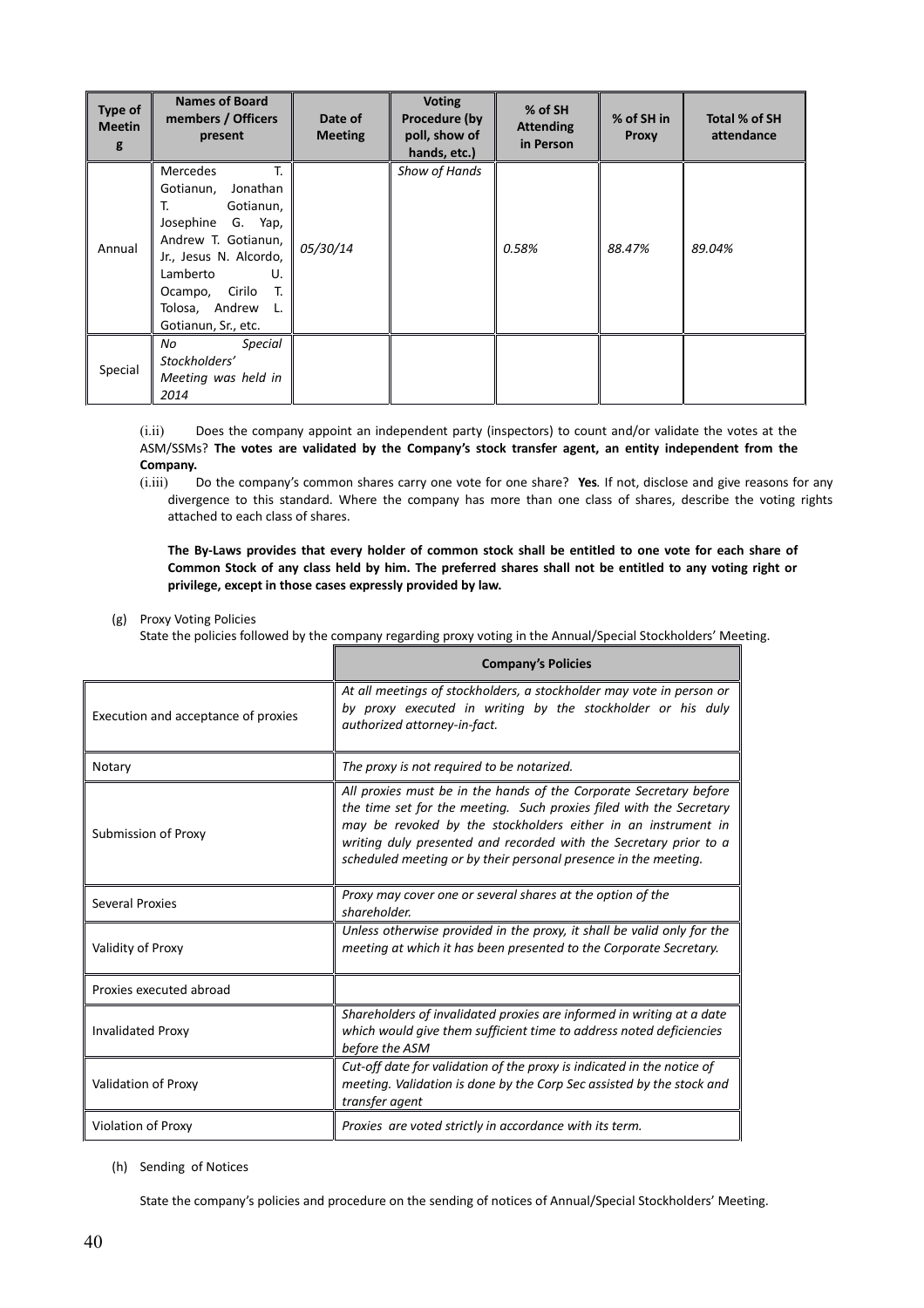| Type of Meeting | Names of Board members / Officers present | Date of Meeting | Voting Procedure (by poll, show of hands, etc.) | % of SH Attending in Person | % of SH in Proxy | Total % of SH attendance |
|---|---|---|---|---|---|---|
| Annual | Mercedes T. Gotianun, Jonathan T. Gotianun, Josephine G. Yap, Andrew T. Gotianun, Jr., Jesus N. Alcordo, Lamberto U. Ocampo, Cirilo T. Tolosa, Andrew L. Gotianun, Sr., etc. | *05/30/14* | *Show of Hands* | *0.58%* | *88.47%* | *89.04%* |
| Special | *No Special Stockholders' Meeting was held in 2014* | | | | | |

(i.ii) Does the company appoint an independent party (inspectors) to count and/or validate the votes at the ASM/SSMs? **The votes are validated by the Company's stock transfer agent, an entity independent from the Company.**

(i.iii) Do the company's common shares carry one vote for one share? **Yes**. If not, disclose and give reasons for any divergence to this standard. Where the company has more than one class of shares, describe the voting rights attached to each class of shares.

**The By-Laws provides that every holder of common stock shall be entitled to one vote for each share of Common Stock of any class held by him. The preferred shares shall not be entitled to any voting right or privilege, except in those cases expressly provided by law.**

(g) Proxy Voting Policies

State the policies followed by the company regarding proxy voting in the Annual/Special Stockholders' Meeting.

| | Company's Policies |
|---|---|
| Execution and acceptance of proxies | *At all meetings of stockholders, a stockholder may vote in person or by proxy executed in writing by the stockholder or his duly authorized attorney-in-fact.* |
| Notary | *The proxy is not required to be notarized.* |
| Submission of Proxy | *All proxies must be in the hands of the Corporate Secretary before the time set for the meeting. Such proxies filed with the Secretary may be revoked by the stockholders either in an instrument in writing duly presented and recorded with the Secretary prior to a scheduled meeting or by their personal presence in the meeting.* |
| Several Proxies | *Proxy may cover one or several shares at the option of the shareholder.* |
| Validity of Proxy | *Unless otherwise provided in the proxy, it shall be valid only for the meeting at which it has been presented to the Corporate Secretary.* |
| Proxies executed abroad | |
| Invalidated Proxy | *Shareholders of invalidated proxies are informed in writing at a date which would give them sufficient time to address noted deficiencies before the ASM* |
| Validation of Proxy | *Cut-off date for validation of the proxy is indicated in the notice of meeting. Validation is done by the Corp Sec assisted by the stock and transfer agent* |
| Violation of Proxy | *Proxies are voted strictly in accordance with its term.* |

(h) Sending of Notices

State the company's policies and procedure on the sending of notices of Annual/Special Stockholders' Meeting.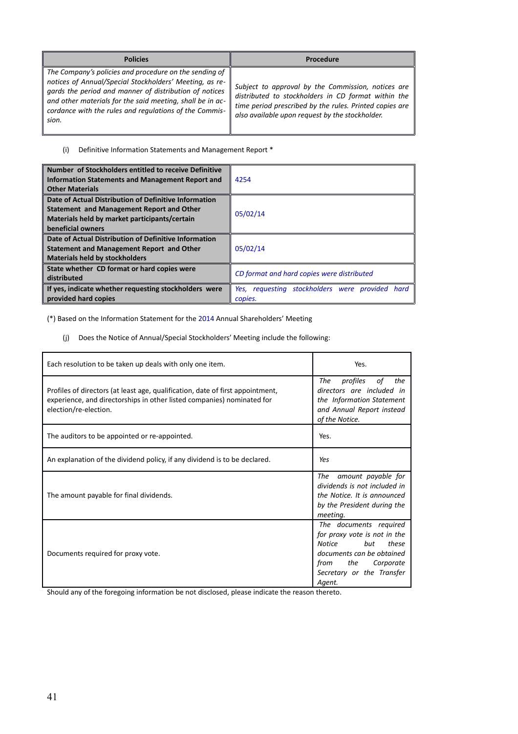| Policies | Procedure |
|---|---|
| *The Company's policies and procedure on the sending of notices of Annual/Special Stockholders' Meeting, as regards the period and manner of distribution of notices and other materials for the said meeting, shall be in accordance with the rules and regulations of the Commission.* | *Subject to approval by the Commission, notices are distributed to stockholders in CD format within the time period prescribed by the rules. Printed copies are also available upon request by the stockholder.* |

(i) Definitive Information Statements and Management Report *

| | |
|---|---|
| **Number of Stockholders entitled to receive Definitive Information Statements and Management Report and Other Materials** | 4254 |
| **Date of Actual Distribution of Definitive Information Statement and Management Report and Other Materials held by market participants/certain beneficial owners** | 05/02/14 |
| **Date of Actual Distribution of Definitive Information Statement and Management Report and Other Materials held by stockholders** | 05/02/14 |
| **State whether CD format or hard copies were distributed** | *CD format and hard copies were distributed* |
| **If yes, indicate whether requesting stockholders were provided hard copies** | *Yes, requesting stockholders were provided hard copies.* |

(*) Based on the Information Statement for the 2014 Annual Shareholders' Meeting

(j) Does the Notice of Annual/Special Stockholders' Meeting include the following:

| | |
|---|---|
| Each resolution to be taken up deals with only one item. | Yes. |
| Profiles of directors (at least age, qualification, date of first appointment, experience, and directorships in other listed companies) nominated for election/re-election. | *The profiles of the directors are included in the Information Statement and Annual Report instead of the Notice.* |
| The auditors to be appointed or re-appointed. | Yes. |
| An explanation of the dividend policy, if any dividend is to be declared. | *Yes* |
| The amount payable for final dividends. | *The amount payable for dividends is not included in the Notice. It is announced by the President during the meeting.* |
| Documents required for proxy vote. | *The documents required for proxy vote is not in the Notice but these documents can be obtained from the Corporate Secretary or the Transfer Agent.* |

Should any of the foregoing information be not disclosed, please indicate the reason thereto.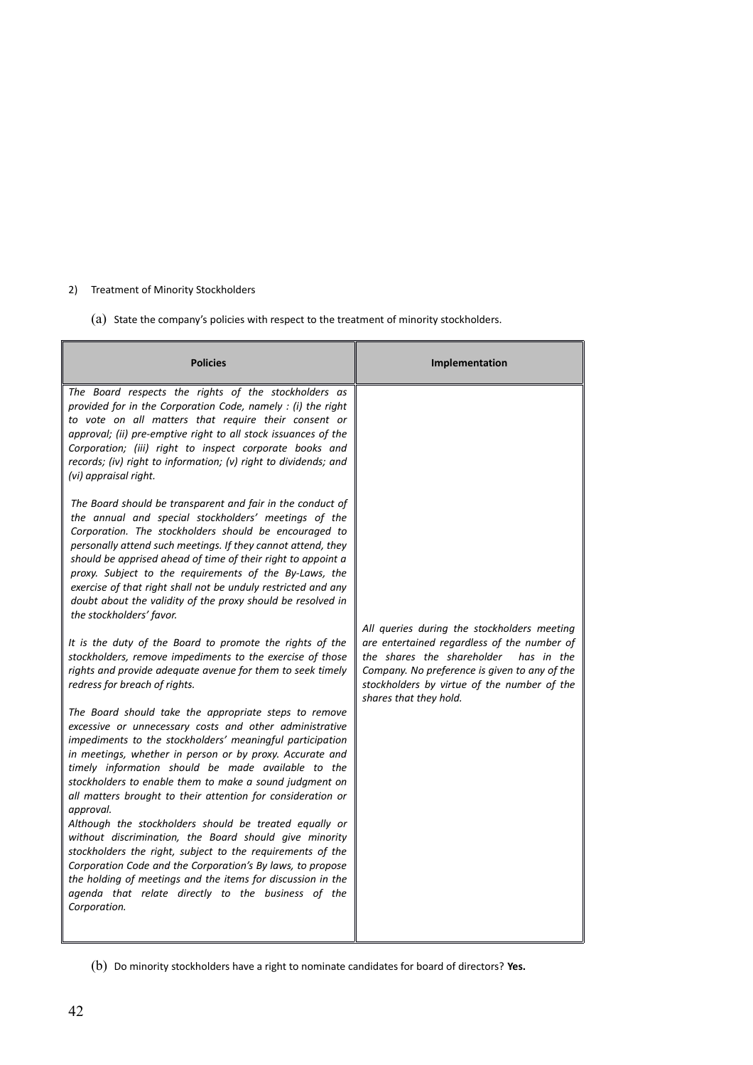2) Treatment of Minority Stockholders

(a) State the company's policies with respect to the treatment of minority stockholders.

| Policies | Implementation |
| --- | --- |
| *The Board respects the rights of the stockholders as provided for in the Corporation Code, namely : (i) the right to vote on all matters that require their consent or approval; (ii) pre-emptive right to all stock issuances of the Corporation; (iii) right to inspect corporate books and records; (iv) right to information; (v) right to dividends; and (vi) appraisal right.*<br><br>*The Board should be transparent and fair in the conduct of the annual and special stockholders' meetings of the Corporation. The stockholders should be encouraged to personally attend such meetings. If they cannot attend, they should be apprised ahead of time of their right to appoint a proxy. Subject to the requirements of the By-Laws, the exercise of that right shall not be unduly restricted and any doubt about the validity of the proxy should be resolved in the stockholders' favor.*<br><br>*It is the duty of the Board to promote the rights of the stockholders, remove impediments to the exercise of those rights and provide adequate avenue for them to seek timely redress for breach of rights.*<br><br>*The Board should take the appropriate steps to remove excessive or unnecessary costs and other administrative impediments to the stockholders' meaningful participation in meetings, whether in person or by proxy. Accurate and timely information should be made available to the stockholders to enable them to make a sound judgment on all matters brought to their attention for consideration or approval.*<br>*Although the stockholders should be treated equally or without discrimination, the Board should give minority stockholders the right, subject to the requirements of the Corporation Code and the Corporation's By laws, to propose the holding of meetings and the items for discussion in the agenda that relate directly to the business of the Corporation.* | *All queries during the stockholders meeting are entertained regardless of the number of the shares the shareholder has in the Company. No preference is given to any of the stockholders by virtue of the number of the shares that they hold.* |

(b) Do minority stockholders have a right to nominate candidates for board of directors? **Yes.**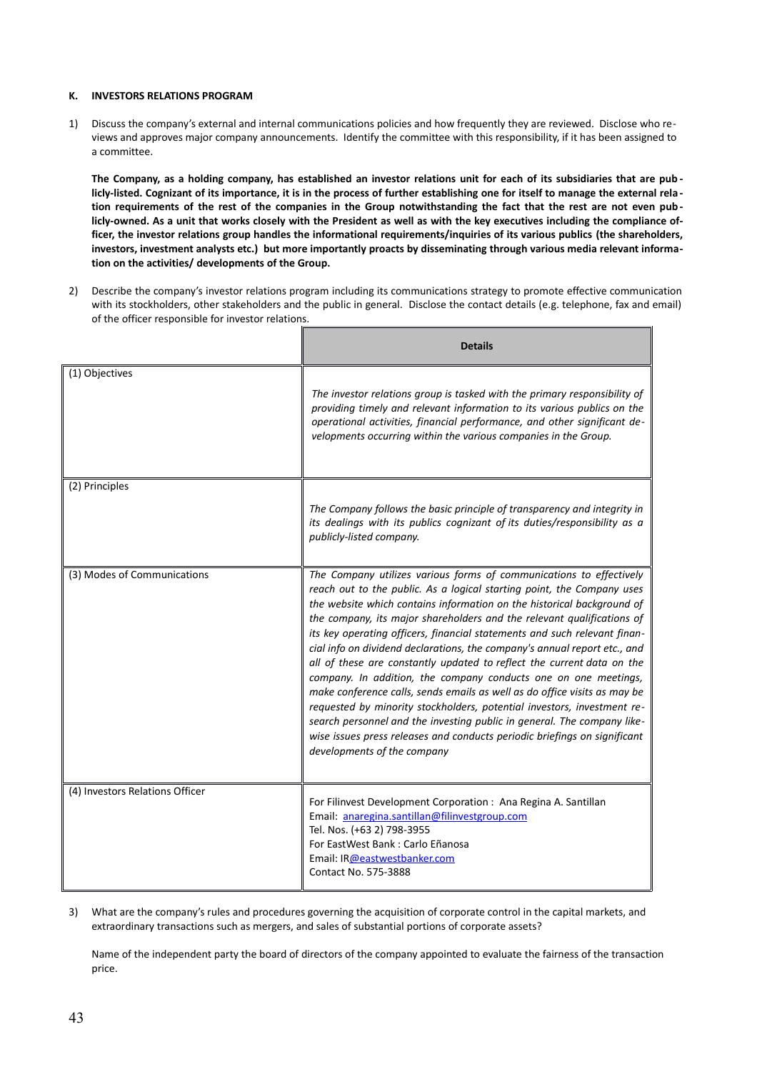#### K. INVESTORS RELATIONS PROGRAM

1) Discuss the company's external and internal communications policies and how frequently they are reviewed. Disclose who reviews and approves major company announcements. Identify the committee with this responsibility, if it has been assigned to a committee.

   **The Company, as a holding company, has established an investor relations unit for each of its subsidiaries that are publicly-listed. Cognizant of its importance, it is in the process of further establishing one for itself to manage the external relation requirements of the rest of the companies in the Group notwithstanding the fact that the rest are not even publicly-owned. As a unit that works closely with the President as well as with the key executives including the compliance officer, the investor relations group handles the informational requirements/inquiries of its various publics (the shareholders, investors, investment analysts etc.) but more importantly proacts by disseminating through various media relevant information on the activities/ developments of the Group.**

2) Describe the company's investor relations program including its communications strategy to promote effective communication with its stockholders, other stakeholders and the public in general. Disclose the contact details (e.g. telephone, fax and email) of the officer responsible for investor relations.

| | Details |
|---|---|
| (1) Objectives | *The investor relations group is tasked with the primary responsibility of providing timely and relevant information to its various publics on the operational activities, financial performance, and other significant developments occurring within the various companies in the Group.* |
| (2) Principles | *The Company follows the basic principle of transparency and integrity in its dealings with its publics cognizant of its duties/responsibility as a publicly-listed company.* |
| (3) Modes of Communications | *The Company utilizes various forms of communications to effectively reach out to the public. As a logical starting point, the Company uses the website which contains information on the historical background of the company, its major shareholders and the relevant qualifications of its key operating officers, financial statements and such relevant financial info on dividend declarations, the company's annual report etc., and all of these are constantly updated to reflect the current data on the company. In addition, the company conducts one on one meetings, make conference calls, sends emails as well as do office visits as may be requested by minority stockholders, potential investors, investment research personnel and the investing public in general. The company likewise issues press releases and conducts periodic briefings on significant developments of the company* |
| (4) Investors Relations Officer | For Filinvest Development Corporation : Ana Regina A. Santillan<br>Email: anaregina.santillan@filinvestgroup.com<br>Tel. Nos. (+63 2) 798-3955<br>For EastWest Bank : Carlo Eñanosa<br>Email: IR@eastwestbanker.com<br>Contact No. 575-3888 |

3) What are the company's rules and procedures governing the acquisition of corporate control in the capital markets, and extraordinary transactions such as mergers, and sales of substantial portions of corporate assets?

   Name of the independent party the board of directors of the company appointed to evaluate the fairness of the transaction price.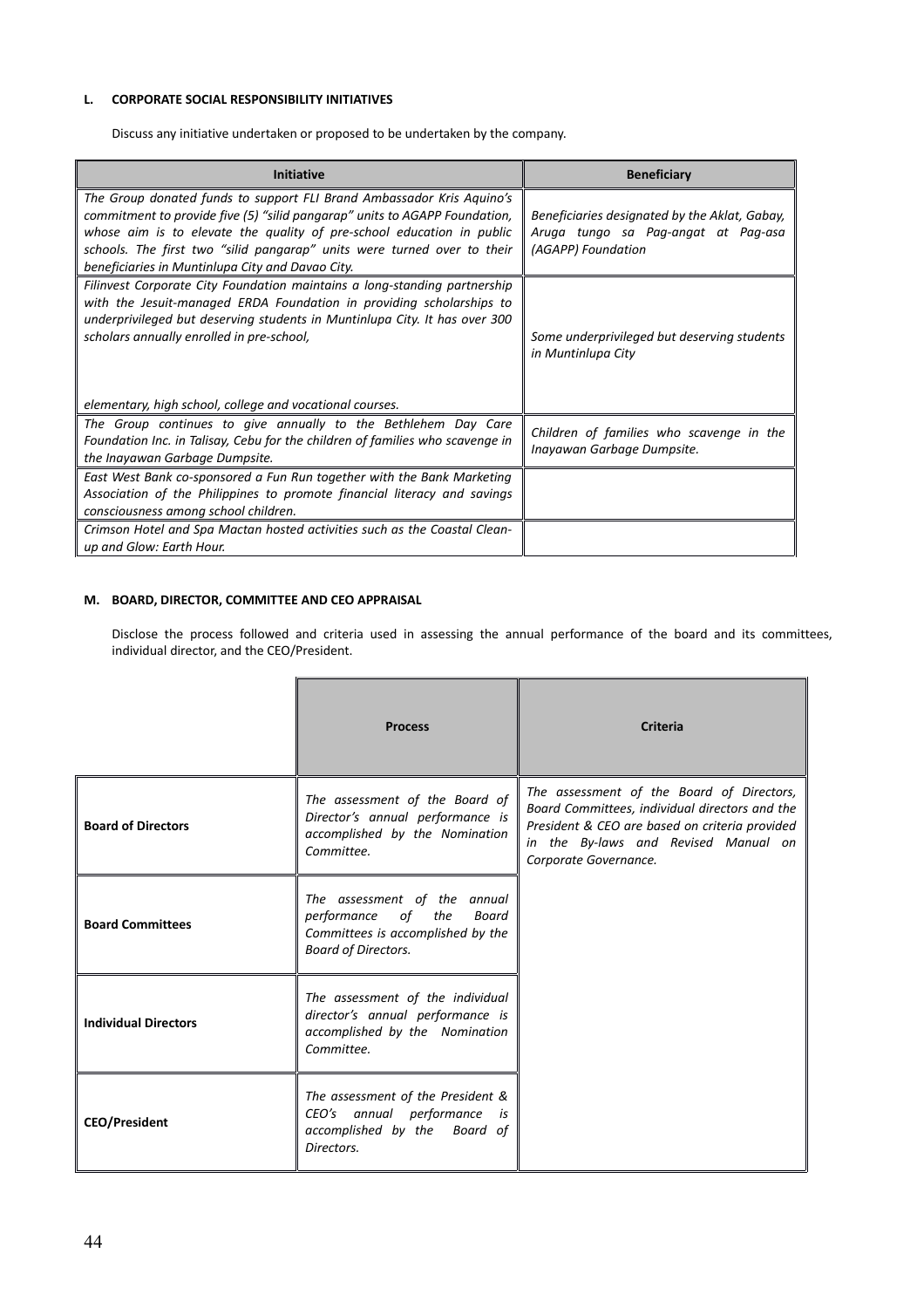### L. CORPORATE SOCIAL RESPONSIBILITY INITIATIVES

Discuss any initiative undertaken or proposed to be undertaken by the company.

| Initiative | Beneficiary |
|---|---|
| *The Group donated funds to support FLI Brand Ambassador Kris Aquino's commitment to provide five (5) "silid pangarap" units to AGAPP Foundation, whose aim is to elevate the quality of pre-school education in public schools. The first two "silid pangarap" units were turned over to their beneficiaries in Muntinlupa City and Davao City.* | *Beneficiaries designated by the Aklat, Gabay, Aruga tungo sa Pag-angat at Pag-asa (AGAPP) Foundation* |
| *Filinvest Corporate City Foundation maintains a long-standing partnership with the Jesuit-managed ERDA Foundation in providing scholarships to underprivileged but deserving students in Muntinlupa City. It has over 300 scholars annually enrolled in pre-school, elementary, high school, college and vocational courses.* | *Some underprivileged but deserving students in Muntinlupa City* |
| *The Group continues to give annually to the Bethlehem Day Care Foundation Inc. in Talisay, Cebu for the children of families who scavenge in the Inayawan Garbage Dumpsite.* | *Children of families who scavenge in the Inayawan Garbage Dumpsite.* |
| *East West Bank co-sponsored a Fun Run together with the Bank Marketing Association of the Philippines to promote financial literacy and savings consciousness among school children.* | |
| *Crimson Hotel and Spa Mactan hosted activities such as the Coastal Clean-up and Glow: Earth Hour.* | |

### M. BOARD, DIRECTOR, COMMITTEE AND CEO APPRAISAL

Disclose the process followed and criteria used in assessing the annual performance of the board and its committees, individual director, and the CEO/President.

| | Process | Criteria |
|---|---|---|
| **Board of Directors** | *The assessment of the Board of Director's annual performance is accomplished by the Nomination Committee.* | *The assessment of the Board of Directors, Board Committees, individual directors and the President & CEO are based on criteria provided in the By-laws and Revised Manual on Corporate Governance.* |
| **Board Committees** | *The assessment of the annual performance of the Board Committees is accomplished by the Board of Directors.* | |
| **Individual Directors** | *The assessment of the individual director's annual performance is accomplished by the Nomination Committee.* | |
| **CEO/President** | *The assessment of the President & CEO's annual performance is accomplished by the Board of Directors.* | |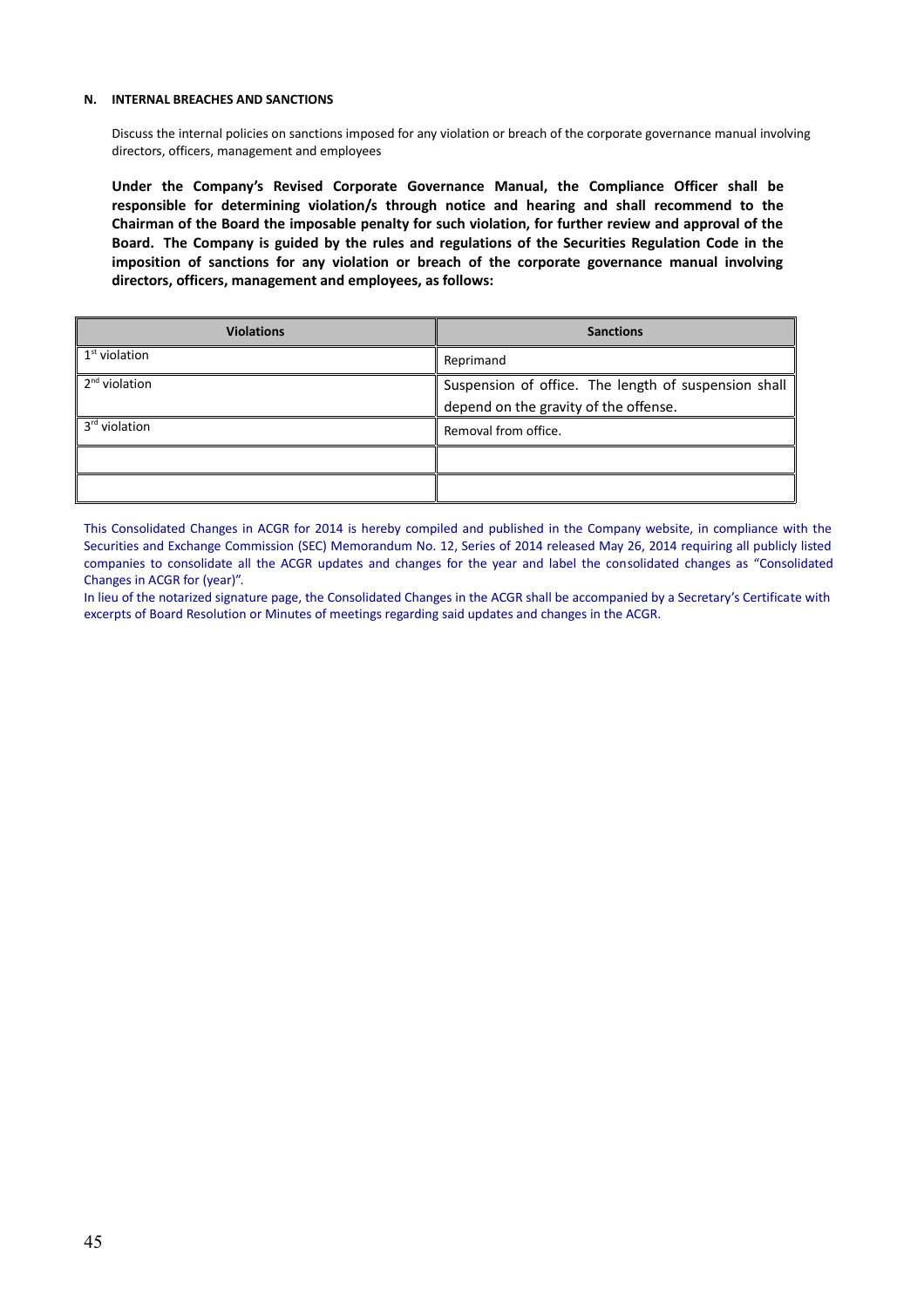**N. INTERNAL BREACHES AND SANCTIONS**

Discuss the internal policies on sanctions imposed for any violation or breach of the corporate governance manual involving directors, officers, management and employees

**Under the Company's Revised Corporate Governance Manual, the Compliance Officer shall be responsible for determining violation/s through notice and hearing and shall recommend to the Chairman of the Board the imposable penalty for such violation, for further review and approval of the Board. The Company is guided by the rules and regulations of the Securities Regulation Code in the imposition of sanctions for any violation or breach of the corporate governance manual involving directors, officers, management and employees, as follows:**

| Violations | Sanctions |
|---|---|
| 1st violation | Reprimand |
| 2nd violation | Suspension of office. The length of suspension shall depend on the gravity of the offense. |
| 3rd violation | Removal from office. |
| | |
| | |

This Consolidated Changes in ACGR for 2014 is hereby compiled and published in the Company website, in compliance with the Securities and Exchange Commission (SEC) Memorandum No. 12, Series of 2014 released May 26, 2014 requiring all publicly listed companies to consolidate all the ACGR updates and changes for the year and label the consolidated changes as "Consolidated Changes in ACGR for (year)".

In lieu of the notarized signature page, the Consolidated Changes in the ACGR shall be accompanied by a Secretary's Certificate with excerpts of Board Resolution or Minutes of meetings regarding said updates and changes in the ACGR.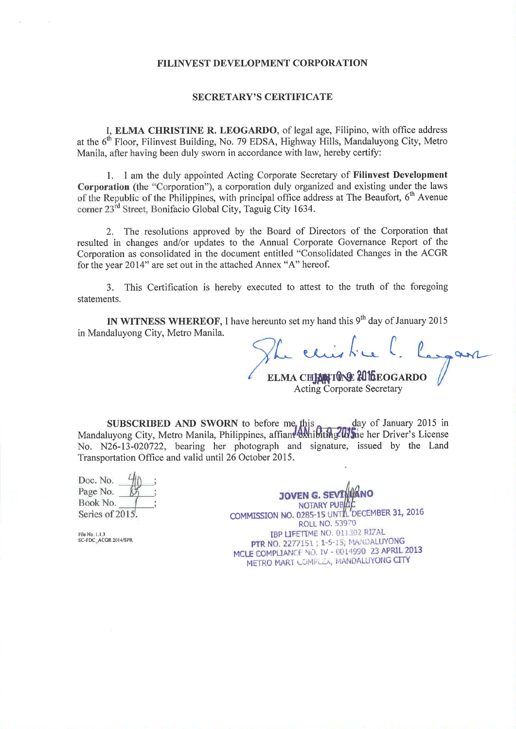**FILINVEST DEVELOPMENT CORPORATION**

**SECRETARY'S CERTIFICATE**

I, **ELMA CHRISTINE R. LEOGARDO**, of legal age, Filipino, with office address at the 6th Floor, Filinvest Building, No. 79 EDSA, Highway Hills, Mandaluyong City, Metro Manila, after having been duly sworn in accordance with law, hereby certify:

1. I am the duly appointed Acting Corporate Secretary of **Filinvest Development Corporation** (the "Corporation"), a corporation duly organized and existing under the laws of the Republic of the Philippines, with principal office address at The Beaufort, 6th Avenue corner 23rd Street, Bonifacio Global City, Taguig City 1634.

2. The resolutions approved by the Board of Directors of the Corporation that resulted in changes and/or updates to the Annual Corporate Governance Report of the Corporation as consolidated in the document entitled "Consolidated Changes in the ACGR for the year 2014" are set out in the attached Annex "A" hereof.

3. This Certification is hereby executed to attest to the truth of the foregoing statements.

**IN WITNESS WHEREOF**, I have hereunto set my hand this 9th day of January 2015 in Mandaluyong City, Metro Manila.

**ELMA CHRISTINE R. LEOGARDO**
Acting Corporate Secretary

**SUBSCRIBED AND SWORN** to before me this JAN 09 2015 day of January 2015 in Mandaluyong City, Metro Manila, Philippines, affiant exhibiting to me her Driver's License No. N26-13-020722, bearing her photograph and signature, issued by the Land Transportation Office and valid until 26 October 2015.

Doc. No. 410 ;
Page No. 83 ;
Book No. I ;
Series of 2015.

File No. 1.1.3
SC-FDC_ACGR 2014/SPR

JOVEN G. SEVILLANO
NOTARY PUBLIC
COMMISSION NO. 0285-15 UNTIL DECEMBER 31, 2016
ROLL NO. 53970
IBP LIFETIME NO. 011302 RIZAL
PTR NO. 2277151 ; 1-5-15; MANDALUYONG
MCLE COMPLIANCE NO. IV - 0014990 23 APRIL 2013
METRO MART COMPLEX, MANDALUYONG CITY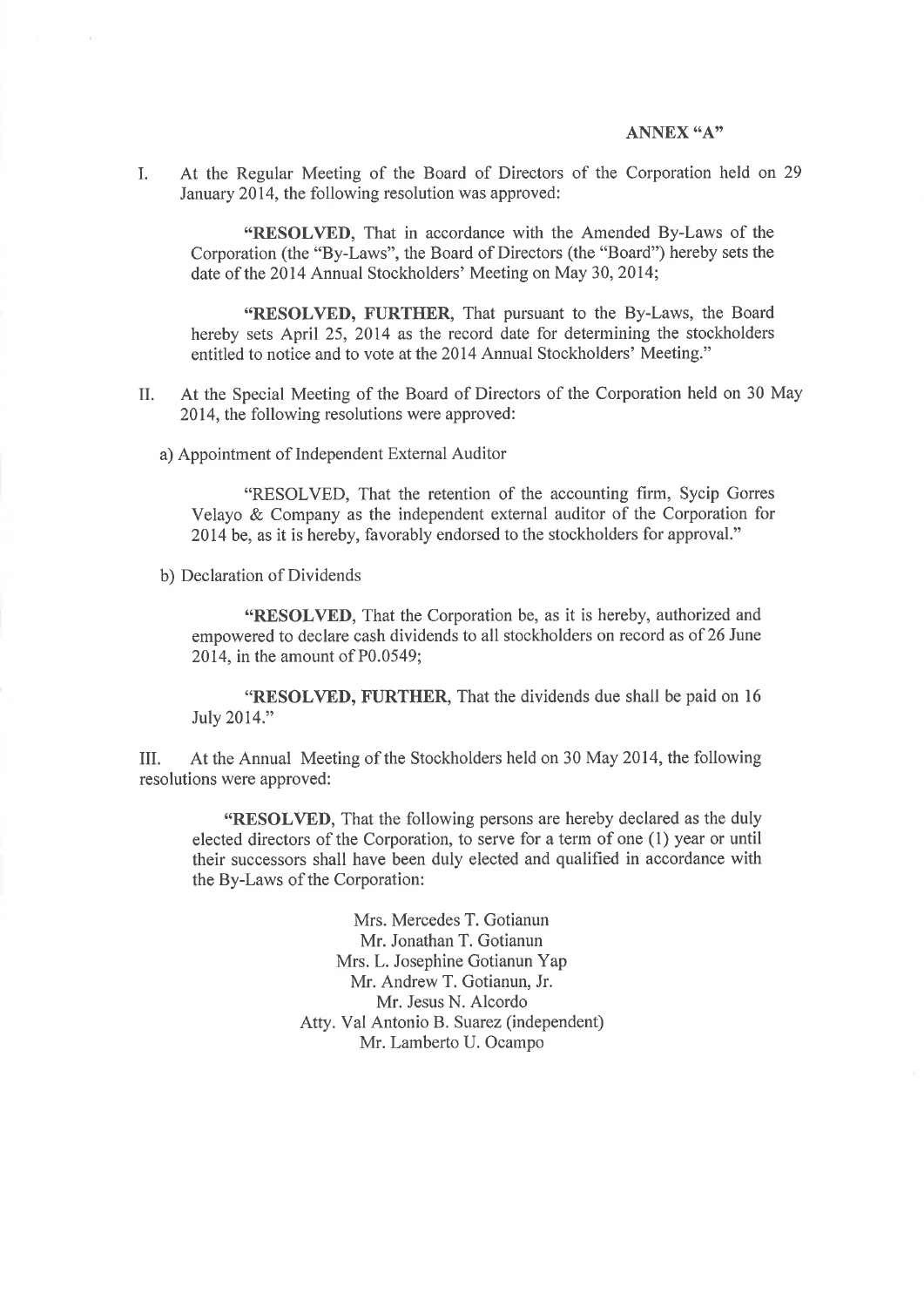**ANNEX "A"**

I. At the Regular Meeting of the Board of Directors of the Corporation held on 29 January 2014, the following resolution was approved:

> **"RESOLVED**, That in accordance with the Amended By-Laws of the Corporation (the "By-Laws", the Board of Directors (the "Board") hereby sets the date of the 2014 Annual Stockholders' Meeting on May 30, 2014;
>
> **"RESOLVED, FURTHER**, That pursuant to the By-Laws, the Board hereby sets April 25, 2014 as the record date for determining the stockholders entitled to notice and to vote at the 2014 Annual Stockholders' Meeting."

II. At the Special Meeting of the Board of Directors of the Corporation held on 30 May 2014, the following resolutions were approved:

a) Appointment of Independent External Auditor

> "RESOLVED, That the retention of the accounting firm, Sycip Gorres Velayo & Company as the independent external auditor of the Corporation for 2014 be, as it is hereby, favorably endorsed to the stockholders for approval."

b) Declaration of Dividends

> **"RESOLVED**, That the Corporation be, as it is hereby, authorized and empowered to declare cash dividends to all stockholders on record as of 26 June 2014, in the amount of P0.0549;
>
> **"RESOLVED, FURTHER**, That the dividends due shall be paid on 16 July 2014."

III. At the Annual Meeting of the Stockholders held on 30 May 2014, the following resolutions were approved:

> **"RESOLVED**, That the following persons are hereby declared as the duly elected directors of the Corporation, to serve for a term of one (1) year or until their successors shall have been duly elected and qualified in accordance with the By-Laws of the Corporation:
>
> Mrs. Mercedes T. Gotianun
> Mr. Jonathan T. Gotianun
> Mrs. L. Josephine Gotianun Yap
> Mr. Andrew T. Gotianun, Jr.
> Mr. Jesus N. Alcordo
> Atty. Val Antonio B. Suarez (independent)
> Mr. Lamberto U. Ocampo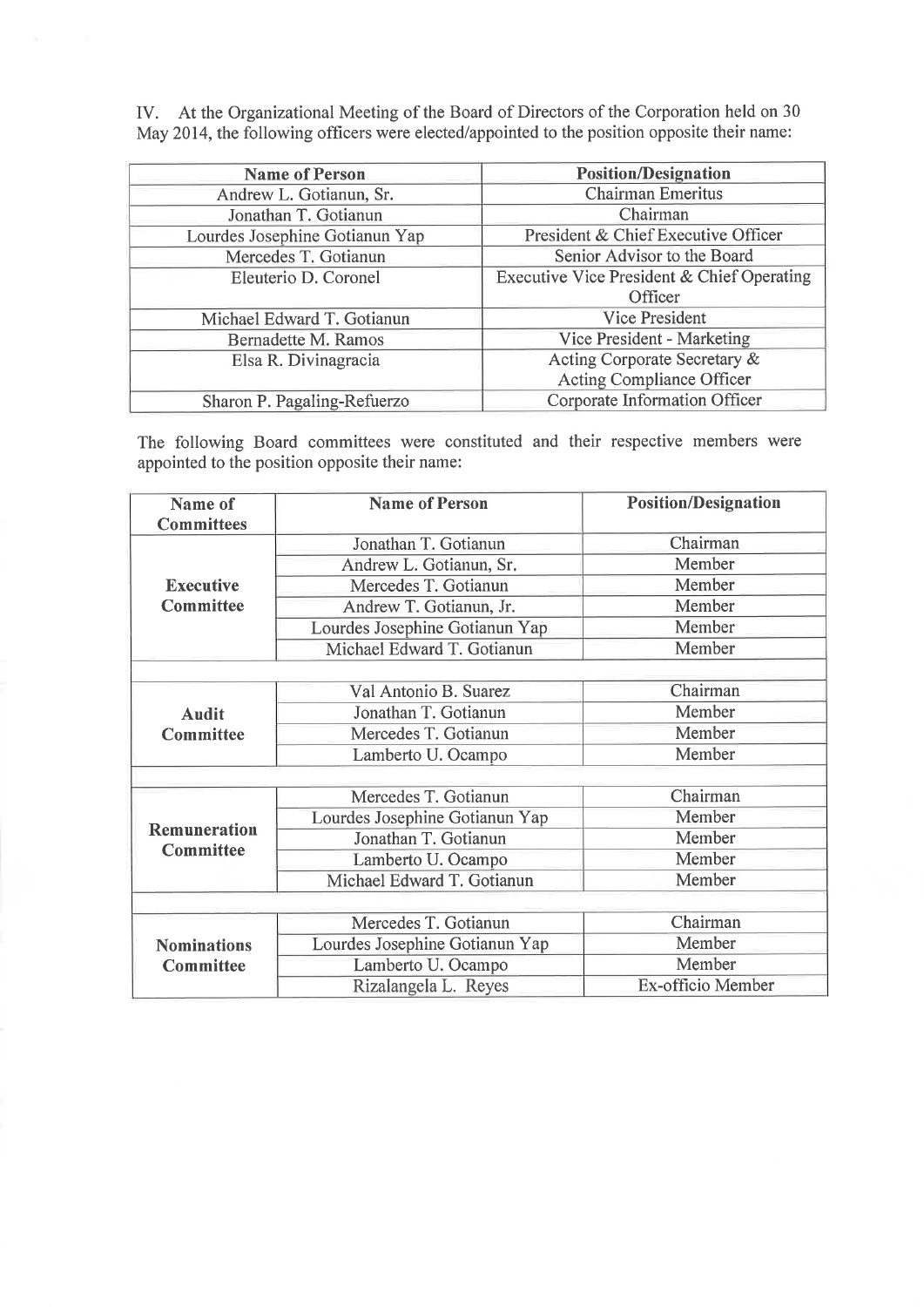IV. At the Organizational Meeting of the Board of Directors of the Corporation held on 30 May 2014, the following officers were elected/appointed to the position opposite their name:

| Name of Person | Position/Designation |
|---|---|
| Andrew L. Gotianun, Sr. | Chairman Emeritus |
| Jonathan T. Gotianun | Chairman |
| Lourdes Josephine Gotianun Yap | President & Chief Executive Officer |
| Mercedes T. Gotianun | Senior Advisor to the Board |
| Eleuterio D. Coronel | Executive Vice President & Chief Operating Officer |
| Michael Edward T. Gotianun | Vice President |
| Bernadette M. Ramos | Vice President - Marketing |
| Elsa R. Divinagracia | Acting Corporate Secretary & Acting Compliance Officer |
| Sharon P. Pagaling-Refuerzo | Corporate Information Officer |

The following Board committees were constituted and their respective members were appointed to the position opposite their name:

| Name of Committees | Name of Person | Position/Designation |
|---|---|---|
| **Executive Committee** | Jonathan T. Gotianun | Chairman |
| | Andrew L. Gotianun, Sr. | Member |
| | Mercedes T. Gotianun | Member |
| | Andrew T. Gotianun, Jr. | Member |
| | Lourdes Josephine Gotianun Yap | Member |
| | Michael Edward T. Gotianun | Member |
| | | |
| **Audit Committee** | Val Antonio B. Suarez | Chairman |
| | Jonathan T. Gotianun | Member |
| | Mercedes T. Gotianun | Member |
| | Lamberto U. Ocampo | Member |
| | | |
| **Remuneration Committee** | Mercedes T. Gotianun | Chairman |
| | Lourdes Josephine Gotianun Yap | Member |
| | Jonathan T. Gotianun | Member |
| | Lamberto U. Ocampo | Member |
| | Michael Edward T. Gotianun | Member |
| | | |
| **Nominations Committee** | Mercedes T. Gotianun | Chairman |
| | Lourdes Josephine Gotianun Yap | Member |
| | Lamberto U. Ocampo | Member |
| | Rizalangela L. Reyes | Ex-officio Member |